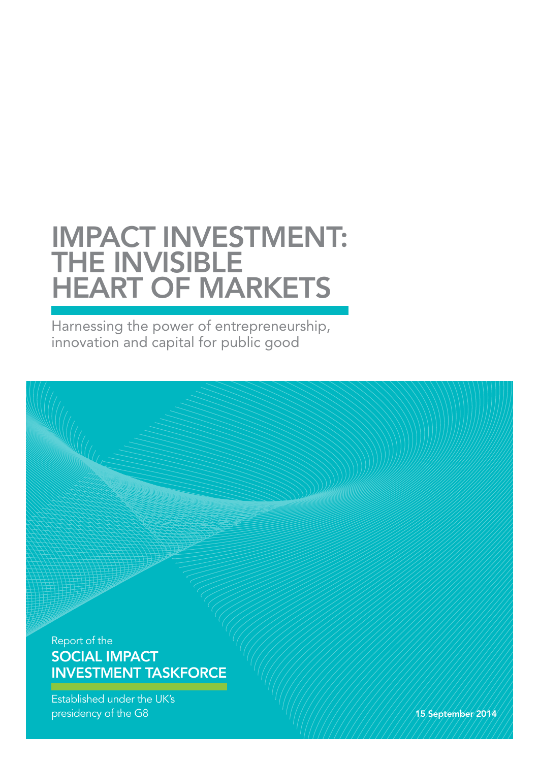# IMPACT INVESTMENT: THE INVISIBLE HEART OF MARKETS

Harnessing the power of entrepreneurship, innovation and capital for public good

Report of the

## SOCIAL IMPACT INVESTMENT TASKFORCE

Established under the UK's presidency of the G8

15 September 2014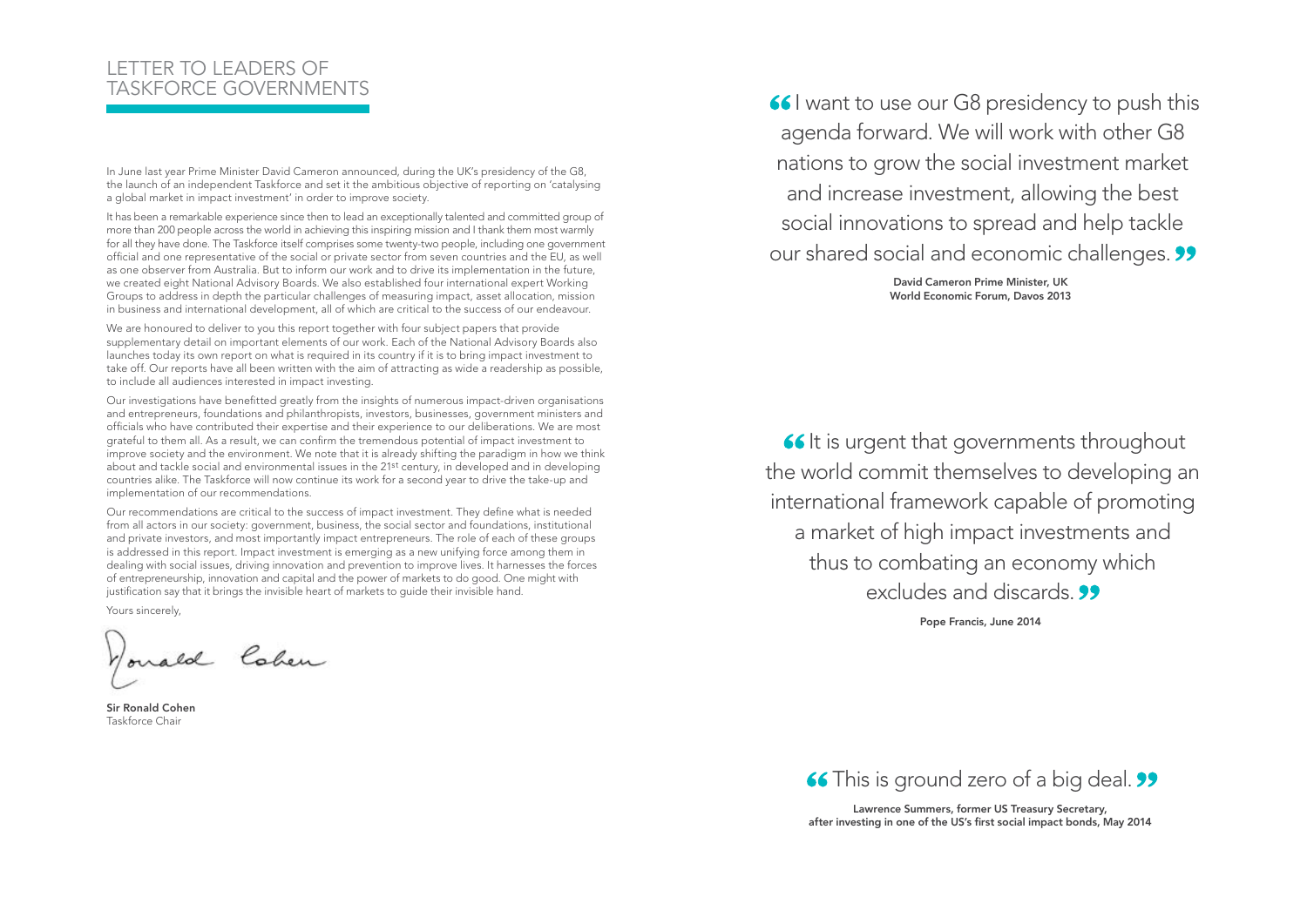## LETTER TO LEADERS OF TASKFORCE GOVERNMENTS

In June last year Prime Minister David Cameron announced, during the UK's presidency of the G8, the launch of an independent Taskforce and set it the ambitious objective of reporting on 'catalysing a global market in impact investment' in order to improve society.

It has been a remarkable experience since then to lead an exceptionally talented and committed group of more than 200 people across the world in achieving this inspiring mission and I thank them most warmly for all they have done. The Taskforce itself comprises some twenty-two people, including one government official and one representative of the social or private sector from seven countries and the EU, as well as one observer from Australia. But to inform our work and to drive its implementation in the future, we created eight National Advisory Boards. We also established four international expert Working Groups to address in depth the particular challenges of measuring impact, asset allocation, mission in business and international development, all of which are critical to the success of our endeavour.

We are honoured to deliver to you this report together with four subject papers that provide supplementary detail on important elements of our work. Each of the National Advisory Boards also launches today its own report on what is required in its country if it is to bring impact investment to take off. Our reports have all been written with the aim of attracting as wide a readership as possible, to include all audiences interested in impact investing.

Our investigations have benefitted greatly from the insights of numerous impact-driven organisations and entrepreneurs, foundations and philanthropists, investors, businesses, government ministers and officials who have contributed their expertise and their experience to our deliberations. We are most grateful to them all. As a result, we can confirm the tremendous potential of impact investment to improve society and the environment. We note that it is already shifting the paradigm in how we think about and tackle social and environmental issues in the 21st century, in developed and in developing countries alike. The Taskforce will now continue its work for a second year to drive the take-up and implementation of our recommendations.

Our recommendations are critical to the success of impact investment. They define what is needed from all actors in our society: government, business, the social sector and foundations, institutional and private investors, and most importantly impact entrepreneurs. The role of each of these groups is addressed in this report. Impact investment is emerging as a new unifying force among them in dealing with social issues, driving innovation and prevention to improve lives. It harnesses the forces of entrepreneurship, innovation and capital and the power of markets to do good. One might with justification say that it brings the invisible heart of markets to guide their invisible hand.

Yours sincerely,

Ronald Cohen

**Sir Ronald Cohen**
Taskforce Chair

> "I want to use our G8 presidency to push this agenda forward. We will work with other G8 nations to grow the social investment market and increase investment, allowing the best social innovations to spread and help tackle our shared social and economic challenges."
>
> **David Cameron Prime Minister, UK**
> **World Economic Forum, Davos 2013**

> "It is urgent that governments throughout the world commit themselves to developing an international framework capable of promoting a market of high impact investments and thus to combating an economy which excludes and discards."
>
> **Pope Francis, June 2014**

> "This is ground zero of a big deal."
>
> **Lawrence Summers, former US Treasury Secretary,**
> **after investing in one of the US's first social impact bonds, May 2014**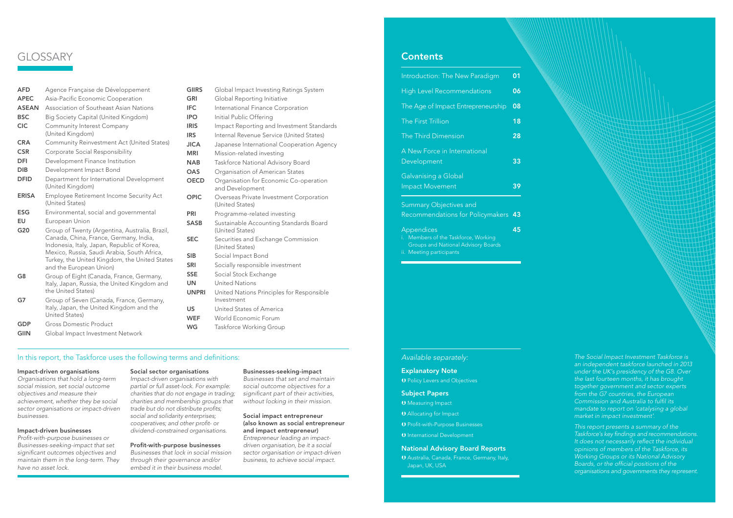# GLOSSARY

| | |
|---|---|
| **AFD** | Agence Française de Développement |
| **APEC** | Asia-Pacific Economic Cooperation |
| **ASEAN** | Association of Southeast Asian Nations |
| **BSC** | Big Society Capital (United Kingdom) |
| **CIC** | Community Interest Company (United Kingdom) |
| **CRA** | Community Reinvestment Act (United States) |
| **CSR** | Corporate Social Responsibility |
| **DFI** | Development Finance Institution |
| **DIB** | Development Impact Bond |
| **DFID** | Department for International Development (United Kingdom) |
| **ERISA** | Employee Retirement Income Security Act (United States) |
| **ESG** | Environmental, social and governmental |
| **EU** | European Union |
| **G20** | Group of Twenty (Argentina, Australia, Brazil, Canada, China, France, Germany, India, Indonesia, Italy, Japan, Republic of Korea, Mexico, Russia, Saudi Arabia, South Africa, Turkey, the United Kingdom, the United States and the European Union) |
| **G8** | Group of Eight (Canada, France, Germany, Italy, Japan, Russia, the United Kingdom and the United States) |
| **G7** | Group of Seven (Canada, France, Germany, Italy, Japan, the United Kingdom and the United States) |
| **GDP** | Gross Domestic Product |
| **GIIN** | Global Impact Investment Network |
| **GIIRS** | Global Impact Investing Ratings System |
| **GRI** | Global Reporting Initiative |
| **IFC** | International Finance Corporation |
| **IPO** | Initial Public Offering |
| **IRIS** | Impact Reporting and Investment Standards |
| **IRS** | Internal Revenue Service (United States) |
| **JICA** | Japanese International Cooperation Agency |
| **MRI** | Mission-related investing |
| **NAB** | Taskforce National Advisory Board |
| **OAS** | Organisation of American States |
| **OECD** | Organisation for Economic Co-operation and Development |
| **OPIC** | Overseas Private Investment Corporation (United States) |
| **PRI** | Programme-related investing |
| **SASB** | Sustainable Accounting Standards Board (United States) |
| **SEC** | Securities and Exchange Commission (United States) |
| **SIB** | Social Impact Bond |
| **SRI** | Socially responsible investment |
| **SSE** | Social Stock Exchange |
| **UN** | United Nations |
| **UNPRI** | United Nations Principles for Responsible Investment |
| **US** | United States of America |
| **WEF** | World Economic Forum |
| **WG** | Taskforce Working Group |

## In this report, the Taskforce uses the following terms and definitions:

**Impact-driven organisations**
*Organisations that hold a long-term social mission, set social outcome objectives and measure their achievement, whether they be social sector organisations or impact-driven businesses.*

**Impact-driven businesses**
*Profit-with-purpose businesses or Businesses-seeking-impact that set significant outcomes objectives and maintain them in the long-term. They have no asset lock.*

**Social sector organisations**
*Impact-driven organisations with partial or full asset-lock. For example: charities that do not engage in trading; charities and membership groups that trade but do not distribute profits; social and solidarity enterprises; cooperatives; and other profit- or dividend-constrained organisations.*

**Profit-with-purpose businesses**
*Businesses that lock in social mission through their governance and/or embed it in their business model.*

**Businesses-seeking-impact**
*Businesses that set and maintain social outcome objectives for a significant part of their activities, without locking in their mission.*

**Social impact entrepreneur (also known as social entrepreneur and impact entrepreneur)**
*Entrepreneur leading an impact-driven organisation, be it a social sector organisation or impact-driven business, to achieve social impact.*

## Contents

| | |
|---|---|
| Introduction: The New Paradigm | 01 |
| High Level Recommendations | 06 |
| The Age of Impact Entrepreneurship | 08 |
| The First Trillion | 18 |
| The Third Dimension | 28 |
| A New Force in International Development | 33 |
| Galvanising a Global Impact Movement | 39 |
| Summary Objectives and Recommendations for Policymakers | 43 |
| Appendices | 45 |

i. Members of the Taskforce, Working Groups and National Advisory Boards
ii. Meeting participants

*Available separately:*

**Explanatory Note**
- Policy Levers and Objectives

**Subject Papers**
- Measuring Impact
- Allocating for Impact
- Profit-with-Purpose Businesses
- International Development

**National Advisory Board Reports**
- Australia, Canada, France, Germany, Italy, Japan, UK, USA

*The Social Impact Investment Taskforce is an independent taskforce launched in 2013 under the UK's presidency of the G8. Over the last fourteen months, it has brought together government and sector experts from the G7 countries, the European Commission and Australia to fulfil its mandate to report on 'catalysing a global market in impact investment'.*

*This report presents a summary of the Taskforce's key findings and recommendations. It does not necessarily reflect the individual opinions of members of the Taskforce, its Working Groups or its National Advisory Boards, or the official positions of the organisations and governments they represent.*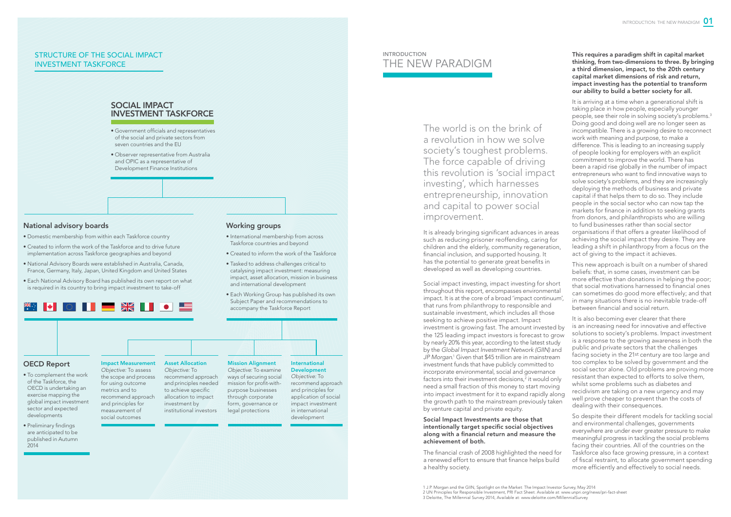## STRUCTURE OF THE SOCIAL IMPACT INVESTMENT TASKFORCE

### SOCIAL IMPACT INVESTMENT TASKFORCE

- Government officials and representatives of the social and private sectors from seven countries and the EU
- Observer representative from Australia and OPIC as a representative of Development Finance Institutions

### National advisory boards

- Domestic membership from within each Taskforce country
- Created to inform the work of the Taskforce and to drive future implementation across Taskforce geographies and beyond
- National Advisory Boards were established in Australia, Canada, France, Germany, Italy, Japan, United Kingdom and United States
- Each National Advisory Board has published its own report on what is required in its country to bring impact investment to take-off

### Working groups

- International membership from across Taskforce countries and beyond
- Created to inform the work of the Taskforce
- Tasked to address challenges critical to catalysing impact investment: measuring impact, asset allocation, mission in business and international development
- Each Working Group has published its own Subject Paper and recommendations to accompany the Taskforce Report

### OECD Report

- To complement the work of the Taskforce, the OECD is undertaking an exercise mapping the global impact investment sector and expected developments
- Preliminary findings are anticipated to be published in Autumn 2014

**Impact Measurement**
*Objective:* To assess the scope and process for using outcome metrics and to recommend approach and principles for measurement of social outcomes

**Asset Allocation**
*Objective:* To recommend approach and principles needed to achieve specific allocation to impact investment by institutional investors

**Mission Alignment**
*Objective:* To examine ways of securing social mission for profit-with-purpose businesses through corporate form, governance or legal protections

**International Development**
*Objective:* To recommend approach and principles for application of social impact investment in international development

INTRODUCTION

# THE NEW PARADIGM

The world is on the brink of a revolution in how we solve society's toughest problems. The force capable of driving this revolution is 'social impact investing', which harnesses entrepreneurship, innovation and capital to power social improvement.

It is already bringing significant advances in areas such as reducing prisoner reoffending, caring for children and the elderly, community regeneration, financial inclusion, and supported housing. It has the potential to generate great benefits in developed as well as developing countries.

Social impact investing, impact investing for short throughout this report, encompasses environmental impact. It is at the core of a broad 'impact continuum', that runs from philanthropy to responsible and sustainable investment, which includes all those seeking to achieve positive impact. Impact investment is growing fast. The amount invested by the 125 leading impact investors is forecast to grow by nearly 20% this year, according to the latest study by the *Global Impact Investment Network (GIIN)* and *JP Morgan*.[1] Given that $45 trillion are in mainstream investment funds that have publicly committed to incorporate environmental, social and governance factors into their investment decisions,[2] it would only need a small fraction of this money to start moving into impact investment for it to expand rapidly along the growth path to the mainstream previously taken by venture capital and private equity.

**Social Impact Investments are those that intentionally target specific social objectives along with a financial return and measure the achievement of both.**

The financial crash of 2008 highlighted the need for a renewed effort to ensure that finance helps build a healthy society.

**This requires a paradigm shift in capital market thinking, from two-dimensions to three. By bringing a third dimension, impact, to the 20th century capital market dimensions of risk and return, impact investing has the potential to transform our ability to build a better society for all.**

It is arriving at a time when a generational shift is taking place in how people, especially younger people, see their role in solving society's problems.[3] Doing good and doing well are no longer seen as incompatible. There is a growing desire to reconnect work with meaning and purpose, to make a difference. This is leading to an increasing supply of people looking for employers with an explicit commitment to improve the world. There has been a rapid rise globally in the number of impact entrepreneurs who want to find innovative ways to solve society's problems, and they are increasingly deploying the methods of business and private capital if that helps them to do so. They include people in the social sector who can now tap the markets for finance in addition to seeking grants from donors, and philanthropists who are willing to fund businesses rather than social sector organisations if that offers a greater likelihood of achieving the social impact they desire. They are leading a shift in philanthropy from a focus on the act of giving to the impact it achieves.

This new approach is built on a number of shared beliefs: that, in some cases, investment can be more effective than donations in helping the poor; that social motivations harnessed to financial ones can sometimes do good more effectively; and that in many situations there is no inevitable trade-off between financial and social return.

It is also becoming ever clearer that there is an increasing need for innovative and effective solutions to society's problems. Impact investment is a response to the growing awareness in both the public and private sectors that the challenges facing society in the 21st century are too large and too complex to be solved by government and the social sector alone. Old problems are proving more resistant than expected to efforts to solve them, whilst some problems such as diabetes and recidivism are taking on a new urgency and may well prove cheaper to prevent than the costs of dealing with their consequences.

So despite their different models for tackling social and environmental challenges, governments everywhere are under ever greater pressure to make meaningful progress in tackling the social problems facing their countries. All of the countries on the Taskforce also face growing pressure, in a context of fiscal restraint, to allocate government spending more efficiently and effectively to social needs.

1 J.P. Morgan and the GIIN, Spotlight on the Market: The Impact Investor Survey, May 2014
2 UN Principles for Responsible Investment, PRI Fact Sheet. Available at: www.unpri.org/news/pri-fact-sheet
3 Deloitte, The Millennial Survey 2014, Available at: www.deloitte.com/MillennialSurvey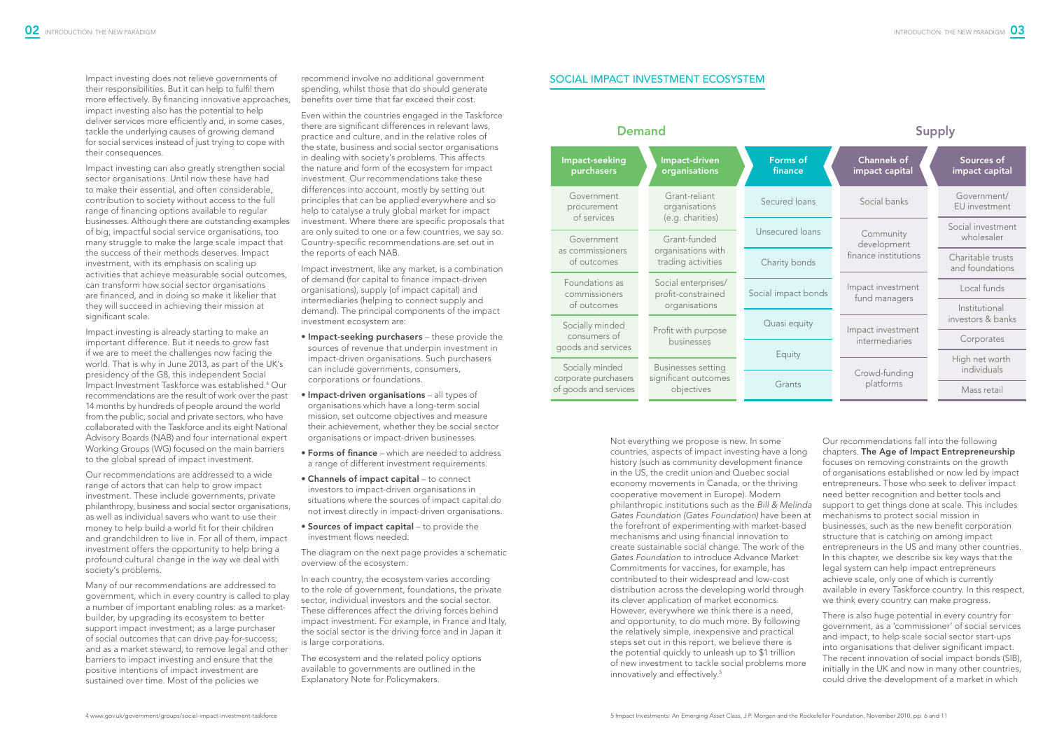Impact investing does not relieve governments of their responsibilities. But it can help to fulfil them more effectively. By financing innovative approaches, impact investing also has the potential to help deliver services more efficiently and, in some cases, tackle the underlying causes of growing demand for social services instead of just trying to cope with their consequences.

Impact investing can also greatly strengthen social sector organisations. Until now these have had to make their essential, and often considerable, contribution to society without access to the full range of financing options available to regular businesses. Although there are outstanding examples of big, impactful social service organisations, too many struggle to make the large scale impact that the success of their methods deserves. Impact investment, with its emphasis on scaling up activities that achieve measurable social outcomes, can transform how social sector organisations are financed, and in doing so make it likelier that they will succeed in achieving their mission at significant scale.

Impact investing is already starting to make an important difference. But it needs to grow fast if we are to meet the challenges now facing the world. That is why in June 2013, as part of the UK's presidency of the G8, this independent Social Impact Investment Taskforce was established.[4] Our recommendations are the result of work over the past 14 months by hundreds of people around the world from the public, social and private sectors, who have collaborated with the Taskforce and its eight National Advisory Boards (NAB) and four international expert Working Groups (WG) focused on the main barriers to the global spread of impact investment.

Our recommendations are addressed to a wide range of actors that can help to grow impact investment. These include governments, private philanthropy, business and social sector organisations, as well as individual savers who want to use their money to help build a world fit for their children and grandchildren to live in. For all of them, impact investment offers the opportunity to help bring a profound cultural change in the way we deal with society's problems.

Many of our recommendations are addressed to government, which in every country is called to play a number of important enabling roles: as a market-builder, by upgrading its ecosystem to better support impact investment; as a large purchaser of social outcomes that can drive pay-for-success; and as a market steward, to remove legal and other barriers to impact investing and ensure that the positive intentions of impact investment are sustained over time. Most of the policies we recommend involve no additional government spending, whilst those that do should generate benefits over time that far exceed their cost.

Even within the countries engaged in the Taskforce there are significant differences in relevant laws, practice and culture, and in the relative roles of the state, business and social sector organisations in dealing with society's problems. This affects the nature and form of the ecosystem for impact investment. Our recommendations take these differences into account, mostly by setting out principles that can be applied everywhere and so help to catalyse a truly global market for impact investment. Where there are specific proposals that are only suited to one or a few countries, we say so. Country-specific recommendations are set out in the reports of each NAB.

Impact investment, like any market, is a combination of demand (for capital to finance impact-driven organisations), supply (of impact capital) and intermediaries (helping to connect supply and demand). The principal components of the impact investment ecosystem are:

- **Impact-seeking purchasers** – these provide the sources of revenue that underpin investment in impact-driven organisations. Such purchasers can include governments, consumers, corporations or foundations.
- **Impact-driven organisations** – all types of organisations which have a long-term social mission, set outcome objectives and measure their achievement, whether they be social sector organisations or impact-driven businesses.
- **Forms of finance** – which are needed to address a range of different investment requirements.
- **Channels of impact capital** – to connect investors to impact-driven organisations in situations where the sources of impact capital do not invest directly in impact-driven organisations.
- **Sources of impact capital** – to provide the investment flows needed.

The diagram on the next page provides a schematic overview of the ecosystem.

In each country, the ecosystem varies according to the role of government, foundations, the private sector, individual investors and the social sector. These differences affect the driving forces behind impact investment. For example, in France and Italy, the social sector is the driving force and in Japan it is large corporations.

The ecosystem and the related policy options available to governments are outlined in the Explanatory Note for Policymakers.

## SOCIAL IMPACT INVESTMENT ECOSYSTEM

| Demand | | Forms of finance | Supply | |
|---|---|---|---|---|
| **Impact-seeking purchasers** | **Impact-driven organisations** | **Forms of finance** | **Channels of impact capital** | **Sources of impact capital** |
| Government procurement of services | Grant-reliant organisations (e.g. charities) | Secured loans | Social banks | Government/ EU investment |
| Government as commissioners of outcomes | Grant-funded organisations with trading activities | Unsecured loans | Community development finance institutions | Social investment wholesaler |
| | | Charity bonds | | Charitable trusts and foundations |
| Foundations as commissioners of outcomes | Social enterprises/ profit-constrained organisations | Social impact bonds | Impact investment fund managers | Local funds |
| | | | | Institutional investors & banks |
| Socially minded consumers of goods and services | Profit with purpose businesses | Quasi equity | Impact investment intermediaries | Corporates |
| | | Equity | | High net worth individuals |
| Socially minded corporate purchasers of goods and services | Businesses setting significant outcomes objectives | Grants | Crowd-funding platforms | Mass retail |

Not everything we propose is new. In some countries, aspects of impact investing have a long history (such as community development finance in the US, the credit union and Quebec social economy movements in Canada, or the thriving cooperative movement in Europe). Modern philanthropic institutions such as the *Bill & Melinda Gates Foundation (Gates Foundation)* have been at the forefront of experimenting with market-based mechanisms and using financial innovation to create sustainable social change. The work of the *Gates Foundation* to introduce Advance Market Commitments for vaccines, for example, has contributed to their widespread and low-cost distribution across the developing world through its clever application of market economics. However, everywhere we think there is a need, and opportunity, to do much more. By following the relatively simple, inexpensive and practical steps set out in this report, we believe there is the potential quickly to unleash up to $1 trillion of new investment to tackle social problems more innovatively and effectively.[5]

Our recommendations fall into the following chapters. **The Age of Impact Entrepreneurship** focuses on removing constraints on the growth of organisations established or now led by impact entrepreneurs. Those who seek to deliver impact need better recognition and better tools and support to get things done at scale. This includes mechanisms to protect social mission in businesses, such as the new benefit corporation structure that is catching on among impact entrepreneurs in the US and many other countries. In this chapter, we describe six key ways that the legal system can help impact entrepreneurs achieve scale, only one of which is currently available in every Taskforce country. In this respect, we think every country can make progress.

There is also huge potential in every country for government, as a 'commissioner' of social services and impact, to help scale social sector start-ups into organisations that deliver significant impact. The recent innovation of social impact bonds (SIB), initially in the UK and now in many other countries, could drive the development of a market in which

4 www.gov.uk/government/groups/social-impact-investment-taskforce

5 Impact Investments: An Emerging Asset Class, J.P. Morgan and the Rockefeller Foundation, November 2010, pp. 6 and 11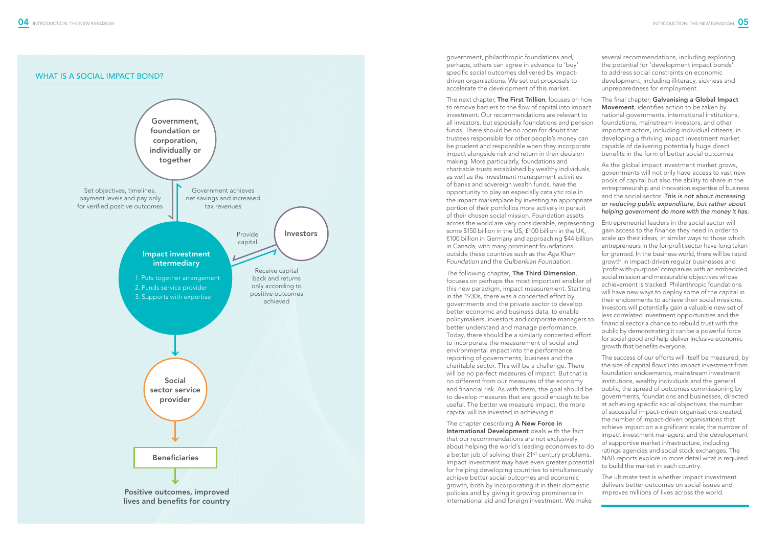## WHAT IS A SOCIAL IMPACT BOND?

**Government, foundation or corporation, individually or together**

Set objectives, timelines, payment levels and pay only for verified positive outcomes

Government achieves net savings and increased tax revenues

**Impact investment intermediary**

1. Puts together arrangement
2. Funds service provider
3. Supports with expertise

Provide capital

**Investors**

Receive capital back and returns only according to positive outcomes achieved

**Social sector service provider**

**Beneficiaries**

**Positive outcomes, improved lives and benefits for country**

government, philanthropic foundations and, perhaps, others can agree in advance to 'buy' specific social outcomes delivered by impact-driven organisations. We set out proposals to accelerate the development of this market.

The next chapter, **The First Trillion**, focuses on how to remove barriers to the flow of capital into impact investment. Our recommendations are relevant to all investors, but especially foundations and pension funds. There should be no room for doubt that trustees responsible for other people's money can be prudent and responsible when they incorporate impact alongside risk and return in their decision making. More particularly, foundations and charitable trusts established by wealthy individuals, as well as the investment management activities of banks and sovereign wealth funds, have the opportunity to play an especially catalytic role in the impact marketplace by investing an appropriate portion of their portfolios more actively in pursuit of their chosen social mission. Foundation assets across the world are very considerable, representing some $150 billion in the US, £100 billion in the UK, €100 billion in Germany and approaching $44 billion in Canada, with many prominent foundations outside these countries such as the *Aga Khan Foundation* and the *Gulbenkian Foundation*.

The following chapter, **The Third Dimension**, focuses on perhaps the most important enabler of this new paradigm, impact measurement. Starting in the 1930s, there was a concerted effort by governments and the private sector to develop better economic and business data, to enable policymakers, investors and corporate managers to better understand and manage performance. Today, there should be a similarly concerted effort to incorporate the measurement of social and environmental impact into the performance reporting of governments, business and the charitable sector. This will be a challenge. There will be no perfect measures of impact. But that is no different from our measures of the economy and financial risk. As with them, the goal should be to develop measures that are good enough to be useful. The better we measure impact, the more capital will be invested in achieving it.

The chapter describing **A New Force in International Development** deals with the fact that our recommendations are not exclusively about helping the world's leading economies to do a better job of solving their 21st century problems. Impact investment may have even greater potential for helping developing countries to simultaneously achieve better social outcomes and economic growth, both by incorporating it in their domestic policies and by giving it growing prominence in international aid and foreign investment. We make several recommendations, including exploring the potential for 'development impact bonds' to address social constraints on economic development, including illiteracy, sickness and unpreparedness for employment.

The final chapter, **Galvanising a Global Impact Movement**, identifies action to be taken by national governments, international institutions, foundations, mainstream investors, and other important actors, including individual citizens, in developing a thriving impact investment market capable of delivering potentially huge direct benefits in the form of better social outcomes.

As the global impact investment market grows, governments will not only have access to vast new pools of capital but also the ability to share in the entrepreneurship and innovation expertise of business and the social sector. *This is not about increasing or reducing public expenditure, but rather about helping government do more with the money it has.*

Entrepreneurial leaders in the social sector will gain access to the finance they need in order to scale up their ideas, in similar ways to those which entrepreneurs in the for-profit sector have long taken for granted. In the business world, there will be rapid growth in impact-driven regular businesses and 'profit-with-purpose' companies with an embedded social mission and measurable objectives whose achievement is tracked. Philanthropic foundations will have new ways to deploy some of the capital in their endowments to achieve their social missions. Investors will potentially gain a valuable new set of less correlated investment opportunities and the financial sector a chance to rebuild trust with the public by demonstrating it can be a powerful force for social good and help deliver inclusive economic growth that benefits everyone.

The success of our efforts will itself be measured, by the size of capital flows into impact investment from foundation endowments, mainstream investment institutions, wealthy individuals and the general public; the spread of outcomes commissioning by governments, foundations and businesses, directed at achieving specific social objectives; the number of successful impact-driven organisations created; the number of impact-driven organisations that achieve impact on a significant scale; the number of impact investment managers; and the development of supportive market infrastructure, including ratings agencies and social stock exchanges. The NAB reports explore in more detail what is required to build the market in each country.

The ultimate test is whether impact investment delivers better outcomes on social issues and improves millions of lives across the world.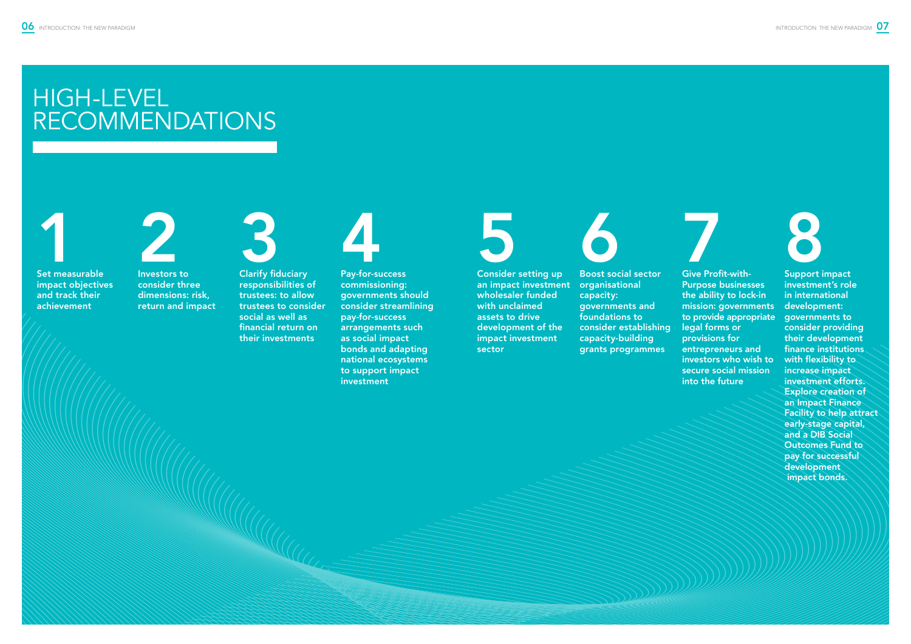# HIGH-LEVEL RECOMMENDATIONS

**1**

**Set measurable impact objectives and track their achievement**

**2**

**Investors to consider three dimensions: risk, return and impact**

**3**

**Clarify fiduciary responsibilities of trustees: to allow trustees to consider social as well as financial return on their investments**

**4**

**Pay-for-success commissioning: governments should consider streamlining pay-for-success arrangements such as social impact bonds and adapting national ecosystems to support impact investment**

**5**

**Consider setting up an impact investment wholesaler funded with unclaimed assets to drive development of the impact investment sector**

**6**

**Boost social sector organisational capacity: governments and foundations to consider establishing capacity-building grants programmes**

**7**

**Give Profit-with-Purpose businesses the ability to lock-in mission: governments to provide appropriate legal forms or provisions for entrepreneurs and investors who wish to secure social mission into the future**

**8**

**Support impact investment's role in international development: governments to consider providing their development finance institutions with flexibility to increase impact investment efforts. Explore creation of an Impact Finance Facility to help attract early-stage capital, and a DIB Social Outcomes Fund to pay for successful development impact bonds.**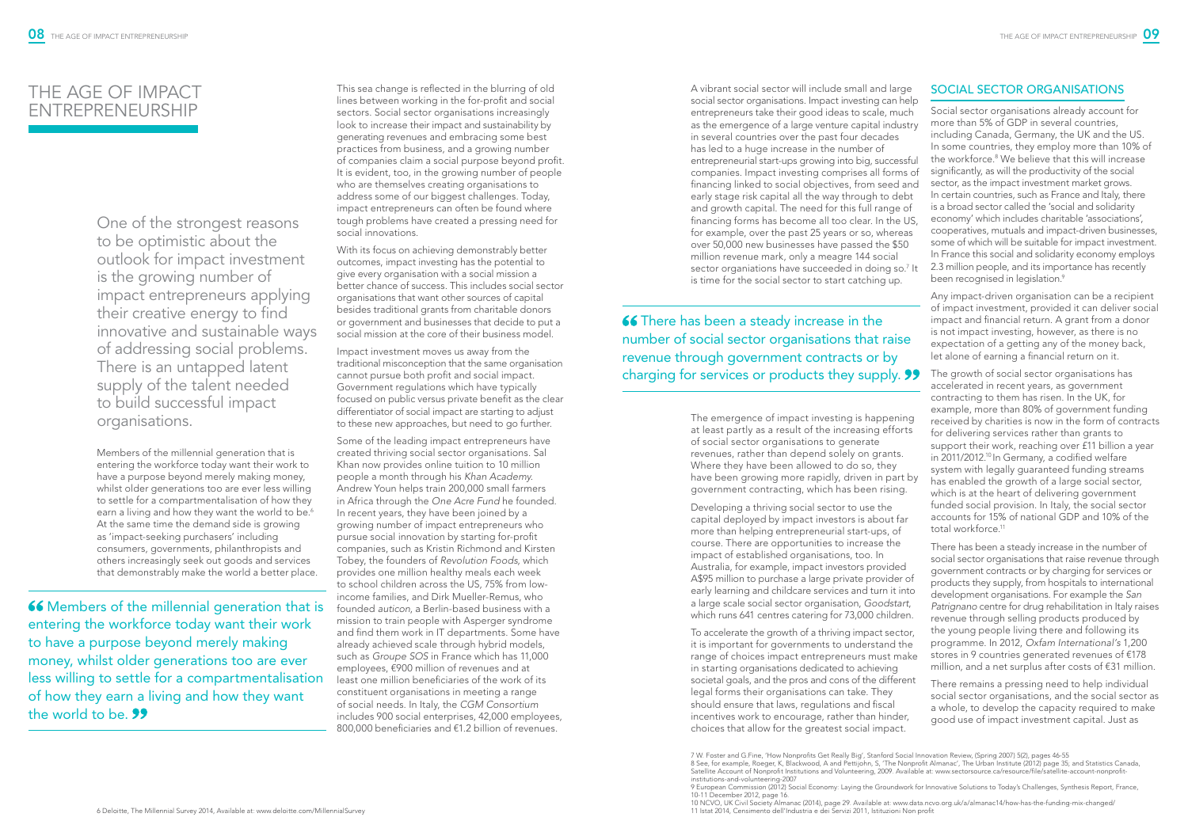# THE AGE OF IMPACT ENTREPRENEURSHIP

One of the strongest reasons to be optimistic about the outlook for impact investment is the growing number of impact entrepreneurs applying their creative energy to find innovative and sustainable ways of addressing social problems. There is an untapped latent supply of the talent needed to build successful impact organisations.

Members of the millennial generation that is entering the workforce today want their work to have a purpose beyond merely making money, whilst older generations too are ever less willing to settle for a compartmentalisation of how they earn a living and how they want the world to be.[6] At the same time the demand side is growing as 'impact-seeking purchasers' including consumers, governments, philanthropists and others increasingly seek out goods and services that demonstrably make the world a better place.

> "Members of the millennial generation that is entering the workforce today want their work to have a purpose beyond merely making money, whilst older generations too are ever less willing to settle for a compartmentalisation of how they earn a living and how they want the world to be."

This sea change is reflected in the blurring of old lines between working in the for-profit and social sectors. Social sector organisations increasingly look to increase their impact and sustainability by generating revenues and embracing some best practices from business, and a growing number of companies claim a social purpose beyond profit. It is evident, too, in the growing number of people who are themselves creating organisations to address some of our biggest challenges. Today, impact entrepreneurs can often be found where tough problems have created a pressing need for social innovations.

With its focus on achieving demonstrably better outcomes, impact investing has the potential to give every organisation with a social mission a better chance of success. This includes social sector organisations that want other sources of capital besides traditional grants from charitable donors or government and businesses that decide to put a social mission at the core of their business model.

Impact investment moves us away from the traditional misconception that the same organisation cannot pursue both profit and social impact. Government regulations which have typically focused on public versus private benefit as the clear differentiator of social impact are starting to adjust to these new approaches, but need to go further.

Some of the leading impact entrepreneurs have created thriving social sector organisations. Sal Khan now provides online tuition to 10 million people a month through his *Khan Academy*. Andrew Youn helps train 200,000 small farmers in Africa through the *One Acre Fund* he founded. In recent years, they have been joined by a growing number of impact entrepreneurs who pursue social innovation by starting for-profit companies, such as Kristin Richmond and Kirsten Tobey, the founders of *Revolution Foods*, which provides one million healthy meals each week to school children across the US, 75% from low-income families, and Dirk Mueller-Remus, who founded *auticon*, a Berlin-based business with a mission to train people with Asperger syndrome and find them work in IT departments. Some have already achieved scale through hybrid models, such as *Groupe SOS* in France which has 11,000 employees, €900 million of revenues and at least one million beneficiaries of the work of its constituent organisations in meeting a range of social needs. In Italy, the *CGM Consortium* includes 900 social enterprises, 42,000 employees, 800,000 beneficiaries and €1.2 billion of revenues.

A vibrant social sector will include small and large social sector organisations. Impact investing can help entrepreneurs take their good ideas to scale, much as the emergence of a large venture capital industry in several countries over the past four decades has led to a huge increase in the number of entrepreneurial start-ups growing into big, successful companies. Impact investing comprises all forms of financing linked to social objectives, from seed and early stage risk capital all the way through to debt and growth capital. The need for this full range of financing forms has become all too clear. In the US, for example, over the past 25 years or so, whereas over 50,000 new businesses have passed the $50 million revenue mark, only a meagre 144 social sector organisations have succeeded in doing so.[7] It is time for the social sector to start catching up.

> "There has been a steady increase in the number of social sector organisations that raise revenue through government contracts or by charging for services or products they supply."

The emergence of impact investing is happening at least partly as a result of the increasing efforts of social sector organisations to generate revenues, rather than depend solely on grants. Where they have been allowed to do so, they have been growing more rapidly, driven in part by government contracting, which has been rising.

Developing a thriving social sector to use the capital deployed by impact investors is about far more than helping entrepreneurial start-ups, of course. There are opportunities to increase the impact of established organisations, too. In Australia, for example, impact investors provided A$95 million to purchase a large private provider of early learning and childcare services and turn it into a large scale social sector organisation, *Goodstart*, which runs 641 centres catering for 73,000 children.

To accelerate the growth of a thriving impact sector, it is important for governments to understand the range of choices impact entrepreneurs must make in starting organisations dedicated to achieving societal goals, and the pros and cons of the different legal forms their organisations can take. They should ensure that laws, regulations and fiscal incentives work to encourage, rather than hinder, choices that allow for the greatest social impact.

## SOCIAL SECTOR ORGANISATIONS

Social sector organisations already account for more than 5% of GDP in several countries, including Canada, Germany, the UK and the US. In some countries, they employ more than 10% of the workforce.[8] We believe that this will increase significantly, as will the productivity of the social sector, as the impact investment market grows. In certain countries, such as France and Italy, there is a broad sector called the 'social and solidarity economy' which includes charitable 'associations', cooperatives, mutuals and impact-driven businesses, some of which will be suitable for impact investment. In France this social and solidarity economy employs 2.3 million people, and its importance has recently been recognised in legislation.[9]

Any impact-driven organisation can be a recipient of impact investment, provided it can deliver social impact and financial return. A grant from a donor is not impact investing, however, as there is no expectation of a getting any of the money back, let alone of earning a financial return on it.

The growth of social sector organisations has accelerated in recent years, as government contracting to them has risen. In the UK, for example, more than 80% of government funding received by charities is now in the form of contracts for delivering services rather than grants to support their work, reaching over £11 billion a year in 2011/2012.[10] In Germany, a codified welfare system with legally guaranteed funding streams has enabled the growth of a large social sector, which is at the heart of delivering government funded social provision. In Italy, the social sector accounts for 15% of national GDP and 10% of the total workforce.[11]

There has been a steady increase in the number of social sector organisations that raise revenue through government contracts or by charging for services or products they supply, from hospitals to international development organisations. For example the *San Patrignano* centre for drug rehabilitation in Italy raises revenue through selling products produced by the young people living there and following its programme. In 2012, *Oxfam International's* 1,200 stores in 9 countries generated revenues of €178 million, and a net surplus after costs of €31 million.

There remains a pressing need to help individual social sector organisations, and the social sector as a whole, to develop the capacity required to make good use of impact investment capital. Just as

6 Deloitte, The Millennial Survey 2014, Available at: www.deloitte.com/MillennialSurvey

7 W. Foster and G.Fine, 'How Nonprofits Get Really Big', Stanford Social Innovation Review, (Spring 2007) 5(2), pages 46-55

8 See, for example, Roeger, K, Blackwood, A and Pettijohn, S, 'The Nonprofit Almanac', The Urban Institute (2012) page 35; and Statistics Canada, Satellite Account of Nonprofit Institutions and Volunteering, 2009. Available at: www.sectorsource.ca/resource/file/satellite-account-nonprofit-institutions-and-volunteering-2007

9 European Commission (2012) Social Economy: Laying the Groundwork for Innovative Solutions to Today's Challenges, Synthesis Report, France, 10-11 December 2012, page 16

10 NCVO, UK Civil Society Almanac (2014), page 29. Available at: www.data.ncvo.org.uk/a/almanac14/how-has-the-funding-mix-changed/

11 Istat 2014, Censimento dell'Industria e dei Servizi 2011, Istituzioni Non profit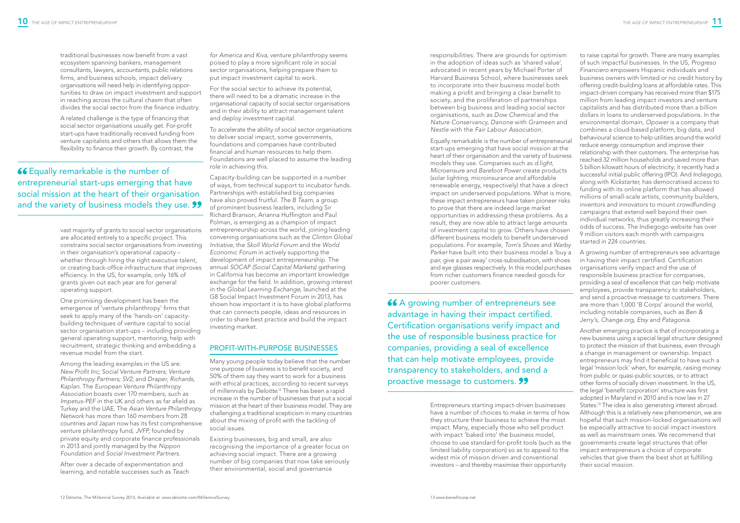traditional businesses now benefit from a vast ecosystem spanning bankers, management consultants, lawyers, accountants, public relations firms, and business schools, impact delivery organisations will need help in identifying opportunities to draw on impact investment and support in reaching across the cultural chasm that often divides the social sector from the finance industry.

A related challenge is the type of financing that social sector organisations usually get. For-profit start-ups have traditionally received funding from venture capitalists and others that allows them the flexibility to finance their growth. By contrast, the

> “Equally remarkable is the number of entrepreneurial start-ups emerging that have social mission at the heart of their organisation and the variety of business models they use.”

vast majority of grants to social sector organisations are allocated entirely to a specific project. This constrains social sector organisations from investing in their organisation's operational capacity – whether through hiring the right executive talent, or creating back-office infrastructure that improves efficiency. In the US, for example, only 16% of grants given out each year are for general operating support.

One promising development has been the emergence of 'venture philanthropy' firms that seek to apply many of the 'hands-on' capacity-building techniques of venture capital to social sector organisation start-ups – including providing general operating support, mentoring, help with recruitment, strategic thinking and embedding a revenue model from the start.

Among the leading examples in the US are: *New Profit Inc; Social Venture Partners; Venture Philanthropy Partners; SV2;* and *Draper, Richards, Kaplan*. The *European Venture Philanthropy Association* boasts over 170 members, such as *Impetus-PEF* in the UK and others as far afield as Turkey and the UAE. The *Asian Venture Philanthropy Network* has more than 160 members from 28 countries and Japan now has its first comprehensive venture philanthropy fund, *JVFP,* founded by private equity and corporate finance professionals in 2013 and jointly managed by the *Nippon Foundation* and *Social Investment Partners*.

After over a decade of experimentation and learning, and notable successes such as *Teach for America* and *Kiva*, venture philanthropy seems poised to play a more significant role in social sector organisations, helping prepare them to put impact investment capital to work.

For the social sector to achieve its potential, there will need to be a dramatic increase in the organisational capacity of social sector organisations and in their ability to attract management talent and deploy investment capital.

To accelerate the ability of social sector organisations to deliver social impact, some governments, foundations and companies have contributed financial and human resources to help them. Foundations are well placed to assume the leading role in achieving this.

Capacity-building can be supported in a number of ways, from technical support to incubator funds. Partnerships with established big companies have also proved fruitful. *The B Team*, a group of prominent business leaders, including Sir Richard Branson, Arianna Huffington and Paul Polman, is emerging as a champion of impact entrepreneurship across the world, joining leading convening organisations such as the *Clinton Global Initiative*, the *Skoll World Forum* and the *World Economic Forum* in actively supporting the development of impact entrepreneurship. The annual *SOCAP (Social Capital Markets)* gathering in California has become an important knowledge exchange for the field. In addition, growing interest in the *Global Learning Exchange*, launched at the G8 Social Impact Investment Forum in 2013, has shown how important it is to have global platforms that can connects people, ideas and resources in order to share best practice and build the impact investing market.

## PROFIT-WITH-PURPOSE BUSINESSES

Many young people today believe that the number one purpose of business is to benefit society, and 50% of them say they want to work for a business with ethical practices, according to recent surveys of millennials by *Deloitte*.[12] There has been a rapid increase in the number of businesses that put a social mission at the heart of their business model. They are challenging a traditional scepticism in many countries about the mixing of profit with the tackling of social issues.

Existing businesses, big and small, are also recognising the importance of a greater focus on achieving social impact. There are a growing number of big companies that now take seriously their environmental, social and governance responsibilities. There are grounds for optimism in the adoption of ideas such as 'shared value', advocated in recent years by Michael Porter of Harvard Business School, where businesses seek to incorporate into their business model both making a profit and bringing a clear benefit to society, and the proliferation of partnerships between big business and leading social sector organisations, such as *Dow Chemical* and the *Nature Conservancy, Danone* with *Grameen* and *Nestle* with the *Fair Labour Association*.

Equally remarkable is the number of entrepreneurial start-ups emerging that have social mission at the heart of their organisation and the variety of business models they use. Companies such as *d.light, Microensure* and *Barefoot Power* create products (solar lighting, microinsurance and affordable renewable energy, respectively) that have a direct impact on underserved populations. What is more, these impact entrepreneurs have taken pioneer risks to prove that there are indeed large market opportunities in addressing these problems. As a result, they are now able to attract large amounts of investment capital to grow. Others have chosen different business models to benefit underserved populations. For example, *Tom's Shoes* and *Warby Parker* have built into their business model a 'buy a pair, give a pair away' cross-subsidisation, with shoes and eye glasses respectively. In this model purchases from richer customers finance needed goods for poorer customers.

> “A growing number of entrepreneurs see advantage in having their impact certified. Certification organisations verify impact and the use of responsible business practice for companies, providing a seal of excellence that can help motivate employees, provide transparency to stakeholders, and send a proactive message to customers.”

Entrepreneurs starting impact-driven businesses have a number of choices to make in terms of how they structure their business to achieve the most impact. Many, especially those who sell product with impact 'baked into' the business model, choose to use standard for-profit tools (such as the limited liability corporation) so as to appeal to the widest mix of mission driven and conventional investors – and thereby maximise their opportunity to raise capital for growth. There are many examples of such impactful businesses. In the US, *Progreso Financiero* empowers Hispanic individuals and business owners with limited or no credit history by offering credit-building loans at affordable rates. This impact-driven company has received more than $175 million from leading impact investors and venture capitalists and has distributed more than a billion dollars in loans to underserved populations. In the environmental domain, *Opower* is a company that combines a cloud-based platform, big data, and behavioural science to help utilities around the world reduce energy consumption and improve their relationship with their customers. The enterprise has reached 32 million households and saved more than 5 billion kilowatt hours of electricity; it recently had a successful initial public offering (IPO). And *Indiegogo*, along with *Kickstarter*, has democratised access to funding with its online platform that has allowed millions of small-scale artists, community builders, inventors and innovators to mount crowdfunding campaigns that extend well beyond their own individual networks, thus greatly increasing their odds of success. The Indiegogo website has over 9 million visitors each month with campaigns started in 224 countries.

A growing number of entrepreneurs see advantage in having their impact certified. Certification organisations verify impact and the use of responsible business practice for companies, providing a seal of excellence that can help motivate employees, provide transparency to stakeholders, and send a proactive message to customers. There are more than 1,000 'B Corps' around the world, including notable companies, such as *Ben & Jerry's, Change.org, Etsy* and *Patagonia*.

Another emerging practice is that of incorporating a new business using a special legal structure designed to protect the mission of that business, even through a change in management or ownership. Impact entrepreneurs may find it beneficial to have such a legal 'mission lock' when, for example, raising money from public or quasi-public sources, or to attract other forms of socially driven investment. In the US, the legal 'benefit corporation' structure was first adopted in Maryland in 2010 and is now law in 27 States.[13] The idea is also generating interest abroad. Although this is a relatively new phenomenon, we are hopeful that such mission-locked organisations will be especially attractive to social impact investors as well as mainstream ones. We recommend that governments create legal structures that offer impact entrepreneurs a choice of corporate vehicles that give them the best shot at fulfilling their social mission.

12 Deloitte, The Millennial Survey 2014, Available at: www.deloitte.com/MillennialSurvey

13 www.benefitcorp.net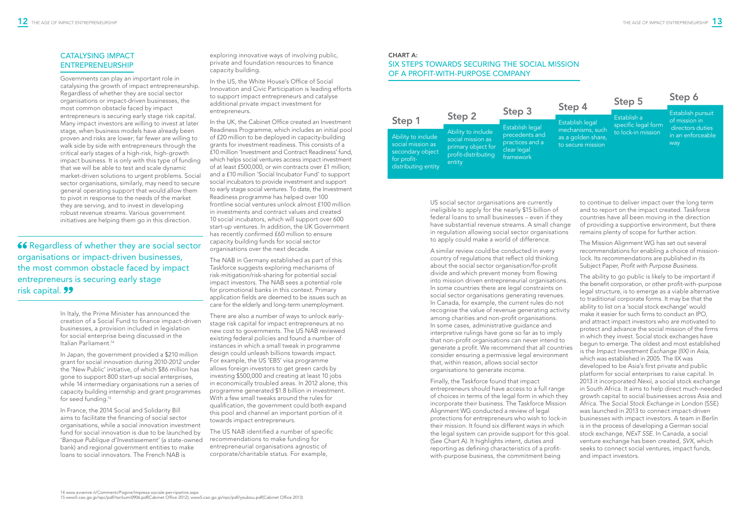## CATALYSING IMPACT ENTREPRENEURSHIP

Governments can play an important role in catalysing the growth of impact entrepreneurship. Regardless of whether they are social sector organisations or impact-driven businesses, the most common obstacle faced by impact entrepreneurs is securing early stage risk capital. Many impact investors are willing to invest at later stage, when business models have already been proven and risks are lower; far fewer are willing to walk side by side with entrepreneurs through the critical early stages of a high-risk, high-growth impact business. It is only with this type of funding that we will be able to test and scale dynamic market-driven solutions to urgent problems. Social sector organisations, similarly, may need to secure general operating support that would allow them to pivot in response to the needs of the market they are serving, and to invest in developing robust revenue streams. Various government initiatives are helping them go in this direction.

> "Regardless of whether they are social sector organisations or impact-driven businesses, the most common obstacle faced by impact entrepreneurs is securing early stage risk capital."

In Italy, the Prime Minister has announced the creation of a Social Fund to finance impact-driven businesses, a provision included in legislation for social enterprise being discussed in the Italian Parliament.[14]

In Japan, the government provided a $210 million grant for social innovation during 2010-2012 under the 'New Public' initiative, of which $86 million has gone to support 800 start-up social enterprises, while 14 intermediary organisations run a series of capacity building internship and grant programmes for seed funding.[15]

In France, the 2014 Social and Solidarity Bill aims to facilitate the financing of social sector organisations, while a social innovation investment fund for social innovation is due to be launched by '*Banque Publique d'Investissement*' (a state-owned bank) and regional government entities to make loans to social innovators. The French NAB is exploring innovative ways of involving public, private and foundation resources to finance capacity building.

In the US, the White House's Office of Social Innovation and Civic Participation is leading efforts to support impact entrepreneurs and catalyse additional private impact investment for entrepreneurs.

In the UK, the Cabinet Office created an Investment Readiness Programme, which includes an initial pool of £20 million to be deployed in capacity-building grants for investment readiness. This consists of a £10 million 'Investment and Contract Readiness' fund, which helps social ventures access impact investment of at least £500,000, or win contracts over £1 million; and a £10 million 'Social Incubator Fund' to support social incubators to provide investment and support to early stage social ventures. To date, the Investment Readiness programme has helped over 100 frontline social ventures unlock almost £100 million in investments and contract values and created 10 social incubators, which will support over 600 start-up ventures. In addition, the UK Government has recently confirmed £60 million to ensure capacity building funds for social sector organisations over the next decade.

The NAB in Germany established as part of this Taskforce suggests exploring mechanisms of risk-mitigation/risk-sharing for potential social impact investors. The NAB sees a potential role for promotional banks in this context. Primary application fields are deemed to be issues such as care for the elderly and long-term unemployment.

There are also a number of ways to unlock early-stage risk capital for impact entrepreneurs at no new cost to governments. The US NAB reviewed existing federal policies and found a number of instances in which a small tweak in programme design could unleash billions towards impact. For example, the US 'EB5' visa programme allows foreign investors to get green cards by investing $500,000 and creating at least 10 jobs in economically troubled areas. In 2012 alone, this programme generated $1.8 billion in investment. With a few small tweaks around the rules for qualification, the government could both expand this pool and channel an important portion of it towards impact entrepreneurs.

The US NAB identified a number of specific recommendations to make funding for entrepreneurial organisations agnostic of corporate/charitable status. For example, US social sector organisations are currently ineligible to apply for the nearly $15 billion of federal loans to small businesses – even if they have substantial revenue streams. A small change in regulation allowing social sector organisations to apply could make a world of difference.

A similar review could be conducted in every country of regulations that reflect old thinking about the social sector organisation/for-profit divide and which prevent money from flowing into mission driven entrepreneurial organisations. In some countries there are legal constraints on social sector organisations generating revenues. In Canada, for example, the current rules do not recognise the value of revenue generating activity among charities and non-profit organisations. In some cases, administrative guidance and interpretive rulings have gone so far as to imply that non-profit organisations can never intend to generate a profit. We recommend that all countries consider ensuring a permissive legal environment that, within reason, allows social sector organisations to generate income.

Finally, the Taskforce found that impact entrepreneurs should have access to a full range of choices in terms of the legal form in which they incorporate their business. The Taskforce Mission Alignment WG conducted a review of legal protections for entrepreneurs who wish to lock-in their mission. It found six different ways in which the legal system can provide support for this goal. (See Chart A). It highlights intent, duties and reporting as defining characteristics of a profit-with-purpose business, the commitment being to continue to deliver impact over the long term and to report on the impact created. Taskforce countries have all been moving in the direction of providing a supportive environment, but there remains plenty of scope for further action.

The Mission Alignment WG has set out several recommendations for enabling a choice of mission-lock. Its recommendations are published in its Subject Paper, *Profit with Purpose Business.*

The ability to go public is likely to be important if the benefit corporation, or other profit-with-purpose legal structure, is to emerge as a viable alternative to traditional corporate forms. It may be that the ability to list on a 'social stock exchange' would make it easier for such firms to conduct an IPO, and attract impact investors who are motivated to protect and advance the social mission of the firms in which they invest. Social stock exchanges have begun to emerge. The oldest and most established is the *Impact Investment Exchange (IIX)* in Asia, which was established in 2005. The IIX was developed to be Asia's first private and public platform for social enterprises to raise capital. In 2013 it incorporated *Nexii*, a social stock exchange in South Africa. It aims to help direct much-needed growth capital to social businesses across Asia and Africa. The *Social Stock Exchange* in London (SSE) was launched in 2013 to connect impact-driven businesses with impact investors. A team in Berlin is in the process of developing a German social stock exchange, *NExT SSE*. In Canada, a social venture exchange has been created, *SVX*, which seeks to connect social ventures, impact funds, and impact investors.

**CHART A:**

### SIX STEPS TOWARDS SECURING THE SOCIAL MISSION OF A PROFIT-WITH-PURPOSE COMPANY

| Step 1 | Step 2 | Step 3 | Step 4 | Step 5 | Step 6 |
|---|---|---|---|---|---|
| Ability to include social mission as secondary object for profit-distributing entity | Ability to include social mission as primary object for profit-distributing entity | Establish legal precedents and practices and a clear legal framework | Establish legal mechanisms, such as a golden share, to secure mission | Establish a specific legal form to lock-in mission | Establish pursuit of mission in directors duties in an enforceable way |

14 www.avvenire.it/Commenti/Pagine/Impresa-sociale-per-ripartire.aspx

15 www5.cao.go.jp/npc/pdf/torikumi0906.pdf(Cabinet Office 2012); www5.cao.go.jp/npc/pdf/youbou.pdf(Cabinet Office 2013)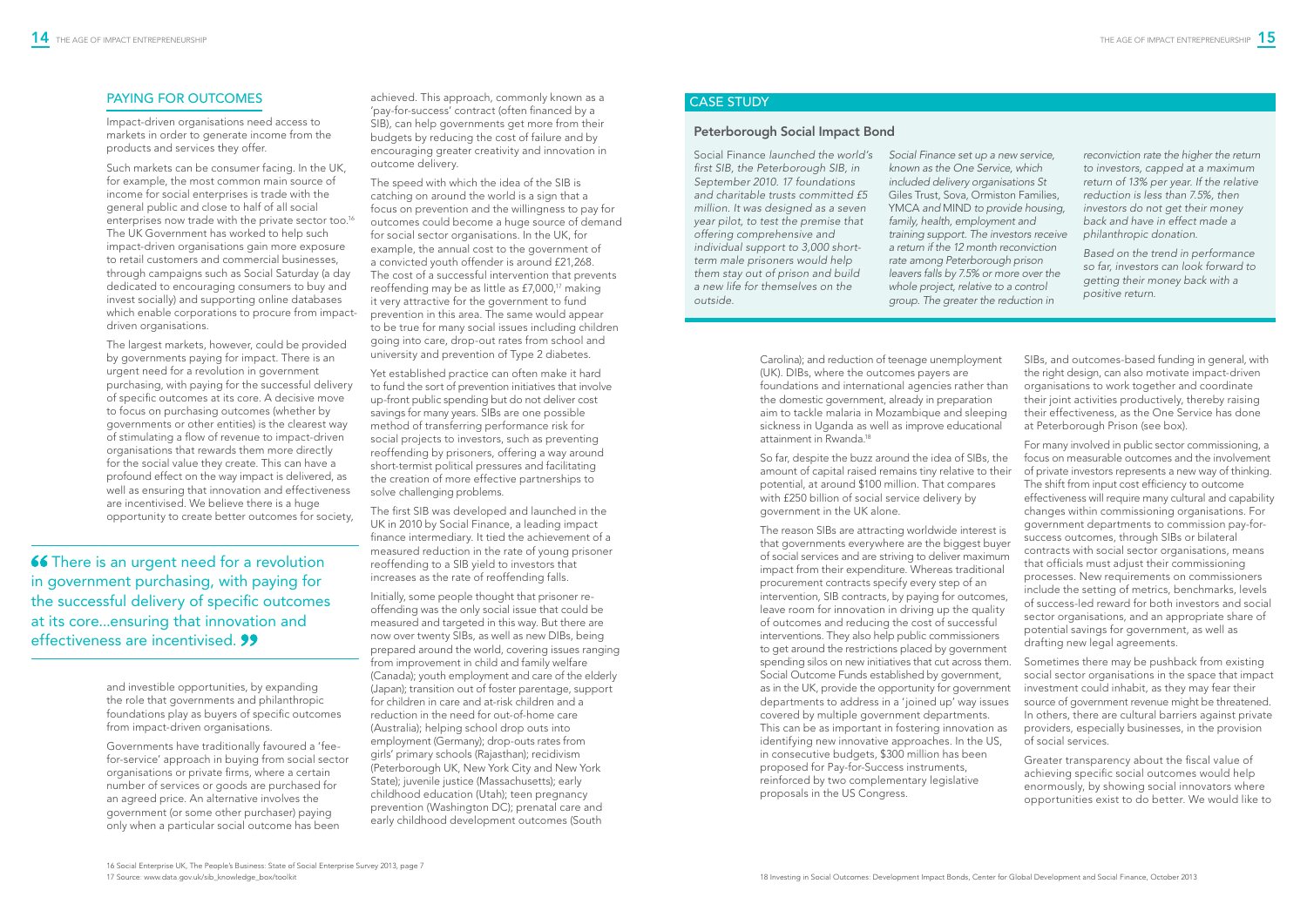## PAYING FOR OUTCOMES

Impact-driven organisations need access to markets in order to generate income from the products and services they offer.

Such markets can be consumer facing. In the UK, for example, the most common main source of income for social enterprises is trade with the general public and close to half of all social enterprises now trade with the private sector too.[16] The UK Government has worked to help such impact-driven organisations gain more exposure to retail customers and commercial businesses, through campaigns such as Social Saturday (a day dedicated to encouraging consumers to buy and invest socially) and supporting online databases which enable corporations to procure from impact-driven organisations.

The largest markets, however, could be provided by governments paying for impact. There is an urgent need for a revolution in government purchasing, with paying for the successful delivery of specific outcomes at its core. A decisive move to focus on purchasing outcomes (whether by governments or other entities) is the clearest way of stimulating a flow of revenue to impact-driven organisations that rewards them more directly for the social value they create. This can have a profound effect on the way impact is delivered, as well as ensuring that innovation and effectiveness are incentivised. We believe there is a huge opportunity to create better outcomes for society, and investible opportunities, by expanding the role that governments and philanthropic foundations play as buyers of specific outcomes from impact-driven organisations.

> "There is an urgent need for a revolution in government purchasing, with paying for the successful delivery of specific outcomes at its core...ensuring that innovation and effectiveness are incentivised."

Governments have traditionally favoured a 'fee-for-service' approach in buying from social sector organisations or private firms, where a certain number of services or goods are purchased for an agreed price. An alternative involves the government (or some other purchaser) paying only when a particular social outcome has been achieved. This approach, commonly known as a 'pay-for-success' contract (often financed by a SIB), can help governments get more from their budgets by reducing the cost of failure and by encouraging greater creativity and innovation in outcome delivery.

The speed with which the idea of the SIB is catching on around the world is a sign that a focus on prevention and the willingness to pay for outcomes could become a huge source of demand for social sector organisations. In the UK, for example, the annual cost to the government of a convicted youth offender is around £21,268. The cost of a successful intervention that prevents reoffending may be as little as £7,000,[17] making it very attractive for the government to fund prevention in this area. The same would appear to be true for many social issues including children going into care, drop-out rates from school and university and prevention of Type 2 diabetes.

Yet established practice can often make it hard to fund the sort of prevention initiatives that involve up-front public spending but do not deliver cost savings for many years. SIBs are one possible method of transferring performance risk for social projects to investors, such as preventing reoffending by prisoners, offering a way around short-termist political pressures and facilitating the creation of more effective partnerships to solve challenging problems.

The first SIB was developed and launched in the UK in 2010 by Social Finance, a leading impact finance intermediary. It tied the achievement of a measured reduction in the rate of young prisoner reoffending to a SIB yield to investors that increases as the rate of reoffending falls.

Initially, some people thought that prisoner re-offending was the only social issue that could be measured and targeted in this way. But there are now over twenty SIBs, as well as new DIBs, being prepared around the world, covering issues ranging from improvement in child and family welfare (Canada); youth employment and care of the elderly (Japan); transition out of foster parentage, support for children in care and at-risk children and a reduction in the need for out-of-home care (Australia); helping school drop outs into employment (Germany); drop-outs rates from girls' primary schools (Rajasthan); recidivism (Peterborough UK, New York City and New York State); juvenile justice (Massachusetts); early childhood education (Utah); teen pregnancy prevention (Washington DC); prenatal care and early childhood development outcomes (South Carolina); and reduction of teenage unemployment (UK). DIBs, where the outcomes payers are foundations and international agencies rather than the domestic government, already in preparation aim to tackle malaria in Mozambique and sleeping sickness in Uganda as well as improve educational attainment in Rwanda.[18]

So far, despite the buzz around the idea of SIBs, the amount of capital raised remains tiny relative to their potential, at around $100 million. That compares with £250 billion of social service delivery by government in the UK alone.

The reason SIBs are attracting worldwide interest is that governments everywhere are the biggest buyer of social services and are striving to deliver maximum impact from their expenditure. Whereas traditional procurement contracts specify every step of an intervention, SIB contracts, by paying for outcomes, leave room for innovation in driving up the quality of outcomes and reducing the cost of successful interventions. They also help public commissioners to get around the restrictions placed by government spending silos on new initiatives that cut across them. Social Outcome Funds established by government, as in the UK, provide the opportunity for government departments to address in a 'joined up' way issues covered by multiple government departments. This can be as important in fostering innovation as identifying new innovative approaches. In the US, in consecutive budgets, $300 million has been proposed for Pay-for-Success instruments, reinforced by two complementary legislative proposals in the US Congress.

SIBs, and outcomes-based funding in general, with the right design, can also motivate impact-driven organisations to work together and coordinate their joint activities productively, thereby raising their effectiveness, as the One Service has done at Peterborough Prison (see box).

For many involved in public sector commissioning, a focus on measurable outcomes and the involvement of private investors represents a new way of thinking. The shift from input cost efficiency to outcome effectiveness will require many cultural and capability changes within commissioning organisations. For government departments to commission pay-for-success outcomes, through SIBs or bilateral contracts with social sector organisations, means that officials must adjust their commissioning processes. New requirements on commissioners include the setting of metrics, benchmarks, levels of success-led reward for both investors and social sector organisations, and an appropriate share of potential savings for government, as well as drafting new legal agreements.

Sometimes there may be pushback from existing social sector organisations in the space that impact investment could inhabit, as they may fear their source of government revenue might be threatened. In others, there are cultural barriers against private providers, especially businesses, in the provision of social services.

Greater transparency about the fiscal value of achieving specific social outcomes would help enormously, by showing social innovators where opportunities exist to do better. We would like to

## CASE STUDY

### Peterborough Social Impact Bond

*Social Finance launched the world's first SIB, the Peterborough SIB, in September 2010. 17 foundations and charitable trusts committed £5 million. It was designed as a seven year pilot, to test the premise that offering comprehensive and individual support to 3,000 short-term male prisoners would help them stay out of prison and build a new life for themselves on the outside.*

*Social Finance set up a new service, known as the One Service, which included delivery organisations St Giles Trust, Sova, Ormiston Families, YMCA and MIND to provide housing, family, health, employment and training support. The investors receive a return if the 12 month reconviction rate among Peterborough prison leavers falls by 7.5% or more over the whole project, relative to a control group. The greater the reduction in reconviction rate the higher the return to investors, capped at a maximum return of 13% per year. If the relative reduction is less than 7.5%, then investors do not get their money back and have in effect made a philanthropic donation.*

*Based on the trend in performance so far, investors can look forward to getting their money back with a positive return.*

16 Social Enterprise UK, The People's Business: State of Social Enterprise Survey 2013, page 7

17 Source: www.data.gov.uk/sib_knowledge_box/toolkit

18 Investing in Social Outcomes: Development Impact Bonds, Center for Global Development and Social Finance, October 2013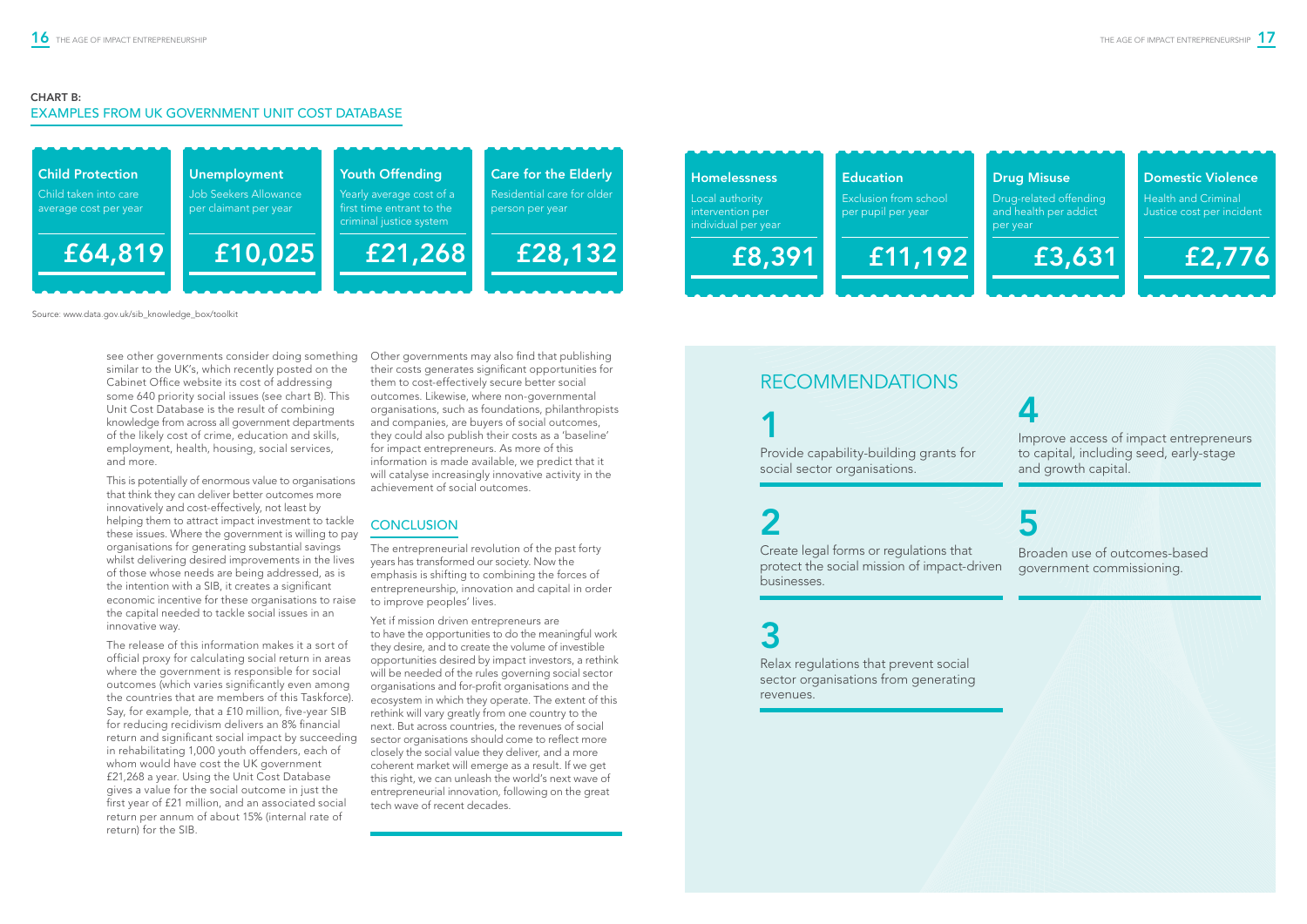**CHART B:**

## EXAMPLES FROM UK GOVERNMENT UNIT COST DATABASE

| Category | Description | Cost |
|---|---|---|
| Child Protection | Child taken into care average cost per year | £64,819 |
| Unemployment | Job Seekers Allowance per claimant per year | £10,025 |
| Youth Offending | Yearly average cost of a first time entrant to the criminal justice system | £21,268 |
| Care for the Elderly | Residential care for older person per year | £28,132 |
| Homelessness | Local authority intervention per individual per year | £8,391 |
| Education | Exclusion from school per pupil per year | £11,192 |
| Drug Misuse | Drug-related offending and health per addict per year | £3,631 |
| Domestic Violence | Health and Criminal Justice cost per incident | £2,776 |

Source: www.data.gov.uk/sib_knowledge_box/toolkit

see other governments consider doing something similar to the UK's, which recently posted on the Cabinet Office website its cost of addressing some 640 priority social issues (see chart B). This Unit Cost Database is the result of combining knowledge from across all government departments of the likely cost of crime, education and skills, employment, health, housing, social services, and more.

This is potentially of enormous value to organisations that think they can deliver better outcomes more innovatively and cost-effectively, not least by helping them to attract impact investment to tackle these issues. Where the government is willing to pay organisations for generating substantial savings whilst delivering desired improvements in the lives of those whose needs are being addressed, as is the intention with a SIB, it creates a significant economic incentive for these organisations to raise the capital needed to tackle social issues in an innovative way.

The release of this information makes it a sort of official proxy for calculating social return in areas where the government is responsible for social outcomes (which varies significantly even among the countries that are members of this Taskforce). Say, for example, that a £10 million, five-year SIB for reducing recidivism delivers an 8% financial return and significant social impact by succeeding in rehabilitating 1,000 youth offenders, each of whom would have cost the UK government £21,268 a year. Using the Unit Cost Database gives a value for the social outcome in just the first year of £21 million, and an associated social return per annum of about 15% (internal rate of return) for the SIB.

Other governments may also find that publishing their costs generates significant opportunities for them to cost-effectively secure better social outcomes. Likewise, where non-governmental organisations, such as foundations, philanthropists and companies, are buyers of social outcomes, they could also publish their costs as a 'baseline' for impact entrepreneurs. As more of this information is made available, we predict that it will catalyse increasingly innovative activity in the achievement of social outcomes.

## CONCLUSION

The entrepreneurial revolution of the past forty years has transformed our society. Now the emphasis is shifting to combining the forces of entrepreneurship, innovation and capital in order to improve peoples' lives.

Yet if mission driven entrepreneurs are to have the opportunities to do the meaningful work they desire, and to create the volume of investible opportunities desired by impact investors, a rethink will be needed of the rules governing social sector organisations and for-profit organisations and the ecosystem in which they operate. The extent of this rethink will vary greatly from one country to the next. But across countries, the revenues of social sector organisations should come to reflect more closely the social value they deliver, and a more coherent market will emerge as a result. If we get this right, we can unleash the world's next wave of entrepreneurial innovation, following on the great tech wave of recent decades.

## RECOMMENDATIONS

**1**

Provide capability-building grants for social sector organisations.

**2**

Create legal forms or regulations that protect the social mission of impact-driven businesses.

**3**

Relax regulations that prevent social sector organisations from generating revenues.

**4**

Improve access of impact entrepreneurs to capital, including seed, early-stage and growth capital.

**5**

Broaden use of outcomes-based government commissioning.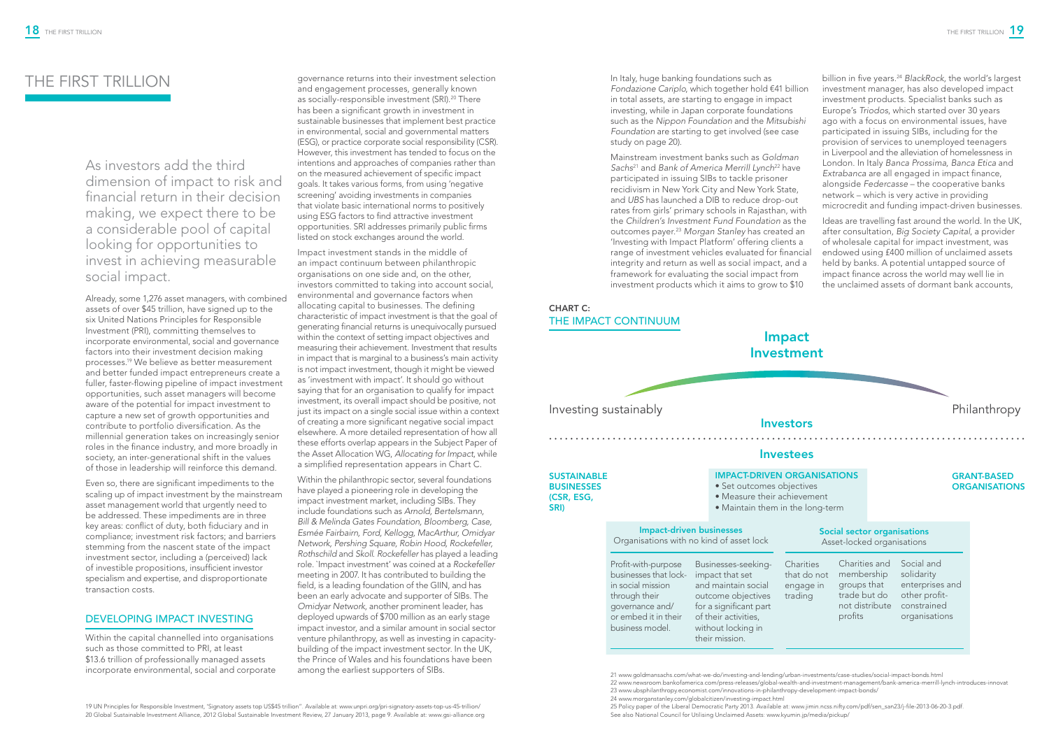# THE FIRST TRILLION

As investors add the third dimension of impact to risk and financial return in their decision making, we expect there to be a considerable pool of capital looking for opportunities to invest in achieving measurable social impact.

Already, some 1,276 asset managers, with combined assets of over $45 trillion, have signed up to the six United Nations Principles for Responsible Investment (PRI), committing themselves to incorporate environmental, social and governance factors into their investment decision making processes.[19] We believe as better measurement and better funded impact entrepreneurs create a fuller, faster-flowing pipeline of impact investment opportunities, such asset managers will become aware of the potential for impact investment to capture a new set of growth opportunities and contribute to portfolio diversification. As the millennial generation takes on increasingly senior roles in the finance industry, and more broadly in society, an inter-generational shift in the values of those in leadership will reinforce this demand.

Even so, there are significant impediments to the scaling up of impact investment by the mainstream asset management world that urgently need to be addressed. These impediments are in three key areas: conflict of duty, both fiduciary and in compliance; investment risk factors; and barriers stemming from the nascent state of the impact investment sector, including a (perceived) lack of investible propositions, insufficient investor specialism and expertise, and disproportionate transaction costs.

## DEVELOPING IMPACT INVESTING

Within the capital channelled into organisations such as those committed to PRI, at least $13.6 trillion of professionally managed assets incorporate environmental, social and corporate governance returns into their investment selection and engagement processes, generally known as socially-responsible investment (SRI).[20] There has been a significant growth in investment in sustainable businesses that implement best practice in environmental, social and governmental matters (ESG), or practice corporate social responsibility (CSR). However, this investment has tended to focus on the intentions and approaches of companies rather than on the measured achievement of specific impact goals. It takes various forms, from using 'negative screening' avoiding investments in companies that violate basic international norms to positively using ESG factors to find attractive investment opportunities. SRI addresses primarily public firms listed on stock exchanges around the world.

Impact investment stands in the middle of an impact continuum between philanthropic organisations on one side and, on the other, investors committed to taking into account social, environmental and governance factors when allocating capital to businesses. The defining characteristic of impact investment is that the goal of generating financial returns is unequivocally pursued within the context of setting impact objectives and measuring their achievement. Investment that results in impact that is marginal to a business's main activity is not impact investment, though it might be viewed as 'investment with impact'. It should go without saying that for an organisation to qualify for impact investment, its overall impact should be positive, not just its impact on a single social issue within a context of creating a more significant negative social impact elsewhere. A more detailed representation of how all these efforts overlap appears in the Subject Paper of the Asset Allocation WG, *Allocating for Impact*, while a simplified representation appears in Chart C.

Within the philanthropic sector, several foundations have played a pioneering role in developing the impact investment market, including SIBs. They include foundations such as *Arnold, Bertelsmann, Bill & Melinda Gates Foundation, Bloomberg, Case, Esmée Fairbairn, Ford, Kellogg, MacArthur, Omidyar Network, Pershing Square, Robin Hood, Rockefeller, Rothschild* and *Skoll*. *Rockefeller* has played a leading role. 'Impact investment' was coined at a *Rockefeller* meeting in 2007. It has contributed to building the field, is a leading foundation of the GIIN, and has been an early advocate and supporter of SIBs. The *Omidyar Network*, another prominent leader, has deployed upwards of $700 million as an early stage impact investor, and a similar amount in social sector venture philanthropy, as well as investing in capacity-building of the impact investment sector. In the UK, the Prince of Wales and his foundations have been among the earliest supporters of SIBs.

In Italy, huge banking foundations such as *Fondazione Cariplo*, which together hold €41 billion in total assets, are starting to engage in impact investing, while in Japan corporate foundations such as the *Nippon Foundation* and the *Mitsubishi Foundation* are starting to get involved (see case study on page 20).

Mainstream investment banks such as *Goldman Sachs*[21] and *Bank of America Merrill Lynch*[22] have participated in issuing SIBs to tackle prisoner recidivism in New York City and New York State, and *UBS* has launched a DIB to reduce drop-out rates from girls' primary schools in Rajasthan, with the *Children's Investment Fund Foundation* as the outcomes payer.[23] *Morgan Stanley* has created an 'Investing with Impact Platform' offering clients a range of investment vehicles evaluated for financial integrity and return as well as social impact, and a framework for evaluating the social impact from investment products which it aims to grow to $10 billion in five years.[24] *BlackRock*, the world's largest investment manager, has also developed impact investment products. Specialist banks such as Europe's *Triodos*, which started over 30 years ago with a focus on environmental issues, have participated in issuing SIBs, including for the provision of services to unemployed teenagers in Liverpool and the alleviation of homelessness in London. In Italy *Banca Prossima, Banca Etica* and *Extrabanca* are all engaged in impact finance, alongside *Federcasse* – the cooperative banks network – which is very active in providing microcredit and funding impact-driven businesses.

Ideas are travelling fast around the world. In the UK, after consultation, *Big Society Capital*, a provider of wholesale capital for impact investment, was endowed using £400 million of unclaimed assets held by banks. A potential untapped source of impact finance across the world may well lie in the unclaimed assets of dormant bank accounts,

**CHART C:**
## THE IMPACT CONTINUUM

**Impact Investment**

Investing sustainably ⟶ Philanthropy

**Investors**

**Investees**

| SUSTAINABLE BUSINESSES (CSR, ESG, SRI) | IMPACT-DRIVEN ORGANISATIONS • Set outcomes objectives • Measure their achievement • Maintain them in the long-term | | | | | GRANT-BASED ORGANISATIONS |
|---|---|---|---|---|---|---|
| | **Impact-driven businesses** Organisations with no kind of asset lock | | **Social sector organisations** Asset-locked organisations | | | |
| | Profit-with-purpose businesses that lock-in social mission through their governance and/or embed it in their business model. | Businesses-seeking-impact that set and maintain social outcome objectives for a significant part of their activities, without locking in their mission. | Charities that do not engage in trading | Charities and membership groups that trade but do not distribute profits | Social and solidarity enterprises and other profit-constrained organisations | |

19 UN Principles for Responsible Investment, 'Signatory assets top US$45 trillion". Available at: www.unpri.org/pri-signatory-assets-top-us-45-trillion/
20 Global Sustainable Investment Alliance, 2012 Global Sustainable Investment Review, 27 January 2013, page 9. Available at: www.gsi-alliance.org
21 www.goldmansachs.com/what-we-do/investing-and-lending/urban-investments/case-studies/social-impact-bonds.html
22 www.newsroom.bankofamerica.com/press-releases/global-wealth-and-investment-management/bank-america-merrill-lynch-introduces-innovat
23 www.ubsphilanthropy.economist.com/innovations-in-philanthropy-development-impact-bonds/
24 www.morganstanley.com/globalcitizen/investing-impact.html
25 Policy paper of the Liberal Democratic Party 2013. Available at: www.jimin.ncss.nifty.com/pdf/sen_san23/j-file-2013-06-20-3.pdf. See also National Council for Utilising Unclaimed Assets: www.kyumin.jp/media/pickup/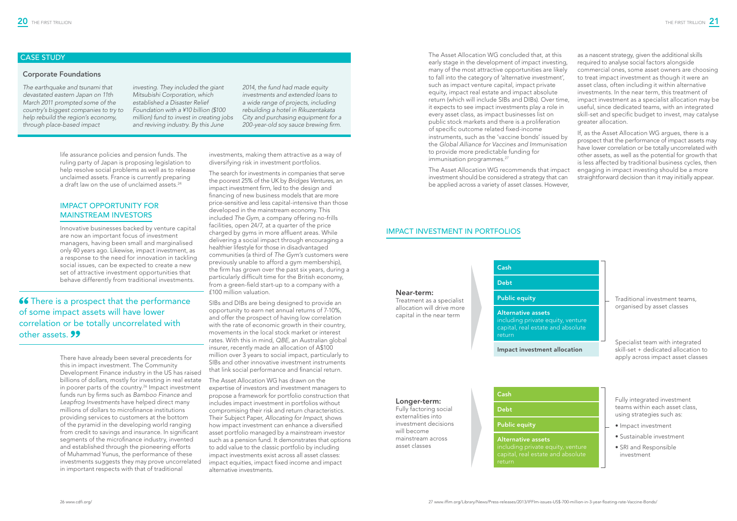## CASE STUDY

### Corporate Foundations

*The earthquake and tsunami that devastated eastern Japan on 11th March 2011 prompted some of the country's biggest companies to try to help rebuild the region's economy, through place-based impact investing. They included the giant Mitsubishi Corporation, which established a Disaster Relief Foundation with a ¥10 billion ($100 million) fund to invest in creating jobs and reviving industry. By this June 2014, the fund had made equity investments and extended loans to a wide range of projects, including rebuilding a hotel in Rikuzentakata City and purchasing equipment for a 200-year-old soy sauce brewing firm.*

life assurance policies and pension funds. The ruling party of Japan is proposing legislation to help resolve social problems as well as to release unclaimed assets. France is currently preparing a draft law on the use of unclaimed assets.[24]

## IMPACT OPPORTUNITY FOR MAINSTREAM INVESTORS

Innovative businesses backed by venture capital are now an important focus of investment managers, having been small and marginalised only 40 years ago. Likewise, impact investment, as a response to the need for innovation in tackling social issues, can be expected to create a new set of attractive investment opportunities that behave differently from traditional investments.

> "There is a prospect that the performance of some impact assets will have lower correlation or be totally uncorrelated with other assets."

There have already been several precedents for this in impact investment. The Community Development Finance industry in the US has raised billions of dollars, mostly for investing in real estate in poorer parts of the country.[26] Impact investment funds run by firms such as *Bamboo Finance* and *Leapfrog Investments* have helped direct many millions of dollars to microfinance institutions providing services to customers at the bottom of the pyramid in the developing world ranging from credit to savings and insurance. In significant segments of the microfinance industry, invented and established through the pioneering efforts of Muhammad Yunus, the performance of these investments suggests they may prove uncorrelated in important respects with that of traditional investments, making them attractive as a way of diversifying risk in investment portfolios.

The search for investments in companies that serve the poorest 25% of the UK by *Bridges Ventures,* an impact investment firm, led to the design and financing of new business models that are more price-sensitive and less capital-intensive than those developed in the mainstream economy. This included *The Gym*, a company offering no-frills facilities, open 24/7, at a quarter of the price charged by gyms in more affluent areas. While delivering a social impact through encouraging a healthier lifestyle for those in disadvantaged communities (a third of *The Gym's* customers were previously unable to afford a gym membership), the firm has grown over the past six years, during a particularly difficult time for the British economy, from a green-field start-up to a company with a £100 million valuation.

SIBs and DIBs are being designed to provide an opportunity to earn net annual returns of 7-10%, and offer the prospect of having low correlation with the rate of economic growth in their country, movements in the local stock market or interest rates. With this in mind, *QBE*, an Australian global insurer, recently made an allocation of A$100 million over 3 years to social impact, particularly to SIBs and other innovative investment instruments that link social performance and financial return.

The Asset Allocation WG has drawn on the expertise of investors and investment managers to propose a framework for portfolio construction that includes impact investment in portfolios without compromising their risk and return characteristics. Their Subject Paper, *Allocating for Impact*, shows how impact investment can enhance a diversified asset portfolio managed by a mainstream investor such as a pension fund. It demonstrates that options to add value to the classic portfolio by including impact investments exist across all asset classes: impact equities, impact fixed income and impact alternative investments.

The Asset Allocation WG concluded that, at this early stage in the development of impact investing, many of the most attractive opportunities are likely to fall into the category of 'alternative investment', such as impact venture capital, impact private equity, impact real estate and impact absolute return (which will include SIBs and DIBs). Over time, it expects to see impact investments play a role in every asset class, as impact businesses list on public stock markets and there is a proliferation of specific outcome related fixed-income instruments, such as the 'vaccine bonds' issued by the *Global Alliance for Vaccines and Immunisation* to provide more predictable funding for immunisation programmes.[27]

The Asset Allocation WG recommends that impact investment should be considered a strategy that can be applied across a variety of asset classes. However, as a nascent strategy, given the additional skills required to analyse social factors alongside commercial ones, some asset owners are choosing to treat impact investment as though it were an asset class, often including it within alternative investments. In the near term, this treatment of impact investment as a specialist allocation may be useful, since dedicated teams, with an integrated skill-set and specific budget to invest, may catalyse greater allocation.

If, as the Asset Allocation WG argues, there is a prospect that the performance of impact assets may have lower correlation or be totally uncorrelated with other assets, as well as the potential for growth that is less affected by traditional business cycles, then engaging in impact investing should be a more straightforward decision than it may initially appear.

## IMPACT INVESTMENT IN PORTFOLIOS

**Near-term:**
Treatment as a specialist allocation will drive more capital in the near term

- Cash
- Debt
- Public equity
- Alternative assets including private equity, venture capital, real estate and absolute return

Traditional investment teams, organised by asset classes

- Impact investment allocation

Specialist team with integrated skill-set + dedicated allocation to apply across impact asset classes

**Longer-term:**
Fully factoring social externalities into investment decisions will become mainstream across asset classes

- Cash
- Debt
- Public equity
- Alternative assets including private equity, venture capital, real estate and absolute return

Fully integrated investment teams within each asset class, using strategies such as:

- Impact investment
- Sustainable investment
- SRI and Responsible investment

26 www.cdfi.org/

27 www.iffim.org/Library/News/Press-releases/2013/IFFIm-issues-US$-700-million-in-3-year-floating-rate-Vaccine-Bonds/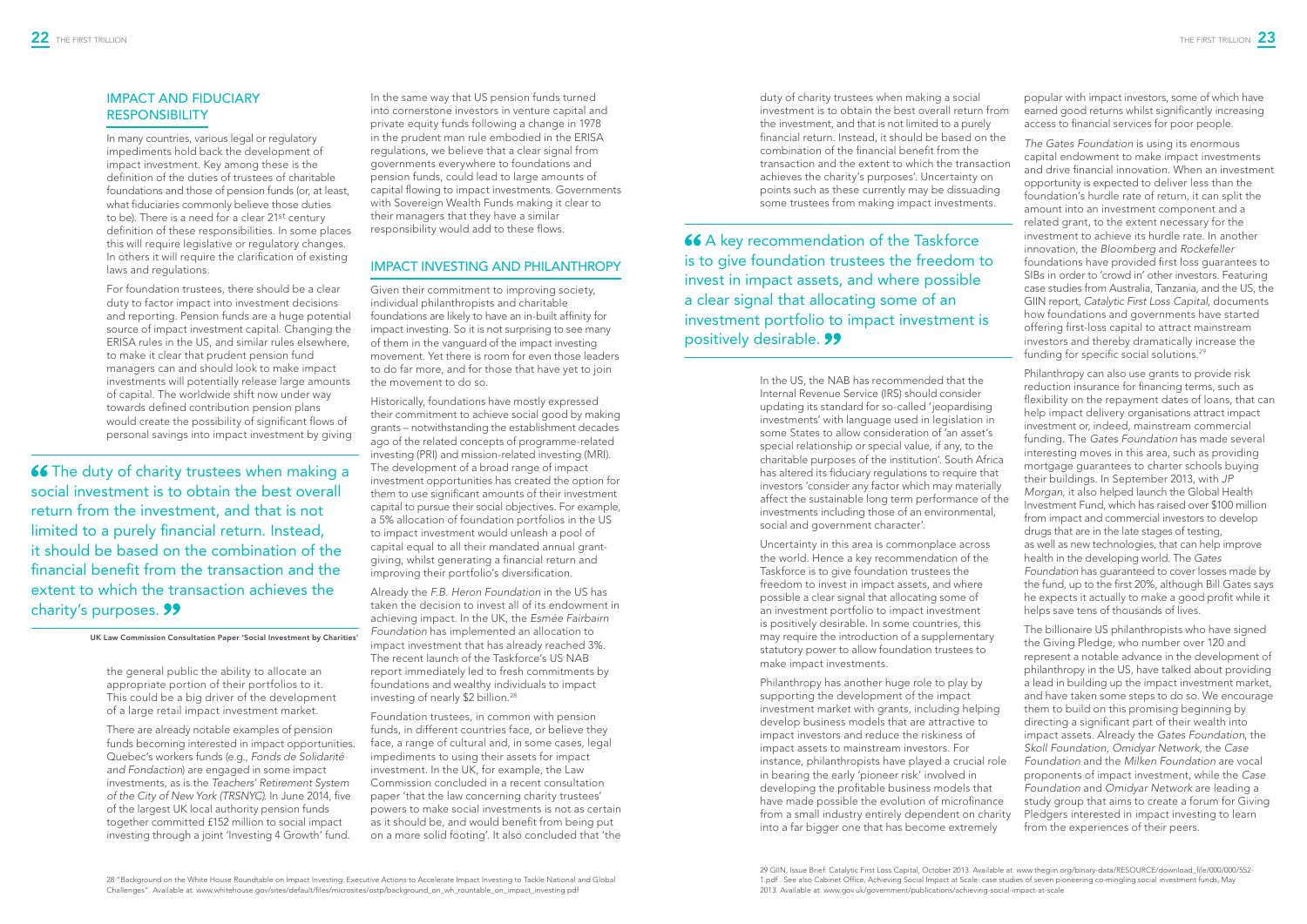## IMPACT AND FIDUCIARY RESPONSIBILITY

In many countries, various legal or regulatory impediments hold back the development of impact investment. Key among these is the definition of the duties of trustees of charitable foundations and those of pension funds (or, at least, what fiduciaries commonly believe those duties to be). There is a need for a clear 21st century definition of these responsibilities. In some places this will require legislative or regulatory changes. In others it will require the clarification of existing laws and regulations.

For foundation trustees, there should be a clear duty to factor impact into investment decisions and reporting. Pension funds are a huge potential source of impact investment capital. Changing the ERISA rules in the US, and similar rules elsewhere, to make it clear that prudent pension fund managers can and should look to make impact investments will potentially release large amounts of capital. The worldwide shift now under way towards defined contribution pension plans would create the possibility of significant flows of personal savings into impact investment by giving the general public the ability to allocate an appropriate portion of their portfolios to it. This could be a big driver of the development of a large retail impact investment market.

> "The duty of charity trustees when making a social investment is to obtain the best overall return from the investment, and that is not limited to a purely financial return. Instead, it should be based on the combination of the financial benefit from the transaction and the extent to which the transaction achieves the charity's purposes."
>
> **UK Law Commission Consultation Paper 'Social Investment by Charities'**

There are already notable examples of pension funds becoming interested in impact opportunities. Quebec's workers funds (e.g., *Fonds de Solidarité and Fondaction*) are engaged in some impact investments, as is the *Teachers' Retirement System of the City of New York (TRSNYC)*. In June 2014, five of the largest UK local authority pension funds together committed £152 million to social impact investing through a joint 'Investing 4 Growth' fund.

In the same way that US pension funds turned into cornerstone investors in venture capital and private equity funds following a change in 1978 in the prudent man rule embodied in the ERISA regulations, we believe that a clear signal from governments everywhere to foundations and pension funds, could lead to large amounts of capital flowing to impact investments. Governments with Sovereign Wealth Funds making it clear to their managers that they have a similar responsibility would add to these flows.

## IMPACT INVESTING AND PHILANTHROPY

Given their commitment to improving society, individual philanthropists and charitable foundations are likely to have an in-built affinity for impact investing. So it is not surprising to see many of them in the vanguard of the impact investing movement. Yet there is room for even those leaders to do far more, and for those that have yet to join the movement to do so.

Historically, foundations have mostly expressed their commitment to achieve social good by making grants – notwithstanding the establishment decades ago of the related concepts of programme-related investing (PRI) and mission-related investing (MRI). The development of a broad range of impact investment opportunities has created the option for them to use significant amounts of their investment capital to pursue their social objectives. For example, a 5% allocation of foundation portfolios in the US to impact investment would unleash a pool of capital equal to all their mandated annual grant-giving, whilst generating a financial return and improving their portfolio's diversification.

Already the *F.B. Heron Foundation* in the US has taken the decision to invest all of its endowment in achieving impact. In the UK, the *Esmée Fairbairn Foundation* has implemented an allocation to impact investment that has already reached 3%. The recent launch of the Taskforce's US NAB report immediately led to fresh commitments by foundations and wealthy individuals to impact investing of nearly $2 billion.[28]

Foundation trustees, in common with pension funds, in different countries face, or believe they face, a range of cultural and, in some cases, legal impediments to using their assets for impact investment. In the UK, for example, the Law Commission concluded in a recent consultation paper 'that the law concerning charity trustees' powers to make social investments is not as certain as it should be, and would benefit from being put on a more solid footing'. It also concluded that 'the duty of charity trustees when making a social investment is to obtain the best overall return from the investment, and that is not limited to a purely financial return. Instead, it should be based on the combination of the financial benefit from the transaction and the extent to which the transaction achieves the charity's purposes'. Uncertainty on points such as these currently may be dissuading some trustees from making impact investments.

> "A key recommendation of the Taskforce is to give foundation trustees the freedom to invest in impact assets, and where possible a clear signal that allocating some of an investment portfolio to impact investment is positively desirable."

In the US, the NAB has recommended that the Internal Revenue Service (IRS) should consider updating its standard for so-called 'jeopardising investments' with language used in legislation in some States to allow consideration of 'an asset's special relationship or special value, if any, to the charitable purposes of the institution'. South Africa has altered its fiduciary regulations to require that investors 'consider any factor which may materially affect the sustainable long term performance of the investments including those of an environmental, social and government character'.

Uncertainty in this area is commonplace across the world. Hence a key recommendation of the Taskforce is to give foundation trustees the freedom to invest in impact assets, and where possible a clear signal that allocating some of an investment portfolio to impact investment is positively desirable. In some countries, this may require the introduction of a supplementary statutory power to allow foundation trustees to make impact investments.

Philanthropy has another huge role to play by supporting the development of the impact investment market with grants, including helping develop business models that are attractive to impact investors and reduce the riskiness of impact assets to mainstream investors. For instance, philanthropists have played a crucial role in bearing the early 'pioneer risk' involved in developing the profitable business models that have made possible the evolution of microfinance from a small industry entirely dependent on charity into a far bigger one that has become extremely popular with impact investors, some of which have earned good returns whilst significantly increasing access to financial services for poor people.

*The Gates Foundation* is using its enormous capital endowment to make impact investments and drive financial innovation. When an investment opportunity is expected to deliver less than the foundation's hurdle rate of return, it can split the amount into an investment component and a related grant, to the extent necessary for the investment to achieve its hurdle rate. In another innovation, the *Bloomberg* and *Rockefeller* foundations have provided first loss guarantees to SIBs in order to 'crowd in' other investors. Featuring case studies from Australia, Tanzania, and the US, the GIIN report, *Catalytic First Loss Capital*, documents how foundations and governments have started offering first-loss capital to attract mainstream investors and thereby dramatically increase the funding for specific social solutions.[29]

Philanthropy can also use grants to provide risk reduction insurance for financing terms, such as flexibility on the repayment dates of loans, that can help impact delivery organisations attract impact investment or, indeed, mainstream commercial funding. The *Gates Foundation* has made several interesting moves in this area, such as providing mortgage guarantees to charter schools buying their buildings. In September 2013, with *JP Morgan*, it also helped launch the Global Health Investment Fund, which has raised over $100 million from impact and commercial investors to develop drugs that are in the late stages of testing, as well as new technologies, that can help improve health in the developing world. The *Gates Foundation* has guaranteed to cover losses made by the fund, up to the first 20%, although Bill Gates says he expects it actually to make a good profit while it helps save tens of thousands of lives.

The billionaire US philanthropists who have signed the Giving Pledge, who number over 120 and represent a notable advance in the development of philanthropy in the US, have talked about providing a lead in building up the impact investment market, and have taken some steps to do so. We encourage them to build on this promising beginning by directing a significant part of their wealth into impact assets. Already the *Gates Foundation*, the *Skoll Foundation*, *Omidyar Network*, the *Case Foundation* and the *Milken Foundation* are vocal proponents of impact investment, while the *Case Foundation* and *Omidyar Network* are leading a study group that aims to create a forum for Giving Pledgers interested in impact investing to learn from the experiences of their peers.

---

28 "Background on the White House Roundtable on Impact Investing: Executive Actions to Accelerate Impact Investing to Tackle National and Global Challenges". Available at: www.whitehouse.gov/sites/default/files/microsites/ostp/background_on_wh_rountable_on_impact_investing.pdf

29 GIIN, Issue Brief: Catalytic First Loss Capital, October 2013. Available at: www.thegiin.org/binary-data/RESOURCE/download_file/000/000/552-1.pdf . See also Cabinet Office, Achieving Social Impact at Scale: case studies of seven pioneering co-mingling social investment funds, May 2013. Available at: www.gov.uk/government/publications/achieving-social-impact-at-scale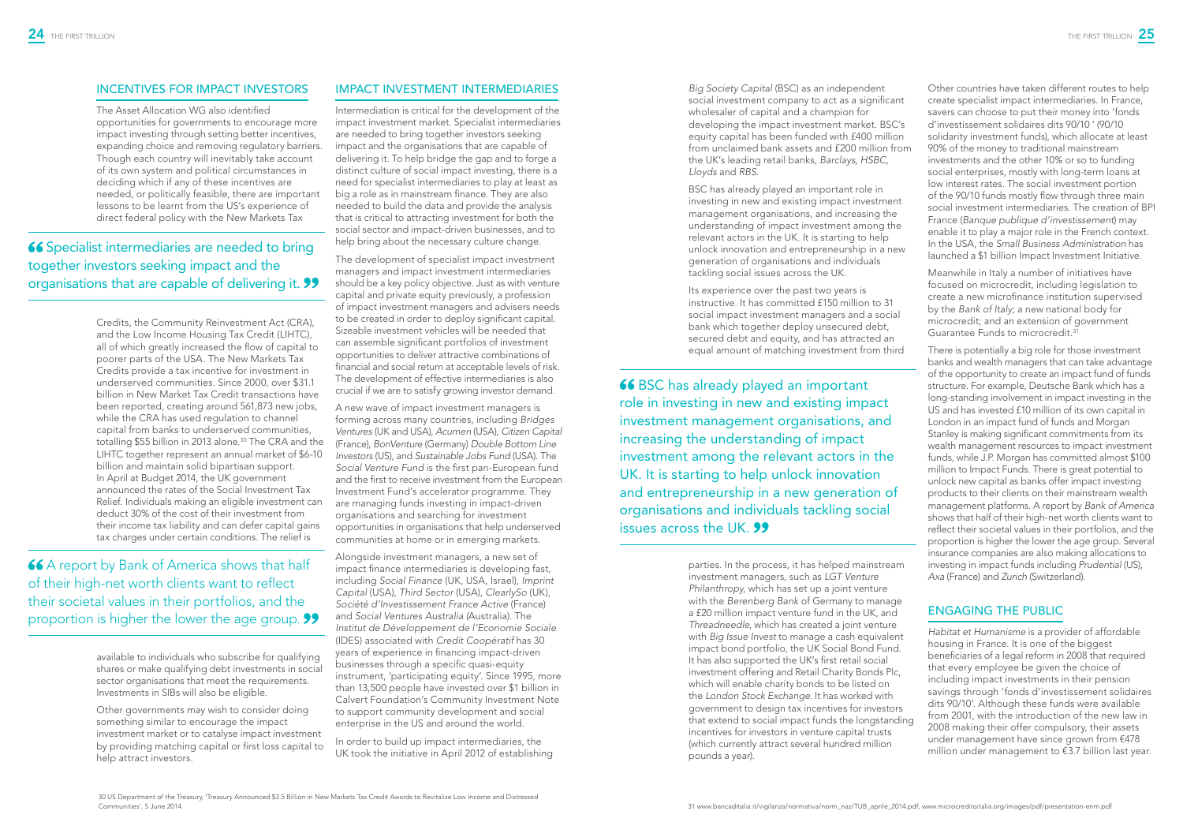## INCENTIVES FOR IMPACT INVESTORS

The Asset Allocation WG also identified opportunities for governments to encourage more impact investing through setting better incentives, expanding choice and removing regulatory barriers. Though each country will inevitably take account of its own system and political circumstances in deciding which if any of these incentives are needed, or politically feasible, there are important lessons to be learnt from the US's experience of direct federal policy with the New Markets Tax Credits, the Community Reinvestment Act (CRA), and the Low Income Housing Tax Credit (LIHTC), all of which greatly increased the flow of capital to poorer parts of the USA. The New Markets Tax Credits provide a tax incentive for investment in underserved communities. Since 2000, over $31.1 billion in New Market Tax Credit transactions have been reported, creating around 561,873 new jobs, while the CRA has used regulation to channel capital from banks to underserved communities, totalling $55 billion in 2013 alone.[30] The CRA and the LIHTC together represent an annual market of $6-10 billion and maintain solid bipartisan support. In April at Budget 2014, the UK government announced the rates of the Social Investment Tax Relief. Individuals making an eligible investment can deduct 30% of the cost of their investment from their income tax liability and can defer capital gains tax charges under certain conditions. The relief is available to individuals who subscribe for qualifying shares or make qualifying debt investments in social sector organisations that meet the requirements. Investments in SIBs will also be eligible.

> “Specialist intermediaries are needed to bring together investors seeking impact and the organisations that are capable of delivering it.”

> “A report by Bank of America shows that half of their high-net worth clients want to reflect their societal values in their portfolios, and the proportion is higher the lower the age group.”

Other governments may wish to consider doing something similar to encourage the impact investment market or to catalyse impact investment by providing matching capital or first loss capital to help attract investors.

## IMPACT INVESTMENT INTERMEDIARIES

Intermediation is critical for the development of the impact investment market. Specialist intermediaries are needed to bring together investors seeking impact and the organisations that are capable of delivering it. To help bridge the gap and to forge a distinct culture of social impact investing, there is a need for specialist intermediaries to play at least as big a role as in mainstream finance. They are also needed to build the data and provide the analysis that is critical to attracting investment for both the social sector and impact-driven businesses, and to help bring about the necessary culture change.

The development of specialist impact investment managers and impact investment intermediaries should be a key policy objective. Just as with venture capital and private equity previously, a profession of impact investment managers and advisers needs to be created in order to deploy significant capital. Sizeable investment vehicles will be needed that can assemble significant portfolios of investment opportunities to deliver attractive combinations of financial and social return at acceptable levels of risk. The development of effective intermediaries is also crucial if we are to satisfy growing investor demand.

A new wave of impact investment managers is forming across many countries, including *Bridges Ventures* (UK and USA), *Acumen* (USA), *Citizen Capital* (France), *BonVenture* (Germany) *Double Bottom Line Investors* (US), and *Sustainable Jobs Fund* (USA). The *Social Venture Fund* is the first pan-European fund and the first to receive investment from the European Investment Fund's accelerator programme. They are managing funds investing in impact-driven organisations and searching for investment opportunities in organisations that help underserved communities at home or in emerging markets.

Alongside investment managers, a new set of impact finance intermediaries is developing fast, including *Social Finance* (UK, USA, Israel), *Imprint Capital* (USA), *Third Sector* (USA), *ClearlySo* (UK), *Société d'Investissement France Active* (France) and *Social Ventures Australia (*Australia). The *Institut de Développement de l'Economie Sociale* (IDES) associated with *Credit Coopératif* has 30 years of experience in financing impact-driven businesses through a specific quasi-equity instrument, 'participating equity'. Since 1995, more than 13,500 people have invested over $1 billion in Calvert Foundation's Community Investment Note to support community development and social enterprise in the US and around the world.

In order to build up impact intermediaries, the UK took the initiative in April 2012 of establishing *Big Society Capital* (BSC) as an independent social investment company to act as a significant wholesaler of capital and a champion for developing the impact investment market. BSC's equity capital has been funded with £400 million from unclaimed bank assets and £200 million from the UK's leading retail banks, *Barclays, HSBC, Lloyds* and *RBS*.

BSC has already played an important role in investing in new and existing impact investment management organisations, and increasing the understanding of impact investment among the relevant actors in the UK. It is starting to help unlock innovation and entrepreneurship in a new generation of organisations and individuals tackling social issues across the UK.

Its experience over the past two years is instructive. It has committed £150 million to 31 social impact investment managers and a social bank which together deploy unsecured debt, secured debt and equity, and has attracted an equal amount of matching investment from third parties. In the process, it has helped mainstream investment managers, such as *LGT Venture Philanthropy*, which has set up a joint venture with the *Berenberg Bank* of Germany to manage a £20 million impact venture fund in the UK, and *Threadneedle*, which has created a joint venture with *Big Issue Invest* to manage a cash equivalent impact bond portfolio, the UK Social Bond Fund. It has also supported the UK's first retail social investment offering and Retail Charity Bonds Plc, which will enable charity bonds to be listed on the *London Stock Exchange*. It has worked with government to design tax incentives for investors that extend to social impact funds the longstanding incentives for investors in venture capital trusts (which currently attract several hundred million pounds a year).

> “BSC has already played an important role in investing in new and existing impact investment management organisations, and increasing the understanding of impact investment among the relevant actors in the UK. It is starting to help unlock innovation and entrepreneurship in a new generation of organisations and individuals tackling social issues across the UK.”

Other countries have taken different routes to help create specialist impact intermediaries. In France, savers can choose to put their money into 'fonds d'investissement solidaires dits 90/10 ' (90/10 solidarity investment funds), which allocate at least 90% of the money to traditional mainstream investments and the other 10% or so to funding social enterprises, mostly with long-term loans at low interest rates. The social investment portion of the 90/10 funds mostly flow through three main social investment intermediaries. The creation of BPI France (*Banque publique d'investissement*) may enable it to play a major role in the French context. In the USA, the *Small Business Administration* has launched a $1 billion Impact Investment Initiative.

Meanwhile in Italy a number of initiatives have focused on microcredit, including legislation to create a new microfinance institution supervised by the *Bank of Italy*; a new national body for microcredit; and an extension of government Guarantee Funds to microcredit.[31]

There is potentially a big role for those investment banks and wealth managers that can take advantage of the opportunity to create an impact fund of funds structure. For example, Deutsche Bank which has a long-standing involvement in impact investing in the US and has invested £10 million of its own capital in London in an impact fund of funds and Morgan Stanley is making significant commitments from its wealth management resources to impact investment funds, while J.P. Morgan has committed almost $100 million to Impact Funds. There is great potential to unlock new capital as banks offer impact investing products to their clients on their mainstream wealth management platforms. A report by *Bank of America* shows that half of their high-net worth clients want to reflect their societal values in their portfolios, and the proportion is higher the lower the age group. Several insurance companies are also making allocations to investing in impact funds including *Prudential* (US), *Axa* (France) and *Zurich* (Switzerland).

## ENGAGING THE PUBLIC

*Habitat et Humanisme* is a provider of affordable housing in France. It is one of the biggest beneficiaries of a legal reform in 2008 that required that every employee be given the choice of including impact investments in their pension savings through 'fonds d'investissement solidaires dits 90/10'. Although these funds were available from 2001, with the introduction of the new law in 2008 making their offer compulsory, their assets under management have since grown from €478 million under management to €3.7 billion last year.

---

30 US Department of the Treasury, 'Treasury Announced $3.5 Billion in New Markets Tax Credit Awards to Revitalize Low Income and Distressed Communities', 5 June 2014.

31 www.bancaditalia.it/vigilanza/normativa/norm_naz/TUB_aprile_2014.pdf; www.microcreditoitalia.org/images/pdf/presentation-enm.pdf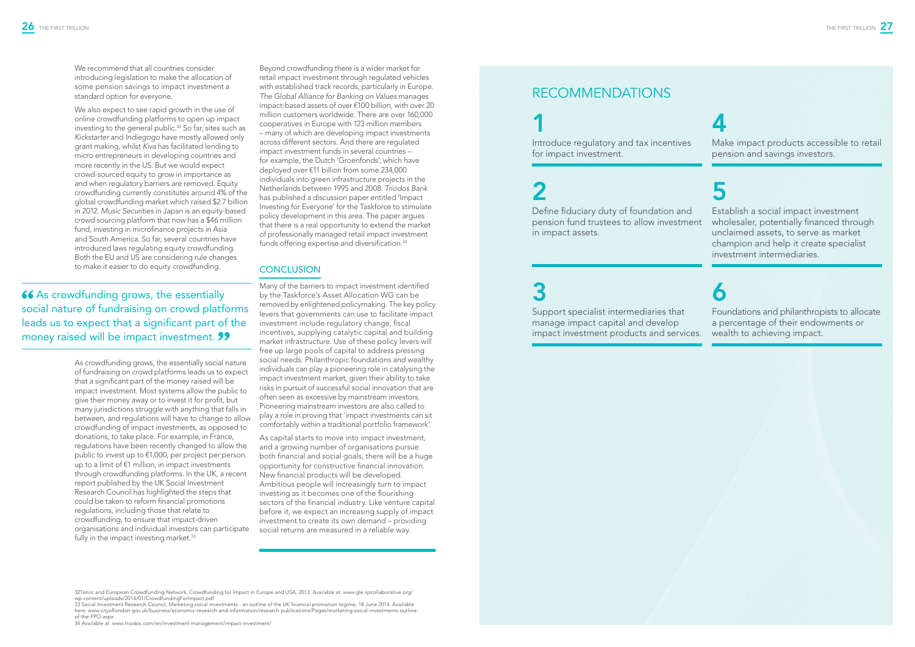We recommend that all countries consider introducing legislation to make the allocation of some pension savings to impact investment a standard option for everyone.

We also expect to see rapid growth in the use of online crowdfunding platforms to open up impact investing to the general public.[32] So far, sites such as *Kickstarter* and *Indiegogo* have mostly allowed only grant making, whilst *Kiva* has facilitated lending to micro entrepreneurs in developing countries and more recently in the US. But we would expect crowd-sourced equity to grow in importance as and when regulatory barriers are removed. Equity crowdfunding currently constitutes around 4% of the global crowdfunding market which raised $2.7 billion in 2012. *Music Securities* in Japan is an equity-based crowd sourcing platform that now has a $46 million fund, investing in microfinance projects in Asia and South America. So far, several countries have introduced laws regulating equity crowdfunding. Both the EU and US are considering rule changes to make it easier to do equity crowdfunding.

> “As crowdfunding grows, the essentially social nature of fundraising on crowd platforms leads us to expect that a significant part of the money raised will be impact investment.”

As crowdfunding grows, the essentially social nature of fundraising on crowd platforms leads us to expect that a significant part of the money raised will be impact investment. Most systems allow the public to give their money away or to invest it for profit, but many jurisdictions struggle with anything that falls in between, and regulations will have to change to allow crowdfunding of impact investments, as opposed to donations, to take place. For example, in France, regulations have been recently changed to allow the public to invest up to €1,000, per project per person up to a limit of €1 million, in impact investments through crowdfunding platforms. In the UK, a recent report published by the UK Social Investment Research Council has highlighted the steps that could be taken to reform financial promotions regulations, including those that relate to crowdfunding, to ensure that impact-driven organisations and individual investors can participate fully in the impact investing market.[33]

Beyond crowdfunding there is a wider market for retail impact investment through regulated vehicles with established track records, particularly in Europe. *The Global Alliance for Banking on Values* manages impact-based assets of over €100 billion, with over 20 million customers worldwide. There are over 160,000 cooperatives in Europe with 123 million members – many of which are developing impact investments across different sectors. And there are regulated impact investment funds in several countries – for example, the Dutch 'Groenfonds', which have deployed over €11 billion from some 234,000 individuals into green infrastructure projects in the Netherlands between 1995 and 2008. *Triodos Bank* has published a discussion paper entitled 'Impact Investing for Everyone' for the Taskforce to stimulate policy development in this area. The paper argues that there is a real opportunity to extend the market of professionally managed retail impact investment funds offering expertise and diversification.[34]

## CONCLUSION

Many of the barriers to impact investment identified by the Taskforce's Asset Allocation WG can be removed by enlightened policymaking. The key policy levers that governments can use to facilitate impact investment include regulatory change, fiscal incentives, supplying catalytic capital and building market infrastructure. Use of these policy levers will free up large pools of capital to address pressing social needs. Philanthropic foundations and wealthy individuals can play a pioneering role in catalysing the impact investment market, given their ability to take risks in pursuit of successful social innovation that are often seen as excessive by mainstream investors. Pioneering mainstream investors are also called to play a role in proving that 'impact investments can sit comfortably within a traditional portfolio framework'.

As capital starts to move into impact investment, and a growing number of organisations pursue both financial and social goals, there will be a huge opportunity for constructive financial innovation. New financial products will be developed. Ambitious people will increasingly turn to impact investing as it becomes one of the flourishing sectors of the financial industry. Like venture capital before it, we expect an increasing supply of impact investment to create its own demand – providing social returns are measured in a reliable way.

## RECOMMENDATIONS

**1** Introduce regulatory and tax incentives for impact investment.

**2** Define fiduciary duty of foundation and pension fund trustees to allow investment in impact assets.

**3** Support specialist intermediaries that manage impact capital and develop impact investment products and services.

**4** Make impact products accessible to retail pension and savings investors.

**5** Establish a social impact investment wholesaler, potentially financed through unclaimed assets, to serve as market champion and help it create specialist investment intermediaries.

**6** Foundations and philanthropists to allocate a percentage of their endowments or wealth to achieving impact.

---

32 Toniic and European Crowdfunding Network, Crowdfunding for Impact in Europe and USA, 2013. Available at: www.gle.iipcollaborative.org/wp-content/uploads/2014/01/CrowdfundingForImpact.pdf

33 Social Investment Research Council, Marketing social investments - an outline of the UK financial promotion regime, 18 June 2014. Available here: www.cityoflondon.gov.uk/business/economic-research-and-information/research-publications/Pages/marketing-social-investments-outline-of-the-FPO.aspx

34 Available at: www.triodos.com/en/investment-management/impact-investment/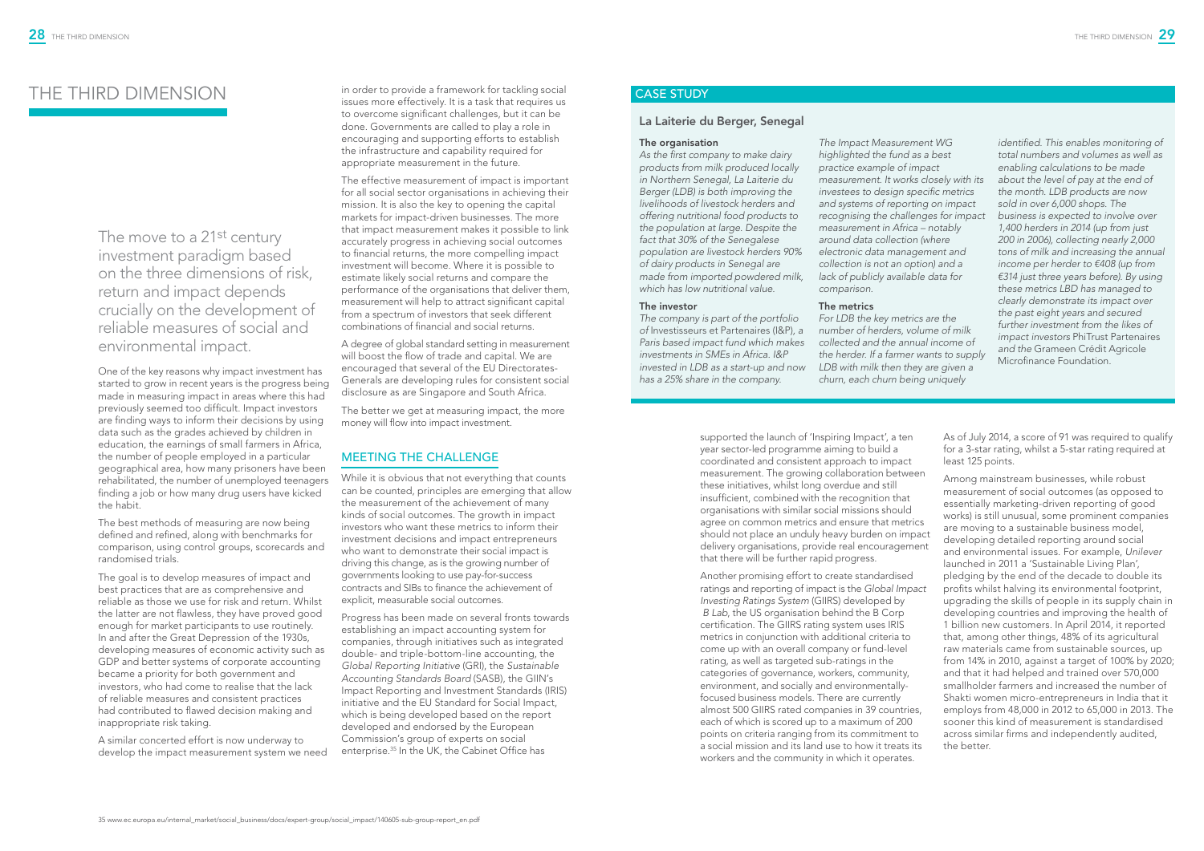# THE THIRD DIMENSION

The move to a 21st century investment paradigm based on the three dimensions of risk, return and impact depends crucially on the development of reliable measures of social and environmental impact.

One of the key reasons why impact investment has started to grow in recent years is the progress being made in measuring impact in areas where this had previously seemed too difficult. Impact investors are finding ways to inform their decisions by using data such as the grades achieved by children in education, the earnings of small farmers in Africa, the number of people employed in a particular geographical area, how many prisoners have been rehabilitated, the number of unemployed teenagers finding a job or how many drug users have kicked the habit.

The best methods of measuring are now being defined and refined, along with benchmarks for comparison, using control groups, scorecards and randomised trials.

The goal is to develop measures of impact and best practices that are as comprehensive and reliable as those we use for risk and return. Whilst the latter are not flawless, they have proved good enough for market participants to use routinely. In and after the Great Depression of the 1930s, developing measures of economic activity such as GDP and better systems of corporate accounting became a priority for both government and investors, who had come to realise that the lack of reliable measures and consistent practices had contributed to flawed decision making and inappropriate risk taking.

A similar concerted effort is now underway to develop the impact measurement system we need in order to provide a framework for tackling social issues more effectively. It is a task that requires us to overcome significant challenges, but it can be done. Governments are called to play a role in encouraging and supporting efforts to establish the infrastructure and capability required for appropriate measurement in the future.

The effective measurement of impact is important for all social sector organisations in achieving their mission. It is also the key to opening the capital markets for impact-driven businesses. The more that impact measurement makes it possible to link accurately progress in achieving social outcomes to financial returns, the more compelling impact investment will become. Where it is possible to estimate likely social returns and compare the performance of the organisations that deliver them, measurement will help to attract significant capital from a spectrum of investors that seek different combinations of financial and social returns.

A degree of global standard setting in measurement will boost the flow of trade and capital. We are encouraged that several of the EU Directorates-Generals are developing rules for consistent social disclosure as are Singapore and South Africa.

The better we get at measuring impact, the more money will flow into impact investment.

## MEETING THE CHALLENGE

While it is obvious that not everything that counts can be counted, principles are emerging that allow the measurement of the achievement of many kinds of social outcomes. The growth in impact investors who want these metrics to inform their investment decisions and impact entrepreneurs who want to demonstrate their social impact is driving this change, as is the growing number of governments looking to use pay-for-success contracts and SIBs to finance the achievement of explicit, measurable social outcomes.

Progress has been made on several fronts towards establishing an impact accounting system for companies, through initiatives such as integrated double- and triple-bottom-line accounting, the *Global Reporting Initiative* (GRI), the *Sustainable Accounting Standards Board* (SASB), the GIIN's Impact Reporting and Investment Standards (IRIS) initiative and the EU Standard for Social Impact, which is being developed based on the report developed and endorsed by the European Commission's group of experts on social enterprise.[35] In the UK, the Cabinet Office has supported the launch of 'Inspiring Impact', a ten year sector-led programme aiming to build a coordinated and consistent approach to impact measurement. The growing collaboration between these initiatives, whilst long overdue and still insufficient, combined with the recognition that organisations with similar social missions should agree on common metrics and ensure that metrics should not place an unduly heavy burden on impact delivery organisations, provide real encouragement that there will be further rapid progress.

Another promising effort to create standardised ratings and reporting of impact is the *Global Impact Investing Ratings System* (GIIRS) developed by *B Lab*, the US organisation behind the B Corp certification. The GIIRS rating system uses IRIS metrics in conjunction with additional criteria to come up with an overall company or fund-level rating, as well as targeted sub-ratings in the categories of governance, workers, community, environment, and socially and environmentally-focused business models. There are currently almost 500 GIIRS rated companies in 39 countries, each of which is scored up to a maximum of 200 points on criteria ranging from its commitment to a social mission and its land use to how it treats its workers and the community in which it operates.

As of July 2014, a score of 91 was required to qualify for a 3-star rating, whilst a 5-star rating required at least 125 points.

Among mainstream businesses, while robust measurement of social outcomes (as opposed to essentially marketing-driven reporting of good works) is still unusual, some prominent companies are moving to a sustainable business model, developing detailed reporting around social and environmental issues. For example, *Unilever* launched in 2011 a 'Sustainable Living Plan', pledging by the end of the decade to double its profits whilst halving its environmental footprint, upgrading the skills of people in its supply chain in developing countries and improving the health of 1 billion new customers. In April 2014, it reported that, among other things, 48% of its agricultural raw materials came from sustainable sources, up from 14% in 2010, against a target of 100% by 2020; and that it had helped and trained over 570,000 smallholder farmers and increased the number of Shakti women micro-entrepreneurs in India that it employs from 48,000 in 2012 to 65,000 in 2013. The sooner this kind of measurement is standardised across similar firms and independently audited, the better.

## CASE STUDY

### La Laiterie du Berger, Senegal

**The organisation**

*As the first company to make dairy products from milk produced locally in Northern Senegal, La Laiterie du Berger (LDB) is both improving the livelihoods of livestock herders and offering nutritional food products to the population at large. Despite the fact that 30% of the Senegalese population are livestock herders 90% of dairy products in Senegal are made from imported powdered milk, which has low nutritional value.*

**The investor**

*The company is part of the portfolio of* Investisseurs et Partenaires (I&P)*, a Paris based impact fund which makes investments in SMEs in Africa. I&P invested in LDB as a start-up and now has a 25% share in the company.*

*The Impact Measurement WG highlighted the fund as a best practice example of impact measurement. It works closely with its investees to design specific metrics and systems of reporting on impact recognising the challenges for impact measurement in Africa – notably around data collection (where electronic data management and collection is not an option) and a lack of publicly available data for comparison.*

**The metrics**

*For LDB the key metrics are the number of herders, volume of milk collected and the annual income of the herder. If a farmer wants to supply LDB with milk then they are given a churn, each churn being uniquely identified. This enables monitoring of total numbers and volumes as well as enabling calculations to be made about the level of pay at the end of the month. LDB products are now sold in over 6,000 shops. The business is expected to involve over 1,400 herders in 2014 (up from just 200 in 2006), collecting nearly 2,000 tons of milk and increasing the annual income per herder to €408 (up from €314 just three years before). By using these metrics LBD has managed to clearly demonstrate its impact over the past eight years and secured further investment from the likes of impact investors* PhiTrust Partenaires *and the* Grameen Crédit Agricole Microfinance Foundation*.*

---

35 www.ec.europa.eu/internal_market/social_business/docs/expert-group/social_impact/140605-sub-group-report_en.pdf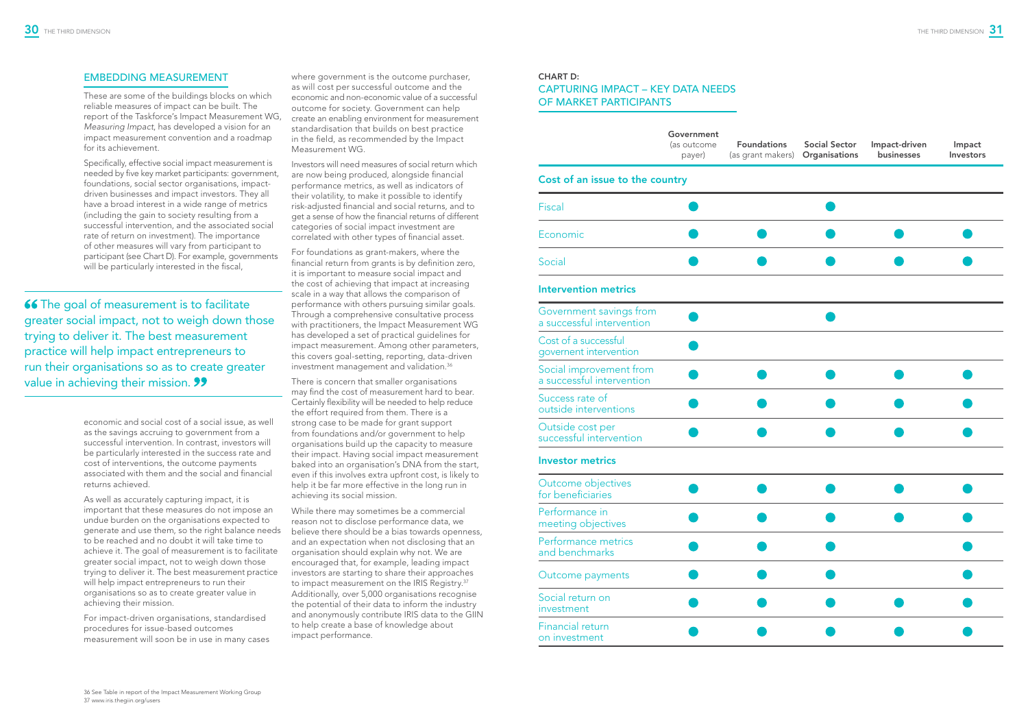## EMBEDDING MEASUREMENT

These are some of the buildings blocks on which reliable measures of impact can be built. The report of the Taskforce's Impact Measurement WG, *Measuring Impact*, has developed a vision for an impact measurement convention and a roadmap for its achievement.

Specifically, effective social impact measurement is needed by five key market participants: government, foundations, social sector organisations, impact-driven businesses and impact investors. They all have a broad interest in a wide range of metrics (including the gain to society resulting from a successful intervention, and the associated social rate of return on investment). The importance of other measures will vary from participant to participant (see Chart D). For example, governments will be particularly interested in the fiscal, economic and social cost of a social issue, as well as the savings accruing to government from a successful intervention. In contrast, investors will be particularly interested in the success rate and cost of interventions, the outcome payments associated with them and the social and financial returns achieved.

> “The goal of measurement is to facilitate greater social impact, not to weigh down those trying to deliver it. The best measurement practice will help impact entrepreneurs to run their organisations so as to create greater value in achieving their mission.”

As well as accurately capturing impact, it is important that these measures do not impose an undue burden on the organisations expected to generate and use them, so the right balance needs to be reached and no doubt it will take time to achieve it. The goal of measurement is to facilitate greater social impact, not to weigh down those trying to deliver it. The best measurement practice will help impact entrepreneurs to run their organisations so as to create greater value in achieving their mission.

For impact-driven organisations, standardised procedures for issue-based outcomes measurement will soon be in use in many cases where government is the outcome purchaser, as will cost per successful outcome and the economic and non-economic value of a successful outcome for society. Government can help create an enabling environment for measurement standardisation that builds on best practice in the field, as recommended by the Impact Measurement WG.

Investors will need measures of social return which are now being produced, alongside financial performance metrics, as well as indicators of their volatility, to make it possible to identify risk-adjusted financial and social returns, and to get a sense of how the financial returns of different categories of social impact investment are correlated with other types of financial asset.

For foundations as grant-makers, where the financial return from grants is by definition zero, it is important to measure social impact and the cost of achieving that impact at increasing scale in a way that allows the comparison of performance with others pursuing similar goals. Through a comprehensive consultative process with practitioners, the Impact Measurement WG has developed a set of practical guidelines for impact measurement. Among other parameters, this covers goal-setting, reporting, data-driven investment management and validation.[36]

There is concern that smaller organisations may find the cost of measurement hard to bear. Certainly flexibility will be needed to help reduce the effort required from them. There is a strong case to be made for grant support from foundations and/or government to help organisations build up the capacity to measure their impact. Having social impact measurement baked into an organisation's DNA from the start, even if this involves extra upfront cost, is likely to help it be far more effective in the long run in achieving its social mission.

While there may sometimes be a commercial reason not to disclose performance data, we believe there should be a bias towards openness, and an expectation when not disclosing that an organisation should explain why not. We are encouraged that, for example, leading impact investors are starting to share their approaches to impact measurement on the IRIS Registry.[37] Additionally, over 5,000 organisations recognise the potential of their data to inform the industry and anonymously contribute IRIS data to the GIIN to help create a base of knowledge about impact performance.

### CHART D: CAPTURING IMPACT – KEY DATA NEEDS OF MARKET PARTICIPANTS

| | Government (as outcome payer) | Foundations (as grant makers) | Social Sector Organisations | Impact-driven businesses | Impact Investors |
|---|---|---|---|---|---|
| **Cost of an issue to the country** | | | | | |
| Fiscal | ● | | ● | | |
| Economic | ● | ● | ● | ● | ● |
| Social | ● | ● | ● | ● | ● |
| **Intervention metrics** | | | | | |
| Government savings from a successful intervention | ● | | ● | | |
| Cost of a successful goverment intervention | ● | | | | |
| Social improvement from a successful intervention | ● | ● | ● | ● | ● |
| Success rate of outside interventions | ● | ● | ● | ● | ● |
| Outside cost per successful intervention | ● | ● | ● | ● | ● |
| **Investor metrics** | | | | | |
| Outcome objectives for beneficiaries | ● | ● | ● | ● | ● |
| Performance in meeting objectives | ● | ● | ● | ● | ● |
| Performance metrics and benchmarks | ● | ● | ● | | ● |
| Outcome payments | ● | ● | ● | | ● |
| Social return on investment | ● | ● | ● | ● | ● |
| Financial return on investment | ● | ● | ● | ● | ● |

36 See Table in report of the Impact Measurement Working Group
37 www.iris.thegiin.org/users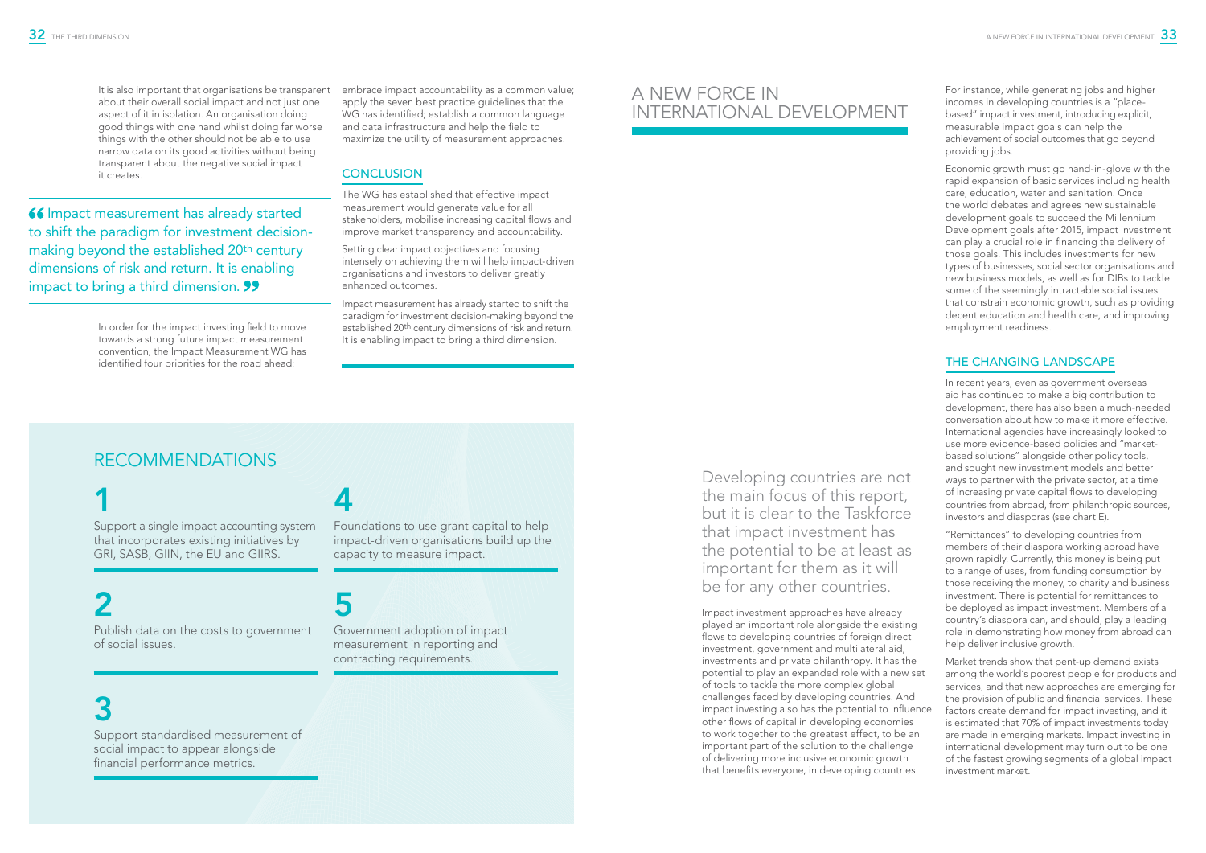It is also important that organisations be transparent about their overall social impact and not just one aspect of it in isolation. An organisation doing good things with one hand whilst doing far worse things with the other should not be able to use narrow data on its good activities without being transparent about the negative social impact it creates.

> "Impact measurement has already started to shift the paradigm for investment decision-making beyond the established 20th century dimensions of risk and return. It is enabling impact to bring a third dimension."

In order for the impact investing field to move towards a strong future impact measurement convention, the Impact Measurement WG has identified four priorities for the road ahead:

embrace impact accountability as a common value; apply the seven best practice guidelines that the WG has identified; establish a common language and data infrastructure and help the field to maximize the utility of measurement approaches.

### CONCLUSION

The WG has established that effective impact measurement would generate value for all stakeholders, mobilise increasing capital flows and improve market transparency and accountability.

Setting clear impact objectives and focusing intensely on achieving them will help impact-driven organisations and investors to deliver greatly enhanced outcomes.

Impact measurement has already started to shift the paradigm for investment decision-making beyond the established 20th century dimensions of risk and return. It is enabling impact to bring a third dimension.

## RECOMMENDATIONS

**1**

Support a single impact accounting system that incorporates existing initiatives by GRI, SASB, GIIN, the EU and GIIRS.

**2**

Publish data on the costs to government of social issues.

**3**

Support standardised measurement of social impact to appear alongside financial performance metrics.

**4**

Foundations to use grant capital to help impact-driven organisations build up the capacity to measure impact.

**5**

Government adoption of impact measurement in reporting and contracting requirements.

# A NEW FORCE IN INTERNATIONAL DEVELOPMENT

> Developing countries are not the main focus of this report, but it is clear to the Taskforce that impact investment has the potential to be at least as important for them as it will be for any other countries.

Impact investment approaches have already played an important role alongside the existing flows to developing countries of foreign direct investment, government and multilateral aid, investments and private philanthropy. It has the potential to play an expanded role with a new set of tools to tackle the more complex global challenges faced by developing countries. And impact investing also has the potential to influence other flows of capital in developing economies to work together to the greatest effect, to be an important part of the solution to the challenge of delivering more inclusive economic growth that benefits everyone, in developing countries.

For instance, while generating jobs and higher incomes in developing countries is a "place-based" impact investment, introducing explicit, measurable impact goals can help the achievement of social outcomes that go beyond providing jobs.

Economic growth must go hand-in-glove with the rapid expansion of basic services including health care, education, water and sanitation. Once the world debates and agrees new sustainable development goals to succeed the Millennium Development goals after 2015, impact investment can play a crucial role in financing the delivery of those goals. This includes investments for new types of businesses, social sector organisations and new business models, as well as for DIBs to tackle some of the seemingly intractable social issues that constrain economic growth, such as providing decent education and health care, and improving employment readiness.

### THE CHANGING LANDSCAPE

In recent years, even as government overseas aid has continued to make a big contribution to development, there has also been a much-needed conversation about how to make it more effective. International agencies have increasingly looked to use more evidence-based policies and "market-based solutions" alongside other policy tools, and sought new investment models and better ways to partner with the private sector, at a time of increasing private capital flows to developing countries from abroad, from philanthropic sources, investors and diasporas (see chart E).

"Remittances" to developing countries from members of their diaspora working abroad have grown rapidly. Currently, this money is being put to a range of uses, from funding consumption by those receiving the money, to charity and business investment. There is potential for remittances to be deployed as impact investment. Members of a country's diaspora can, and should, play a leading role in demonstrating how money from abroad can help deliver inclusive growth.

Market trends show that pent-up demand exists among the world's poorest people for products and services, and that new approaches are emerging for the provision of public and financial services. These factors create demand for impact investing, and it is estimated that 70% of impact investments today are made in emerging markets. Impact investing in international development may turn out to be one of the fastest growing segments of a global impact investment market.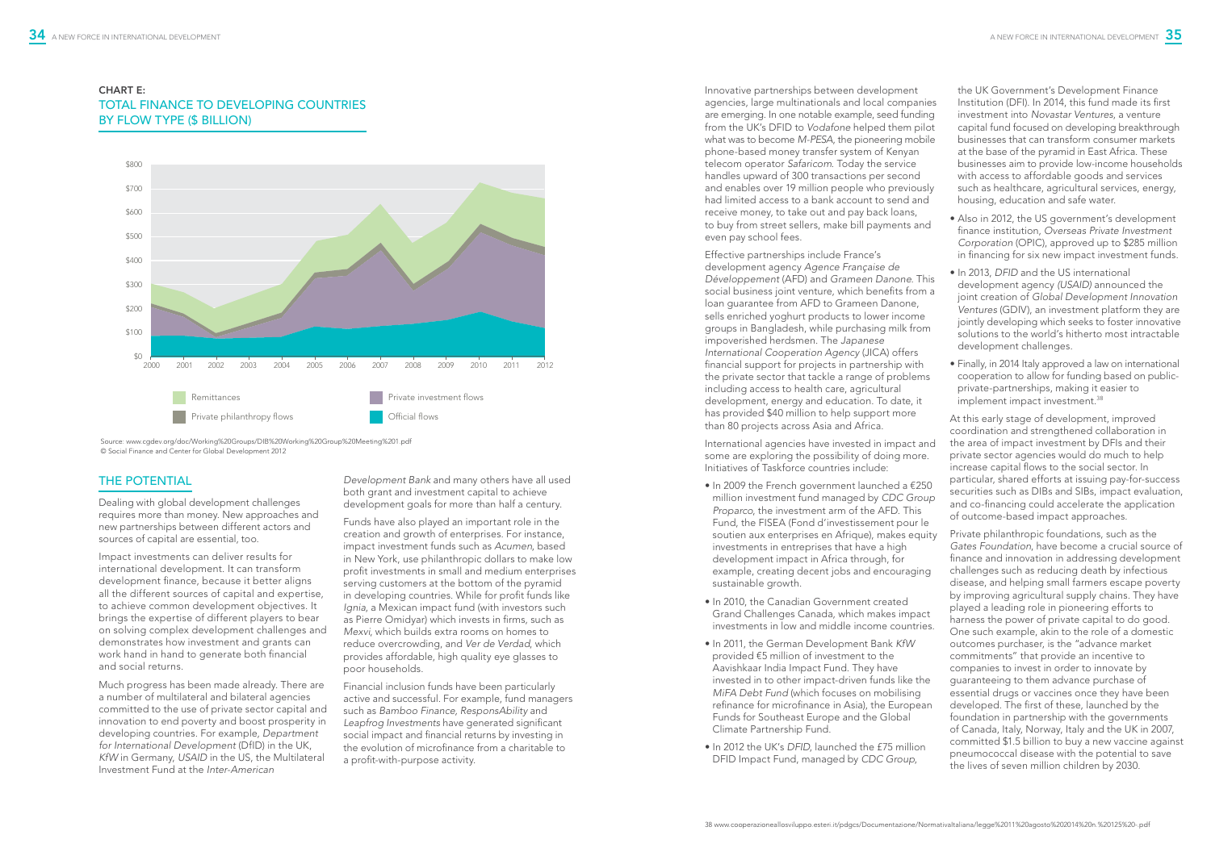## CHART E:
## TOTAL FINANCE TO DEVELOPING COUNTRIES BY FLOW TYPE ($ BILLION)

Remittances | Private investment flows | Private philanthropy flows | Official flows

Source: www.cgdev.org/doc/Working%20Groups/DIB%20Working%20Group%20Meeting%201.pdf
© Social Finance and Center for Global Development 2012

## THE POTENTIAL

Dealing with global development challenges requires more than money. New approaches and new partnerships between different actors and sources of capital are essential, too.

Impact investments can deliver results for international development. It can transform development finance, because it better aligns all the different sources of capital and expertise, to achieve common development objectives. It brings the expertise of different players to bear on solving complex development challenges and demonstrates how investment and grants can work hand in hand to generate both financial and social returns.

Much progress has been made already. There are a number of multilateral and bilateral agencies committed to the use of private sector capital and innovation to end poverty and boost prosperity in developing countries. For example, *Department for International Development* (DfID) in the UK, *KfW* in Germany, *USAID* in the US, the Multilateral Investment Fund at the *Inter-American Development Bank* and many others have all used both grant and investment capital to achieve development goals for more than half a century.

Funds have also played an important role in the creation and growth of enterprises. For instance, impact investment funds such as *Acumen*, based in New York, use philanthropic dollars to make low profit investments in small and medium enterprises serving customers at the bottom of the pyramid in developing countries. While for profit funds like *Ignia*, a Mexican impact fund (with investors such as Pierre Omidyar) which invests in firms, such as *Mexvi*, which builds extra rooms on homes to reduce overcrowding, and *Ver de Verdad*, which provides affordable, high quality eye glasses to poor households.

Financial inclusion funds have been particularly active and successful. For example, fund managers such as *Bamboo Finance, ResponsAbility* and *Leapfrog Investments* have generated significant social impact and financial returns by investing in the evolution of microfinance from a charitable to a profit-with-purpose activity.

Innovative partnerships between development agencies, large multinationals and local companies are emerging. In one notable example, seed funding from the UK's DFID to *Vodafone* helped them pilot what was to become *M-PESA*, the pioneering mobile phone-based money transfer system of Kenyan telecom operator *Safaricom*. Today the service handles upward of 300 transactions per second and enables over 19 million people who previously had limited access to a bank account to send and receive money, to take out and pay back loans, to buy from street sellers, make bill payments and even pay school fees.

Effective partnerships include France's development agency *Agence Française de Développement* (AFD) and *Grameen Danone*. This social business joint venture, which benefits from a loan guarantee from AFD to Grameen Danone, sells enriched yoghurt products to lower income groups in Bangladesh, while purchasing milk from impoverished herdsmen. The *Japanese International Cooperation Agency* (JICA) offers financial support for projects in partnership with the private sector that tackle a range of problems including access to health care, agricultural development, energy and education. To date, it has provided $40 million to help support more than 80 projects across Asia and Africa.

International agencies have invested in impact and some are exploring the possibility of doing more. Initiatives of Taskforce countries include:

- In 2009 the French government launched a €250 million investment fund managed by *CDC Group Proparco*, the investment arm of the AFD. This Fund, the FISEA (Fond d'investissement pour le soutien aux enterprises en Afrique), makes equity investments in entreprises that have a high development impact in Africa through, for example, creating decent jobs and encouraging sustainable growth.
- In 2010, the Canadian Government created Grand Challenges Canada, which makes impact investments in low and middle income countries.
- In 2011, the German Development Bank *KfW* provided €5 million of investment to the Aavishkaar India Impact Fund. They have invested in to other impact-driven funds like the *MiFA Debt Fund* (which focuses on mobilising refinance for microfinance in Asia), the European Funds for Southeast Europe and the Global Climate Partnership Fund.
- In 2012 the UK's *DFID*, launched the £75 million DFID Impact Fund, managed by *CDC Group*, the UK Government's Development Finance Institution (DFI). In 2014, this fund made its first investment into *Novastar Ventures*, a venture capital fund focused on developing breakthrough businesses that can transform consumer markets at the base of the pyramid in East Africa. These businesses aim to provide low-income households with access to affordable goods and services such as healthcare, agricultural services, energy, housing, education and safe water.
- Also in 2012, the US government's development finance institution, *Overseas Private Investment Corporation* (OPIC), approved up to $285 million in financing for six new impact investment funds.
- In 2013, *DFID* and the US international development agency *(USAID)* announced the joint creation of *Global Development Innovation Ventures* (GDIV), an investment platform they are jointly developing which seeks to foster innovative solutions to the world's hitherto most intractable development challenges.
- Finally, in 2014 Italy approved a law on international cooperation to allow for funding based on public-private-partnerships, making it easier to implement impact investment.[38]

At this early stage of development, improved coordination and strengthened collaboration in the area of impact investment by DFIs and their private sector agencies would do much to help increase capital flows to the social sector. In particular, shared efforts at issuing pay-for-success securities such as DIBs and SIBs, impact evaluation, and co-financing could accelerate the application of outcome-based impact approaches.

Private philanthropic foundations, such as the *Gates Foundation*, have become a crucial source of finance and innovation in addressing development challenges such as reducing death by infectious disease, and helping small farmers escape poverty by improving agricultural supply chains. They have played a leading role in pioneering efforts to harness the power of private capital to do good. One such example, akin to the role of a domestic outcomes purchaser, is the "advance market commitments" that provide an incentive to companies to invest in order to innovate by guaranteeing to them advance purchase of essential drugs or vaccines once they have been developed. The first of these, launched by the foundation in partnership with the governments of Canada, Italy, Norway, Italy and the UK in 2007, committed $1.5 billion to buy a new vaccine against pneumococcal disease with the potential to save the lives of seven million children by 2030.

[38] www.cooperazioneallosviluppo.esteri.it/pdgcs/Documentazione/NormativaItaliana/legge%2011%20agosto%202014%20n.%20125%20-.pdf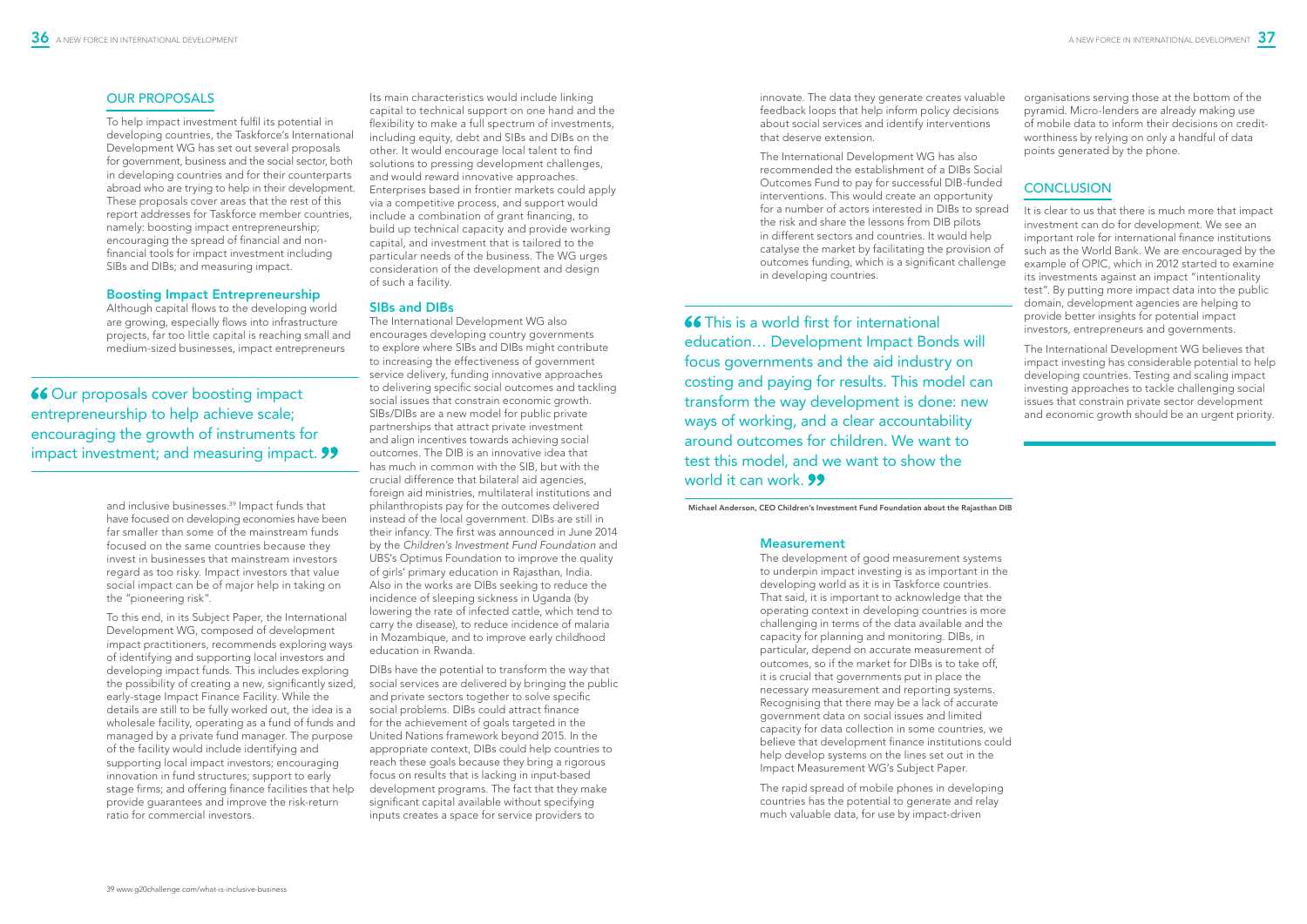## OUR PROPOSALS

To help impact investment fulfil its potential in developing countries, the Taskforce's International Development WG has set out several proposals for government, business and the social sector, both in developing countries and for their counterparts abroad who are trying to help in their development. These proposals cover areas that the rest of this report addresses for Taskforce member countries, namely: boosting impact entrepreneurship; encouraging the spread of financial and non-financial tools for impact investment including SIBs and DIBs; and measuring impact.

### Boosting Impact Entrepreneurship

Although capital flows to the developing world are growing, especially flows into infrastructure projects, far too little capital is reaching small and medium-sized businesses, impact entrepreneurs and inclusive businesses.[39] Impact funds that have focused on developing economies have been far smaller than some of the mainstream funds focused on the same countries because they invest in businesses that mainstream investors regard as too risky. Impact investors that value social impact can be of major help in taking on the "pioneering risk".

> "Our proposals cover boosting impact entrepreneurship to help achieve scale; encouraging the growth of instruments for impact investment; and measuring impact."

To this end, in its Subject Paper, the International Development WG, composed of development impact practitioners, recommends exploring ways of identifying and supporting local investors and developing impact funds. This includes exploring the possibility of creating a new, significantly sized, early-stage Impact Finance Facility. While the details are still to be fully worked out, the idea is a wholesale facility, operating as a fund of funds and managed by a private fund manager. The purpose of the facility would include identifying and supporting local impact investors; encouraging innovation in fund structures; support to early stage firms; and offering finance facilities that help provide guarantees and improve the risk-return ratio for commercial investors.

Its main characteristics would include linking capital to technical support on one hand and the flexibility to make a full spectrum of investments, including equity, debt and SIBs and DIBs on the other. It would encourage local talent to find solutions to pressing development challenges, and would reward innovative approaches. Enterprises based in frontier markets could apply via a competitive process, and support would include a combination of grant financing, to build up technical capacity and provide working capital, and investment that is tailored to the particular needs of the business. The WG urges consideration of the development and design of such a facility.

### SIBs and DIBs

The International Development WG also encourages developing country governments to explore where SIBs and DIBs might contribute to increasing the effectiveness of government service delivery, funding innovative approaches to delivering specific social outcomes and tackling social issues that constrain economic growth. SIBs/DIBs are a new model for public private partnerships that attract private investment and align incentives towards achieving social outcomes. The DIB is an innovative idea that has much in common with the SIB, but with the crucial difference that bilateral aid agencies, foreign aid ministries, multilateral institutions and philanthropists pay for the outcomes delivered instead of the local government. DIBs are still in their infancy. The first was announced in June 2014 by the *Children's Investment Fund Foundation* and UBS's Optimus Foundation to improve the quality of girls' primary education in Rajasthan, India. Also in the works are DIBs seeking to reduce the incidence of sleeping sickness in Uganda (by lowering the rate of infected cattle, which tend to carry the disease), to reduce incidence of malaria in Mozambique, and to improve early childhood education in Rwanda.

DIBs have the potential to transform the way that social services are delivered by bringing the public and private sectors together to solve specific social problems. DIBs could attract finance for the achievement of goals targeted in the United Nations framework beyond 2015. In the appropriate context, DIBs could help countries to reach these goals because they bring a rigorous focus on results that is lacking in input-based development programs. The fact that they make significant capital available without specifying inputs creates a space for service providers to innovate. The data they generate creates valuable feedback loops that help inform policy decisions about social services and identify interventions that deserve extension.

The International Development WG has also recommended the establishment of a DIBs Social Outcomes Fund to pay for successful DIB-funded interventions. This would create an opportunity for a number of actors interested in DIBs to spread the risk and share the lessons from DIB pilots in different sectors and countries. It would help catalyse the market by facilitating the provision of outcomes funding, which is a significant challenge in developing countries.

> "This is a world first for international education… Development Impact Bonds will focus governments and the aid industry on costing and paying for results. This model can transform the way development is done: new ways of working, and a clear accountability around outcomes for children. We want to test this model, and we want to show the world it can work."

**Michael Anderson, CEO Children's Investment Fund Foundation about the Rajasthan DIB**

### Measurement

The development of good measurement systems to underpin impact investing is as important in the developing world as it is in Taskforce countries. That said, it is important to acknowledge that the operating context in developing countries is more challenging in terms of the data available and the capacity for planning and monitoring. DIBs, in particular, depend on accurate measurement of outcomes, so if the market for DIBs is to take off, it is crucial that governments put in place the necessary measurement and reporting systems. Recognising that there may be a lack of accurate government data on social issues and limited capacity for data collection in some countries, we believe that development finance institutions could help develop systems on the lines set out in the Impact Measurement WG's Subject Paper.

The rapid spread of mobile phones in developing countries has the potential to generate and relay much valuable data, for use by impact-driven organisations serving those at the bottom of the pyramid. Micro-lenders are already making use of mobile data to inform their decisions on credit-worthiness by relying on only a handful of data points generated by the phone.

## CONCLUSION

It is clear to us that there is much more that impact investment can do for development. We see an important role for international finance institutions such as the World Bank. We are encouraged by the example of OPIC, which in 2012 started to examine its investments against an impact "intentionality test". By putting more impact data into the public domain, development agencies are helping to provide better insights for potential impact investors, entrepreneurs and governments.

The International Development WG believes that impact investing has considerable potential to help developing countries. Testing and scaling impact investing approaches to tackle challenging social issues that constrain private sector development and economic growth should be an urgent priority.

39 www.g20challenge.com/what-is-inclusive-business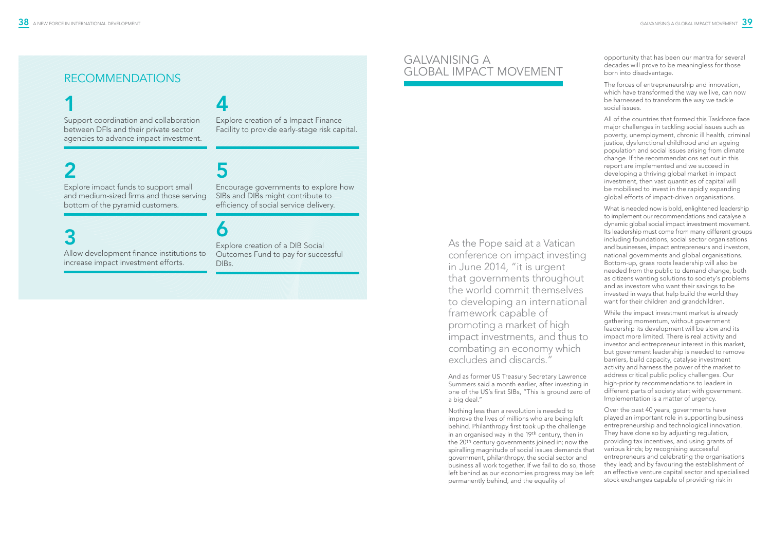## RECOMMENDATIONS

**1**
Support coordination and collaboration between DFIs and their private sector agencies to advance impact investment.

**2**
Explore impact funds to support small and medium-sized firms and those serving bottom of the pyramid customers.

**3**
Allow development finance institutions to increase impact investment efforts.

**4**
Explore creation of a Impact Finance Facility to provide early-stage risk capital.

**5**
Encourage governments to explore how SIBs and DIBs might contribute to efficiency of social service delivery.

**6**
Explore creation of a DIB Social Outcomes Fund to pay for successful DIBs.

# GALVANISING A GLOBAL IMPACT MOVEMENT

As the Pope said at a Vatican conference on impact investing in June 2014, "it is urgent that governments throughout the world commit themselves to developing an international framework capable of promoting a market of high impact investments, and thus to combating an economy which excludes and discards."

And as former US Treasury Secretary Lawrence Summers said a month earlier, after investing in one of the US's first SIBs, "This is ground zero of a big deal."

Nothing less than a revolution is needed to improve the lives of millions who are being left behind. Philanthropy first took up the challenge in an organised way in the 19th century, then in the 20th century governments joined in; now the spiralling magnitude of social issues demands that government, philanthropy, the social sector and business all work together. If we fail to do so, those left behind as our economies progress may be left permanently behind, and the equality of opportunity that has been our mantra for several decades will prove to be meaningless for those born into disadvantage.

The forces of entrepreneurship and innovation, which have transformed the way we live, can now be harnessed to transform the way we tackle social issues.

All of the countries that formed this Taskforce face major challenges in tackling social issues such as poverty, unemployment, chronic ill health, criminal justice, dysfunctional childhood and an ageing population and social issues arising from climate change. If the recommendations set out in this report are implemented and we succeed in developing a thriving global market in impact investment, then vast quantities of capital will be mobilised to invest in the rapidly expanding global efforts of impact-driven organisations.

What is needed now is bold, enlightened leadership to implement our recommendations and catalyse a dynamic global social impact investment movement. Its leadership must come from many different groups including foundations, social sector organisations and businesses, impact entrepreneurs and investors, national governments and global organisations. Bottom-up, grass roots leadership will also be needed from the public to demand change, both as citizens wanting solutions to society's problems and as investors who want their savings to be invested in ways that help build the world they want for their children and grandchildren.

While the impact investment market is already gathering momentum, without government leadership its development will be slow and its impact more limited. There is real activity and investor and entrepreneur interest in this market, but government leadership is needed to remove barriers, build capacity, catalyse investment activity and harness the power of the market to address critical public policy challenges. Our high-priority recommendations to leaders in different parts of society start with government. Implementation is a matter of urgency.

Over the past 40 years, governments have played an important role in supporting business entrepreneurship and technological innovation. They have done so by adjusting regulation, providing tax incentives, and using grants of various kinds; by recognising successful entrepreneurs and celebrating the organisations they lead; and by favouring the establishment of an effective venture capital sector and specialised stock exchanges capable of providing risk in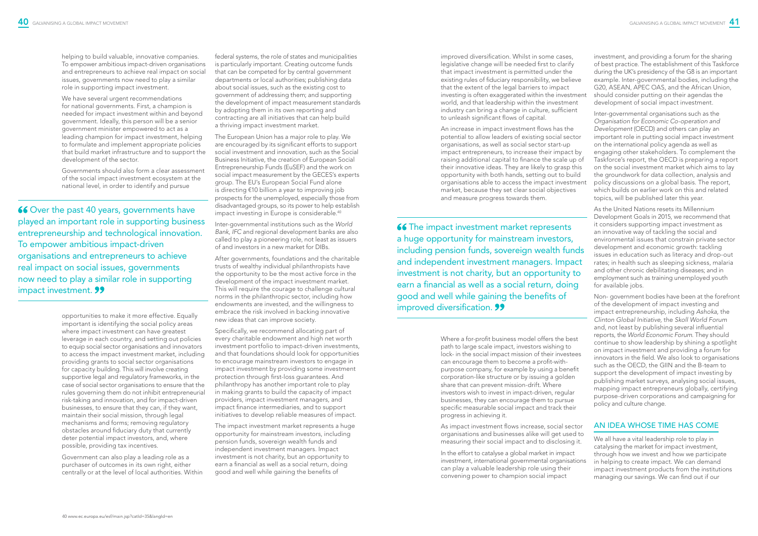helping to build valuable, innovative companies. To empower ambitious impact-driven organisations and entrepreneurs to achieve real impact on social issues, governments now need to play a similar role in supporting impact investment.

We have several urgent recommendations for national governments. First, a champion is needed for impact investment within and beyond government. Ideally, this person will be a senior government minister empowered to act as a leading champion for impact investment, helping to formulate and implement appropriate policies that build market infrastructure and to support the development of the sector.

Governments should also form a clear assessment of the social impact investment ecosystem at the national level, in order to identify and pursue opportunities to make it more effective. Equally important is identifying the social policy areas where impact investment can have greatest leverage in each country, and setting out policies to equip social sector organisations and innovators to access the impact investment market, including providing grants to social sector organisations for capacity building. This will involve creating supportive legal and regulatory frameworks, in the case of social sector organisations to ensure that the rules governing them do not inhibit entrepreneurial risk-taking and innovation, and for impact-driven businesses, to ensure that they can, if they want, maintain their social mission, through legal mechanisms and forms; removing regulatory obstacles around fiduciary duty that currently deter potential impact investors, and, where possible, providing tax incentives.

> “Over the past 40 years, governments have played an important role in supporting business entrepreneurship and technological innovation. To empower ambitious impact-driven organisations and entrepreneurs to achieve real impact on social issues, governments now need to play a similar role in supporting impact investment.”

Government can also play a leading role as a purchaser of outcomes in its own right, either centrally or at the level of local authorities. Within federal systems, the role of states and municipalities is particularly important. Creating outcome funds that can be competed for by central government departments or local authorities; publishing data about social issues, such as the existing cost to government of addressing them; and supporting the development of impact measurement standards by adopting them in its own reporting and contracting are all initiatives that can help build a thriving impact investment market.

The European Union has a major role to play. We are encouraged by its significant efforts to support social investment and innovation, such as the Social Business Initiative, the creation of European Social Entrepreneurship Funds (EuSEF) and the work on social impact measurement by the GECES's experts group. The EU's European Social Fund alone is directing €10 billion a year to improving job prospects for the unemployed, especially those from disadvantaged groups, so its power to help establish impact investing in Europe is considerable.[40]

Inter-governmental institutions such as the *World Bank, IFC* and regional development banks are also called to play a pioneering role, not least as issuers of and investors in a new market for DIBs.

After governments, foundations and the charitable trusts of wealthy individual philanthropists have the opportunity to be the most active force in the development of the impact investment market. This will require the courage to challenge cultural norms in the philanthropic sector, including how endowments are invested, and the willingness to embrace the risk involved in backing innovative new ideas that can improve society.

Specifically, we recommend allocating part of every charitable endowment and high net worth investment portfolio to impact-driven investments, and that foundations should look for opportunities to encourage mainstream investors to engage in impact investment by providing some investment protection through first-loss guarantees. And philanthropy has another important role to play in making grants to build the capacity of impact providers, impact investment managers, and impact finance intermediaries, and to support initiatives to develop reliable measures of impact.

The impact investment market represents a huge opportunity for mainstream investors, including pension funds, sovereign wealth funds and independent investment managers. Impact investment is not charity, but an opportunity to earn a financial as well as a social return, doing good and well while gaining the benefits of improved diversification. Whilst in some cases, legislative change will be needed first to clarify that impact investment is permitted under the existing rules of fiduciary responsibility, we believe that the extent of the legal barriers to impact investing is often exaggerated within the investment world, and that leadership within the investment industry can bring a change in culture, sufficient to unleash significant flows of capital.

An increase in impact investment flows has the potential to allow leaders of existing social sector organisations, as well as social sector start-up impact entrepreneurs, to increase their impact by raising additional capital to finance the scale up of their innovative ideas. They are likely to grasp this opportunity with both hands, setting out to build organisations able to access the impact investment market, because they set clear social objectives and measure progress towards them.

> “The impact investment market represents a huge opportunity for mainstream investors, including pension funds, sovereign wealth funds and independent investment managers. Impact investment is not charity, but an opportunity to earn a financial as well as a social return, doing good and well while gaining the benefits of improved diversification.”

Where a for-profit business model offers the best path to large scale impact, investors wishing to lock- in the social impact mission of their investees can encourage them to become a profit-with-purpose company, for example by using a benefit corporation-like structure or by issuing a golden share that can prevent mission-drift. Where investors wish to invest in impact-driven, regular businesses, they can encourage them to pursue specific measurable social impact and track their progress in achieving it.

As impact investment flows increase, social sector organisations and businesses alike will get used to measuring their social impact and to disclosing it.

In the effort to catalyse a global market in impact investment, international governmental organisations can play a valuable leadership role using their convening power to champion social impact investment, and providing a forum for the sharing of best practice. The establishment of this Taskforce during the UK's presidency of the G8 is an important example. Inter-governmental bodies, including the G20, ASEAN, APEC OAS, and the African Union, should consider putting on their agendas the development of social impact investment.

Inter-governmental organisations such as the *Organisation for Economic Co-operation and Development* (OECD) and others can play an important role in putting social impact investment on the international policy agenda as well as engaging other stakeholders. To complement the Taskforce's report, the OECD is preparing a report on the social investment market which aims to lay the groundwork for data collection, analysis and policy discussions on a global basis. The report, which builds on earlier work on this and related topics, will be published later this year.

As the United Nations resets its Millennium Development Goals in 2015, we recommend that it considers supporting impact investment as an innovative way of tackling the social and environmental issues that constrain private sector development and economic growth: tackling issues in education such as literacy and drop-out rates; in health such as sleeping sickness, malaria and other chronic debilitating diseases; and in employment such as training unemployed youth for available jobs.

Non- government bodies have been at the forefront of the development of impact investing and impact entrepreneurship, including *Ashoka,* the *Clinton Global Initiative,* the *Skoll World Forum* and, not least by publishing several influential reports, the *World Economic Forum.* They should continue to show leadership by shining a spotlight on impact investment and providing a forum for innovators in the field. We also look to organisations such as the OECD, the GIIN and the B-team to support the development of impact investing by publishing market surveys, analysing social issues, mapping impact entrepreneurs globally, certifying purpose-driven corporations and campaigning for policy and culture change.

## AN IDEA WHOSE TIME HAS COME

We all have a vital leadership role to play in catalysing the market for impact investment, through how we invest and how we participate in helping to create impact. We can demand impact investment products from the institutions managing our savings. We can find out if our

40 www.ec.europa.eu/esf/main.jsp?catId=35&langId=en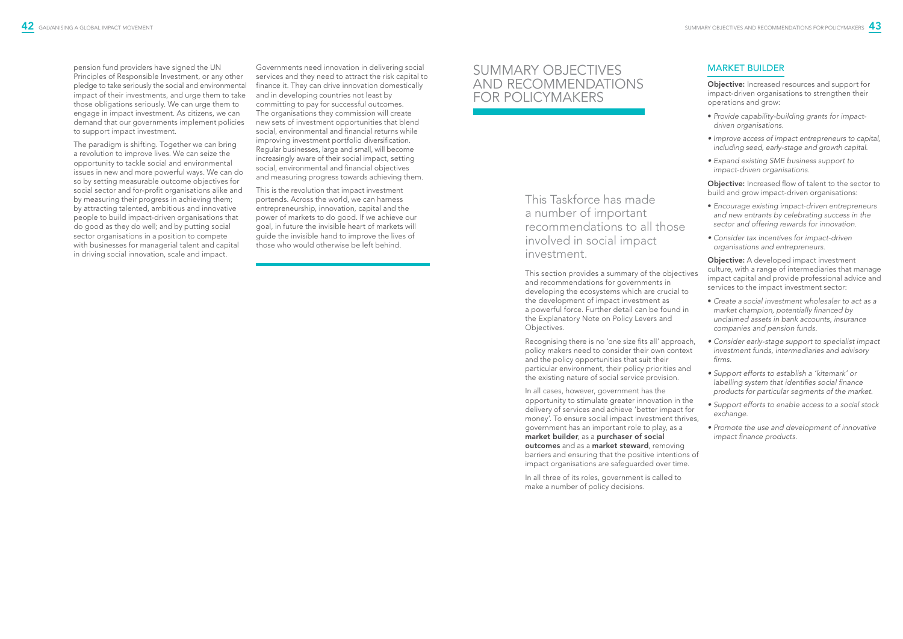pension fund providers have signed the UN Principles of Responsible Investment, or any other pledge to take seriously the social and environmental impact of their investments, and urge them to take those obligations seriously. We can urge them to engage in impact investment. As citizens, we can demand that our governments implement policies to support impact investment.

The paradigm is shifting. Together we can bring a revolution to improve lives. We can seize the opportunity to tackle social and environmental issues in new and more powerful ways. We can do so by setting measurable outcome objectives for social sector and for-profit organisations alike and by measuring their progress in achieving them; by attracting talented, ambitious and innovative people to build impact-driven organisations that do good as they do well; and by putting social sector organisations in a position to compete with businesses for managerial talent and capital in driving social innovation, scale and impact.

Governments need innovation in delivering social services and they need to attract the risk capital to finance it. They can drive innovation domestically and in developing countries not least by committing to pay for successful outcomes. The organisations they commission will create new sets of investment opportunities that blend social, environmental and financial returns while improving investment portfolio diversification. Regular businesses, large and small, will become increasingly aware of their social impact, setting social, environmental and financial objectives and measuring progress towards achieving them.

This is the revolution that impact investment portends. Across the world, we can harness entrepreneurship, innovation, capital and the power of markets to do good. If we achieve our goal, in future the invisible heart of markets will guide the invisible hand to improve the lives of those who would otherwise be left behind.

# SUMMARY OBJECTIVES AND RECOMMENDATIONS FOR POLICYMAKERS

This Taskforce has made a number of important recommendations to all those involved in social impact investment.

This section provides a summary of the objectives and recommendations for governments in developing the ecosystems which are crucial to the development of impact investment as a powerful force. Further detail can be found in the Explanatory Note on Policy Levers and Objectives.

Recognising there is no 'one size fits all' approach, policy makers need to consider their own context and the policy opportunities that suit their particular environment, their policy priorities and the existing nature of social service provision.

In all cases, however, government has the opportunity to stimulate greater innovation in the delivery of services and achieve 'better impact for money'. To ensure social impact investment thrives, government has an important role to play, as a **market builder**, as a **purchaser of social outcomes** and as a **market steward**, removing barriers and ensuring that the positive intentions of impact organisations are safeguarded over time.

In all three of its roles, government is called to make a number of policy decisions.

## MARKET BUILDER

**Objective:** Increased resources and support for impact-driven organisations to strengthen their operations and grow:

- *Provide capability-building grants for impact-driven organisations.*
- *Improve access of impact entrepreneurs to capital, including seed, early-stage and growth capital.*
- *Expand existing SME business support to impact-driven organisations.*

**Objective:** Increased flow of talent to the sector to build and grow impact-driven organisations:

- *Encourage existing impact-driven entrepreneurs and new entrants by celebrating success in the sector and offering rewards for innovation.*
- *Consider tax incentives for impact-driven organisations and entrepreneurs.*

**Objective:** A developed impact investment culture, with a range of intermediaries that manage impact capital and provide professional advice and services to the impact investment sector:

- *Create a social investment wholesaler to act as a market champion, potentially financed by unclaimed assets in bank accounts, insurance companies and pension funds.*
- *Consider early-stage support to specialist impact investment funds, intermediaries and advisory firms.*
- *Support efforts to establish a 'kitemark' or labelling system that identifies social finance products for particular segments of the market.*
- *Support efforts to enable access to a social stock exchange.*
- *Promote the use and development of innovative impact finance products.*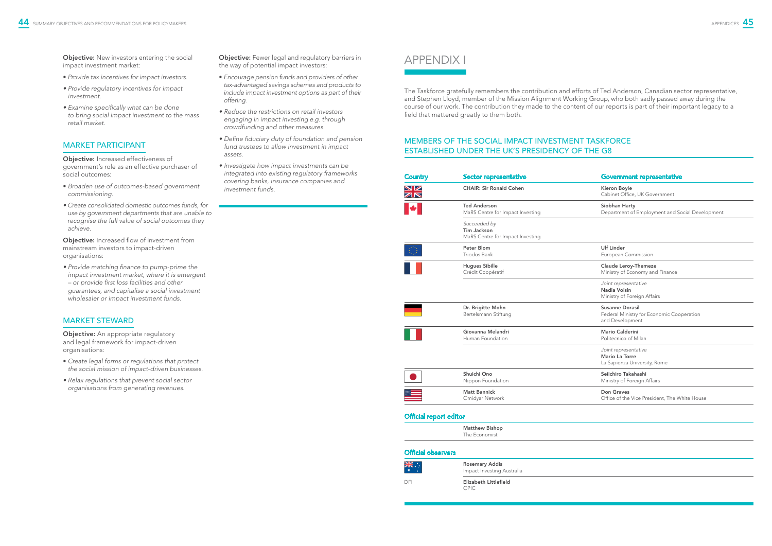**Objective:** New investors entering the social impact investment market:

- *Provide tax incentives for impact investors.*
- *Provide regulatory incentives for impact investment.*
- *Examine specifically what can be done to bring social impact investment to the mass retail market.*

## MARKET PARTICIPANT

**Objective:** Increased effectiveness of government's role as an effective purchaser of social outcomes:

- *Broaden use of outcomes-based government commissioning.*
- *Create consolidated domestic outcomes funds, for use by government departments that are unable to recognise the full value of social outcomes they achieve.*

**Objective:** Increased flow of investment from mainstream investors to impact-driven organisations:

- *Provide matching finance to pump-prime the impact investment market, where it is emergent – or provide first loss facilities and other guarantees, and capitalise a social investment wholesaler or impact investment funds.*

## MARKET STEWARD

**Objective:** An appropriate regulatory and legal framework for impact-driven organisations:

- *Create legal forms or regulations that protect the social mission of impact-driven businesses.*
- *Relax regulations that prevent social sector organisations from generating revenues.*

**Objective:** Fewer legal and regulatory barriers in the way of potential impact investors:

- *Encourage pension funds and providers of other tax-advantaged savings schemes and products to include impact investment options as part of their offering.*
- *Reduce the restrictions on retail investors engaging in impact investing e.g. through crowdfunding and other measures.*
- *Define fiduciary duty of foundation and pension fund trustees to allow investment in impact assets.*
- *Investigate how impact investments can be integrated into existing regulatory frameworks covering banks, insurance companies and investment funds.*

# APPENDIX I

The Taskforce gratefully remembers the contribution and efforts of Ted Anderson, Canadian sector representative, and Stephen Lloyd, member of the Mission Alignment Working Group, who both sadly passed away during the course of our work. The contribution they made to the content of our reports is part of their important legacy to a field that mattered greatly to them both.

## MEMBERS OF THE SOCIAL IMPACT INVESTMENT TASKFORCE ESTABLISHED UNDER THE UK'S PRESIDENCY OF THE G8

| Country | Sector representative | Government representative |
|---|---|---|
| UK | **CHAIR: Sir Ronald Cohen** | **Kieron Boyle**<br>Cabinet Office, UK Government |
| Canada | **Ted Anderson**<br>MaRS Centre for Impact Investing | **Siobhan Harty**<br>Department of Employment and Social Development |
| | *Succeeded by*<br>**Tim Jackson**<br>MaRS Centre for Impact Investing | |
| EU | **Peter Blom**<br>Triodos Bank | **Ulf Linder**<br>European Commission |
| France | **Hugues Sibille**<br>Crédit Coopératif | **Claude Leroy-Themeze**<br>Ministry of Economy and Finance |
| | | *Joint representative*<br>**Nadia Voisin**<br>Ministry of Foreign Affairs |
| Germany | **Dr. Brigitte Mohn**<br>Bertelsmann Stiftung | **Susanne Dorasil**<br>Federal Ministry for Economic Cooperation and Development |
| Italy | **Giovanna Melandri**<br>Human Foundation | **Mario Calderini**<br>Politecnico of Milan |
| | | *Joint representative*<br>**Mario La Torre**<br>La Sapienza University, Rome |
| Japan | **Shuichi Ono**<br>Nippon Foundation | **Seiichiro Takahashi**<br>Ministry of Foreign Affairs |
| USA | **Matt Bannick**<br>Omidyar Network | **Don Graves**<br>Office of the Vice President, The White House |

### Official report editor

| | |
|---|---|
| | **Matthew Bishop**<br>The Economist |

### Official observers

| | |
|---|---|
| Australia | **Rosemary Addis**<br>Impact Investing Australia |
| DFI | **Elizabeth Littlefield**<br>OPIC |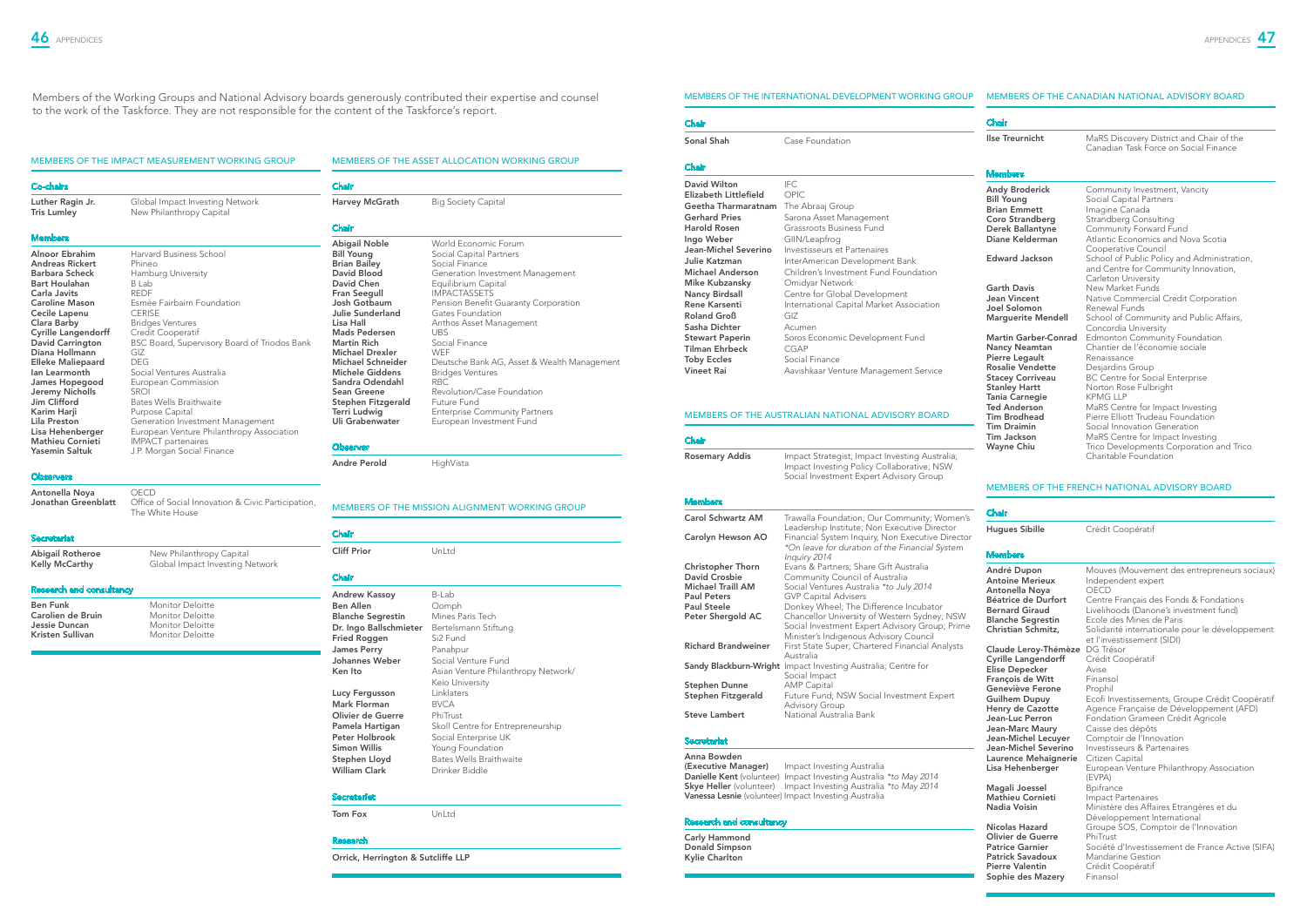Members of the Working Groups and National Advisory boards generously contributed their expertise and counsel to the work of the Taskforce. They are not responsible for the content of the Taskforce's report.

## MEMBERS OF THE IMPACT MEASUREMENT WORKING GROUP

### Co-chairs

| | |
|---|---|
| **Luther Ragin Jr.** | Global Impact Investing Network |
| **Tris Lumley** | New Philanthropy Capital |

### Members

| | |
|---|---|
| **Alnoor Ebrahim** | Harvard Business School |
| **Andreas Rickert** | Phineo |
| **Barbara Scheck** | Hamburg University |
| **Bart Houlahan** | B Lab |
| **Carla Javits** | REDF |
| **Caroline Mason** | Esmée Fairbairn Foundation |
| **Cecile Lapenu** | CERISE |
| **Clara Barby** | Bridges Ventures |
| **Cyrille Langendorff** | Credit Cooperatif |
| **David Carrington** | BSC Board, Supervisory Board of Triodos Bank |
| **Diana Hollmann** | GIZ |
| **Elleke Maliepaard** | DEG |
| **Ian Learmonth** | Social Ventures Australia |
| **James Hopegood** | European Commission |
| **Jeremy Nicholls** | SROI |
| **Jim Clifford** | Bates Wells Braithwaite |
| **Karim Harji** | Purpose Capital |
| **Lila Preston** | Generation Investment Management |
| **Lisa Hehenberger** | European Venture Philanthropy Association |
| **Mathieu Cornieti** | IMPACT partenaires |
| **Yasemin Saltuk** | J.P. Morgan Social Finance |

### Observers

| | |
|---|---|
| **Antonella Noya** | OECD |
| **Jonathan Greenblatt** | Office of Social Innovation & Civic Participation, The White House |

### Secretariat

| | |
|---|---|
| **Abigail Rotheroe** | New Philanthropy Capital |
| **Kelly McCarthy** | Global Impact Investing Network |

### Research and consultancy

| | |
|---|---|
| **Ben Funk** | Monitor Deloitte |
| **Carolien de Bruin** | Monitor Deloitte |
| **Jessie Duncan** | Monitor Deloitte |
| **Kristen Sullivan** | Monitor Deloitte |

## MEMBERS OF THE ASSET ALLOCATION WORKING GROUP

### Chair

| | |
|---|---|
| **Harvey McGrath** | Big Society Capital |

### Chair

| | |
|---|---|
| **Abigail Noble** | World Economic Forum |
| **Bill Young** | Social Capital Partners |
| **Brian Bailey** | Social Finance |
| **David Blood** | Generation Investment Management |
| **David Chen** | Equilibrium Capital |
| **Fran Seegull** | IMPACTASSETS |
| **Josh Gotbaum** | Pension Benefit Guaranty Corporation |
| **Julie Sunderland** | Gates Foundation |
| **Lisa Hall** | Anthos Asset Management |
| **Mads Pedersen** | UBS |
| **Martin Rich** | Social Finance |
| **Michael Drexler** | WEF |
| **Michael Schneider** | Deutsche Bank AG, Asset & Wealth Management |
| **Michele Giddens** | Bridges Ventures |
| **Sandra Odendahl** | RBC |
| **Sean Greene** | Revolution/Case Foundation |
| **Stephen Fitzgerald** | Future Fund |
| **Terri Ludwig** | Enterprise Community Partners |
| **Uli Grabenwater** | European Investment Fund |

### Observer

| | |
|---|---|
| **Andre Perold** | HighVista |

## MEMBERS OF THE MISSION ALIGNMENT WORKING GROUP

### Chair

| | |
|---|---|
| **Cliff Prior** | UnLtd |

### Chair

| | |
|---|---|
| **Andrew Kassoy** | B-Lab |
| **Ben Allen** | Oomph |
| **Blanche Segrestin** | Mines Paris Tech |
| **Dr. Ingo Ballschmieter** | Bertelsmann Stiftung |
| **Fried Roggen** | Si2 Fund |
| **James Perry** | Panahpur |
| **Johannes Weber** | Social Venture Fund |
| **Ken Ito** | Asian Venture Philanthropy Network/ Keio University |
| **Lucy Ferguson** | Linklaters |
| **Mark Florman** | BVCA |
| **Olivier de Guerre** | PhiTrust |
| **Pamela Hartigan** | Skoll Centre for Entrepreneurship |
| **Peter Holbrook** | Social Enterprise UK |
| **Simon Willis** | Young Foundation |
| **Stephen Lloyd** | Bates Wells Braithwaite |
| **William Clark** | Drinker Biddle |

### Secretariat

| | |
|---|---|
| **Tom Fox** | UnLtd |

### Research

**Orrick, Herrington & Sutcliffe LLP**

## MEMBERS OF THE INTERNATIONAL DEVELOPMENT WORKING GROUP

### Chair

| | |
|---|---|
| **Sonal Shah** | Case Foundation |

### Chair

| | |
|---|---|
| **David Wilton** | IFC |
| **Elizabeth Littlefield** | OPIC |
| **Geetha Tharmaratnam** | The Abraaj Group |
| **Gerhard Pries** | Sarona Asset Management |
| **Harold Rosen** | Grassroots Business Fund |
| **Ingo Weber** | GIIN/Leapfrog |
| **Jean-Michel Severino** | Investisseurs et Partenaires |
| **Julie Katzman** | InterAmerican Development Bank |
| **Michael Anderson** | Children's Investment Fund Foundation |
| **Mike Kubzansky** | Omidyar Network |
| **Nancy Birdsall** | Centre for Global Development |
| **Rene Karsenti** | International Capital Market Association |
| **Roland Groß** | GIZ |
| **Sasha Dichter** | Acumen |
| **Stewart Paperin** | Soros Economic Development Fund |
| **Tilman Ehrbeck** | CGAP |
| **Toby Eccles** | Social Finance |
| **Vineet Rai** | Aavishkaar Venture Management Service |

## MEMBERS OF THE AUSTRALIAN NATIONAL ADVISORY BOARD

### Chair

| | |
|---|---|
| **Rosemary Addis** | Impact Strategist; Impact Investing Australia; Impact Investing Policy Collaborative; NSW Social Investment Expert Advisory Group |

### Members

| | |
|---|---|
| **Carol Schwartz AM** | Trawalla Foundation; Our Community; Women's Leadership Institute; Non Executive Director |
| **Carolyn Hewson AO** | Financial System Inquiry, Non Executive Director *On leave for duration of the Financial System Inquiry 2014* |
| **Christopher Thorn** | Evans & Partners; Share Gift Australia |
| **David Crosbie** | Community Council of Australia |
| **Michael Traill AM** | Social Ventures Australia *to July 2014* |
| **Paul Peters** | GVP Capital Advisers |
| **Paul Steele** | Donkey Wheel; The Difference Incubator |
| **Peter Shergold AC** | Chancellor University of Western Sydney; NSW Social Investment Expert Advisory Group; Prime Minister's Indigenous Advisory Council |
| **Richard Brandweiner** | First State Super; Chartered Financial Analysts Australia |
| **Sandy Blackburn-Wright** | Impact Investing Australia; Centre for Social Impact |
| **Stephen Dunne** | AMP Capital |
| **Stephen Fitzgerald** | Future Fund; NSW Social Investment Expert Advisory Group |
| **Steve Lambert** | National Australia Bank |

### Secretariat

| | |
|---|---|
| **Anna Bowden (Executive Manager)** | Impact Investing Australia |
| **Danielle Kent** (volunteer) | Impact Investing Australia *to May 2014* |
| **Skye Heller** (volunteer) | Impact Investing Australia *to May 2014* |
| **Vanessa Lesnie** (volunteer) | Impact Investing Australia |

### Research and consultancy

**Carly Hammond**
**Donald Simpson**
**Kylie Charlton**

## MEMBERS OF THE CANADIAN NATIONAL ADVISORY BOARD

### Chair

| | |
|---|---|
| **Ilse Treurnicht** | MaRS Discovery District and Chair of the Canadian Task Force on Social Finance |

### Members

| | |
|---|---|
| **Andy Broderick** | Community Investment, Vancity |
| **Bill Young** | Social Capital Partners |
| **Brian Emmett** | Imagine Canada |
| **Coro Strandberg** | Strandberg Consulting |
| **Derek Ballantyne** | Community Forward Fund |
| **Diane Kelderman** | Atlantic Economics and Nova Scotia Cooperative Council |
| **Edward Jackson** | School of Public Policy and Administration, and Centre for Community Innovation, Carleton University |
| **Garth Davis** | New Market Funds |
| **Jean Vincent** | Native Commercial Credit Corporation |
| **Joel Solomon** | Renewal Funds |
| **Marguerite Mendell** | School of Community and Public Affairs, Concordia University |
| **Martin Garber-Conrad** | Edmonton Community Foundation |
| **Nancy Neamtan** | Chantier de l'économie sociale |
| **Pierre Legault** | Renaissance |
| **Rosalie Vendette** | Desjardins Group |
| **Stacey Corriveau** | BC Centre for Social Enterprise |
| **Stanley Hartt** | Norton Rose Fulbright |
| **Tania Carnegie** | KPMG LLP |
| **Ted Anderson** | MaRS Centre for Impact Investing |
| **Tim Brodhead** | Pierre Elliott Trudeau Foundation |
| **Tim Draimin** | Social Innovation Generation |
| **Tim Jackson** | MaRS Centre for Impact Investing |
| **Wayne Chiu** | Trico Developments Corporation and Trico Charitable Foundation |

## MEMBERS OF THE FRENCH NATIONAL ADVISORY BOARD

### Chair

| | |
|---|---|
| **Hugues Sibille** | Crédit Coopératif |

### Members

| | |
|---|---|
| **André Dupon** | Mouves (Mouvement des entrepreneurs sociaux) |
| **Antoine Merieux** | Independent expert |
| **Antonella Noya** | OECD |
| **Béatrice de Durfort** | Centre Français des Fonds & Fondations |
| **Bernard Giraud** | Livelihoods (Danone's investment fund) |
| **Blanche Segrestin** | Ecole des Mines de Paris |
| **Christian Schmitz,** | Solidarité internationale pour le développement et l'investissement (SIDI) |
| **Claude Leroy-Thémèze** | DG Trésor |
| **Cyrille Langendorff** | Crédit Coopératif |
| **Elise Depecker** | Avise |
| **François de Witt** | Finansol |
| **Geneviève Ferone** | Prophil |
| **Guilhem Dupuy** | Ecofi Investissements, Groupe Crédit Coopératif |
| **Henry de Cazotte** | Agence Française de Développement (AFD) |
| **Jean-Luc Perron** | Fondation Grameen Crédit Agricole |
| **Jean-Marc Maury** | Caisse des dépôts |
| **Jean-Michel Lecuyer** | Comptoir de l'Innovation |
| **Jean-Michel Severino** | Investisseurs & Partenaires |
| **Laurence Mehaignerie** | Citizen Capital |
| **Lisa Hehenberger** | European Venture Philanthropy Association (EVPA) |
| **Magali Joessel** | Bpifrance |
| **Mathieu Cornieti** | Impact Partenaires |
| **Nadia Voisin** | Ministère des Affaires Etrangères et du Développement International |
| **Nicolas Hazard** | Groupe SOS, Comptoir de l'Innovation |
| **Olivier de Guerre** | PhiTrust |
| **Patrice Garnier** | Société d'Investissement de France Active (SIFA) |
| **Patrick Savadoux** | Mandarine Gestion |
| **Pierre Valentin** | Crédit Coopératif |
| **Sophie des Mazery** | Finansol |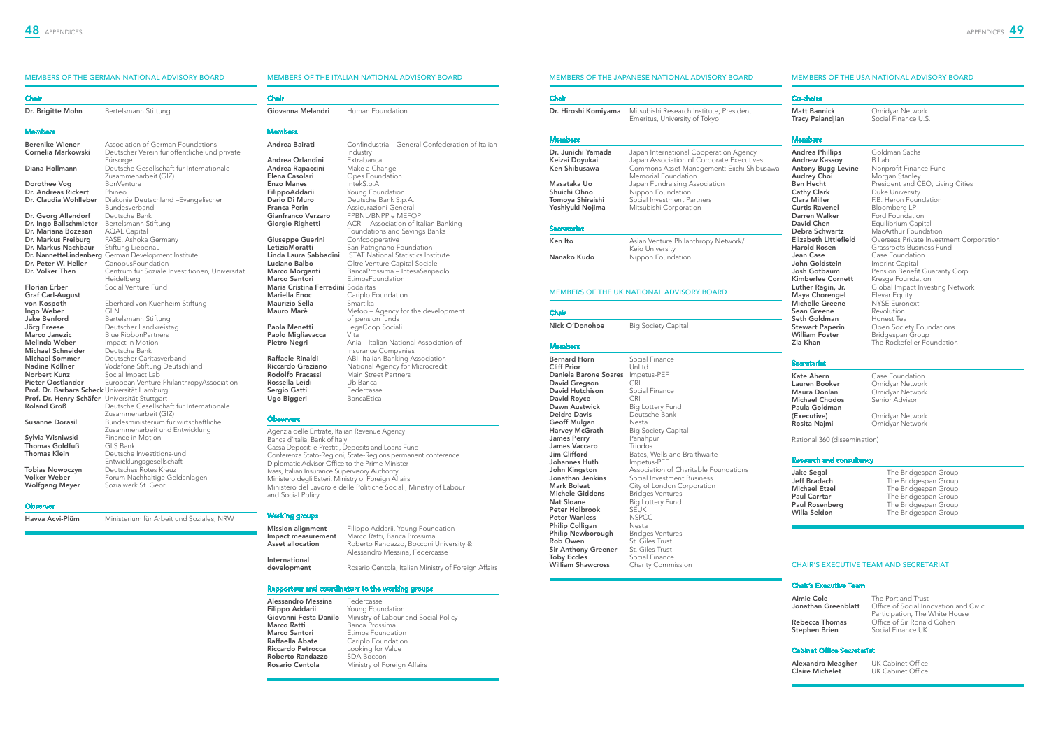## MEMBERS OF THE GERMAN NATIONAL ADVISORY BOARD

### Chair

| | |
|---|---|
| **Dr. Brigitte Mohn** | Bertelsmann Stiftung |

### Members

| | |
|---|---|
| **Berenike Wiener** | Association of German Foundations |
| **Cornelia Markowski** | Deutscher Verein für öffentliche und private Fürsorge |
| **Diana Hollmann** | Deutsche Gesellschaft für Internationale Zusammenarbeit (GIZ) |
| **Dorothee Vog** | BonVenture |
| **Dr. Andreas Rickert** | Phineo |
| **Dr. Claudia Wohlleber** | Diakonie Deutschland –Evangelischer Bundesverband |
| **Dr. Georg Allendorf** | Deutsche Bank |
| **Dr. Ingo Ballschmieter** | Bertelsmann Stiftung |
| **Dr. Mariana Bozesan** | AQAL Capital |
| **Dr. Markus Freiburg** | FASE, Ashoka Germany |
| **Dr. Markus Nachbaur** | Stiftung Liebenau |
| **Dr. NannetteLindenberg** | German Development Institute |
| **Dr. Peter W. Heller** | CanopusFoundation |
| **Dr. Volker Then** | Centrum für Soziale Investitionen, Universität Heidelberg |
| **Florian Erber** | Social Venture Fund |
| **Graf Carl-August von Kospoth** | Eberhard von Kuenheim Stiftung |
| **Ingo Weber** | GIIN |
| **Jake Benford** | Bertelsmann Stiftung |
| **Jörg Freese** | Deutscher Landkreistag |
| **Marco Janezic** | Blue RibbonPartners |
| **Melinda Weber** | Impact in Motion |
| **Michael Schneider** | Deutsche Bank |
| **Michael Sommer** | Deutscher Caritasverband |
| **Nadine Köllner** | Vodafone Stiftung Deutschland |
| **Norbert Kunz** | Social Impact Lab |
| **Pieter Oostlander** | European Venture PhilanthropyAssociation |
| **Prof. Dr. Barbara Scheck** | Universität Hamburg |
| **Prof. Dr. Henry Schäfer** | Universität Stuttgart |
| **Roland Groß** | Deutsche Gesellschaft für Internationale Zusammenarbeit (GIZ) |
| **Susanne Dorasil** | Bundesministerium für wirtschaftliche Zusammenarbeit und Entwicklung |
| **Sylvia Wisniwski** | Finance in Motion |
| **Thomas Goldfuß** | GLS Bank |
| **Thomas Klein** | Deutsche Investitions-und Entwicklungsgesellschaft |
| **Tobias Nowoczyn** | Deutsches Rotes Kreuz |
| **Volker Weber** | Forum Nachhaltige Geldanlagen |
| **Wolfgang Meyer** | Sozialwerk St. Geor |

### Observer

| | |
|---|---|
| **Havva Acvi-Plüm** | Ministerium für Arbeit und Soziales, NRW |

## MEMBERS OF THE ITALIAN NATIONAL ADVISORY BOARD

### Chair

| | |
|---|---|
| **Giovanna Melandri** | Human Foundation |

### Members

| | |
|---|---|
| **Andrea Bairati** | Confindustria – General Confederation of Italian Industry |
| **Andrea Orlandini** | Extrabanca |
| **Andrea Rapaccini** | Make a Change |
| **Elena Casolari** | Opes Foundation |
| **Enzo Manes** | IntekS.p.A |
| **FilippoAddarii** | Young Foundation |
| **Dario Di Muro** | Deutsche Bank S.p.A. |
| **Franca Perin** | Assicurazioni Generali |
| **Gianfranco Verzaro** | FPBNL/BNPP e MEFOP |
| **Giorgio Righetti** | ACRI – Association of Italian Banking Foundations and Savings Banks |
| **Giuseppe Guerini** | Confcooperative |
| **LetiziaMoratti** | San Patrignano Foundation |
| **Linda Laura Sabbadini** | ISTAT National Statistics Institute |
| **Luciano Balbo** | Oltre Venture Capital Sociale |
| **Marco Morganti** | BancaProssima – IntesaSanpaolo |
| **Marco Santori** | EtimosFoundation |
| **Maria Cristina Ferradini** | Sodalitas |
| **Mariella Enoc** | Cariplo Foundation |
| **Maurizio Sella** | Smartika |
| **Mauro Marè** | Mefop – Agency for the development of pension funds |
| **Paola Menetti** | LegaCoop Sociali |
| **Paolo Migliavacca** | Vita |
| **Pietro Negri** | Ania – Italian National Association of Insurance Companies |
| **Raffaele Rinaldi** | ABI- Italian Banking Association |
| **Riccardo Graziano** | National Agency for Microcredit |
| **Rodolfo Fracassi** | Main Street Partners |
| **Rossella Leidi** | UbiBanca |
| **Sergio Gatti** | Federcasse |
| **Ugo Biggeri** | BancaEtica |

### Observers

Agenzia delle Entrate, Italian Revenue Agency
Banca d'Italia, Bank of Italy
Cassa Depositi e Prestiti, Deposits and Loans Fund
Conferenza Stato-Regioni, State-Regions permanent conference
Diplomatic Advisor Office to the Prime Minister
Ivass, Italian Insurance Supervisory Authority
Ministero degli Esteri, Ministry of Foreign Affairs
Ministero del Lavoro e delle Politiche Sociali, Ministry of Labour and Social Policy

### Working groups

| | |
|---|---|
| **Mission alignment** | Filippo Addarii, Young Foundation |
| **Impact measurement** | Marco Ratti, Banca Prossima |
| **Asset allocation** | Roberto Randazzo, Bocconi University & Alessandro Messina, Federcasse |
| **International development** | Rosario Centola, Italian Ministry of Foreign Affairs |

### Rapporteur and coordinators to the working groups

| | |
|---|---|
| **Alessandro Messina** | Federcasse |
| **Filippo Addarii** | Young Foundation |
| **Giovanni Festa Danilo** | Ministry of Labour and Social Policy |
| **Marco Ratti** | Banca Prossima |
| **Marco Santori** | Etimos Foundation |
| **Raffaella Abate** | Cariplo Foundation |
| **Riccardo Petrocca** | Looking for Value |
| **Roberto Randazzo** | SDA Bocconi |
| **Rosario Centola** | Ministry of Foreign Affairs |

## MEMBERS OF THE JAPANESE NATIONAL ADVISORY BOARD

### Chair

| | |
|---|---|
| **Dr. Hiroshi Komiyama** | Mitsubishi Research Institute; President Emeritus, University of Tokyo |

### Members

| | |
|---|---|
| **Dr. Junichi Yamada** | Japan International Cooperation Agency |
| **Keizai Doyukai** | Japan Association of Corporate Executives |
| **Ken Shibusawa** | Commons Asset Management; Eiichi Shibusawa Memorial Foundation |
| **Masataka Uo** | Japan Fundraising Association |
| **Shuichi Ohno** | Nippon Foundation |
| **Tomoya Shiraishi** | Social Investment Partners |
| **Yoshiyuki Nojima** | Mitsubishi Corporation |

### Secretariat

| | |
|---|---|
| **Ken Ito** | Asian Venture Philanthropy Network/ Keio University |
| **Nanako Kudo** | Nippon Foundation |

## MEMBERS OF THE UK NATIONAL ADVISORY BOARD

### Chair

| | |
|---|---|
| **Nick O'Donohoe** | Big Society Capital |

### Members

| | |
|---|---|
| **Bernard Horn** | Social Finance |
| **Cliff Prior** | UnLtd |
| **Daniela Barone Soares** | Impetus-PEF |
| **David Gregson** | CRI |
| **David Hutchison** | Social Finance |
| **David Royce** | CRI |
| **Dawn Austwick** | Big Lottery Fund |
| **Deidre Davis** | Deutsche Bank |
| **Geoff Mulgan** | Nesta |
| **Harvey McGrath** | Big Society Capital |
| **James Perry** | Panahpur |
| **James Vaccaro** | Triodos |
| **Jim Clifford** | Bates, Wells and Braithwaite |
| **Johannes Huth** | Impetus-PEF |
| **John Kingston** | Association of Charitable Foundations |
| **Jonathan Jenkins** | Social Investment Business |
| **Mark Boleat** | City of London Corporation |
| **Michele Giddens** | Bridges Ventures |
| **Nat Sloane** | Big Lottery Fund |
| **Peter Holbrook** | SEUK |
| **Peter Wanless** | NSPCC |
| **Philip Colligan** | Nesta |
| **Philip Newborough** | Bridges Ventures |
| **Rob Owen** | St. Giles Trust |
| **Sir Anthony Greener** | St. Giles Trust |
| **Toby Eccles** | Social Finance |
| **William Shawcross** | Charity Commission |

## MEMBERS OF THE USA NATIONAL ADVISORY BOARD

### Co-chairs

| | |
|---|---|
| **Matt Bannick** | Omidyar Network |
| **Tracy Palandjian** | Social Finance U.S. |

### Members

| | |
|---|---|
| **Andrea Phillips** | Goldman Sachs |
| **Andrew Kassoy** | B Lab |
| **Antony Bugg-Levine** | Nonprofit Finance Fund |
| **Audrey Choi** | Morgan Stanley |
| **Ben Hecht** | President and CEO, Living Cities |
| **Cathy Clark** | Duke University |
| **Clara Miller** | F.B. Heron Foundation |
| **Curtis Ravenel** | Bloomberg LP |
| **Darren Walker** | Ford Foundation |
| **David Chen** | Equilibrium Capital |
| **Debra Schwartz** | MacArthur Foundation |
| **Elizabeth Littlefield** | Overseas Private Investment Corporation |
| **Harold Rosen** | Grassroots Business Fund |
| **Jean Case** | Case Foundation |
| **John Goldstein** | Imprint Capital |
| **Josh Gotbaum** | Pension Benefit Guaranty Corp |
| **Kimberlee Cornett** | Kresge Foundation |
| **Luther Ragin, Jr.** | Global Impact Investing Network |
| **Maya Chorengel** | Elevar Equity |
| **Michelle Greene** | NYSE Euronext |
| **Sean Greene** | Revolution |
| **Seth Goldman** | Honest Tea |
| **Stewart Paperin** | Open Society Foundations |
| **William Foster** | Bridgespan Group |
| **Zia Khan** | The Rockefeller Foundation |

### Secretariat

| | |
|---|---|
| **Kate Ahern** | Case Foundation |
| **Lauren Booker** | Omidyar Network |
| **Maura Donlan** | Omidyar Network |
| **Michael Chodos** | Senior Advisor |
| **Paula Goldman (Executive)** | Omidyar Network |
| **Rosita Najmi** | Omidyar Network |

Rational 360 (dissemination)

### Research and consultancy

| | |
|---|---|
| **Jake Segal** | The Bridgespan Group |
| **Jeff Bradach** | The Bridgespan Group |
| **Michael Etzel** | The Bridgespan Group |
| **Paul Carrtar** | The Bridgespan Group |
| **Paul Rosenberg** | The Bridgespan Group |
| **Willa Seldon** | The Bridgespan Group |

## CHAIR'S EXECUTIVE TEAM AND SECRETARIAT

### Chair's Executive Team

| | |
|---|---|
| **Aimie Cole** | The Portland Trust |
| **Jonathan Greenblatt** | Office of Social Innovation and Civic Participation, The White House |
| **Rebecca Thomas** | Office of Sir Ronald Cohen |
| **Stephen Brien** | Social Finance UK |

### Cabinet Office Secretariat

| | |
|---|---|
| **Alexandra Meagher** | UK Cabinet Office |
| **Claire Michelet** | UK Cabinet Office |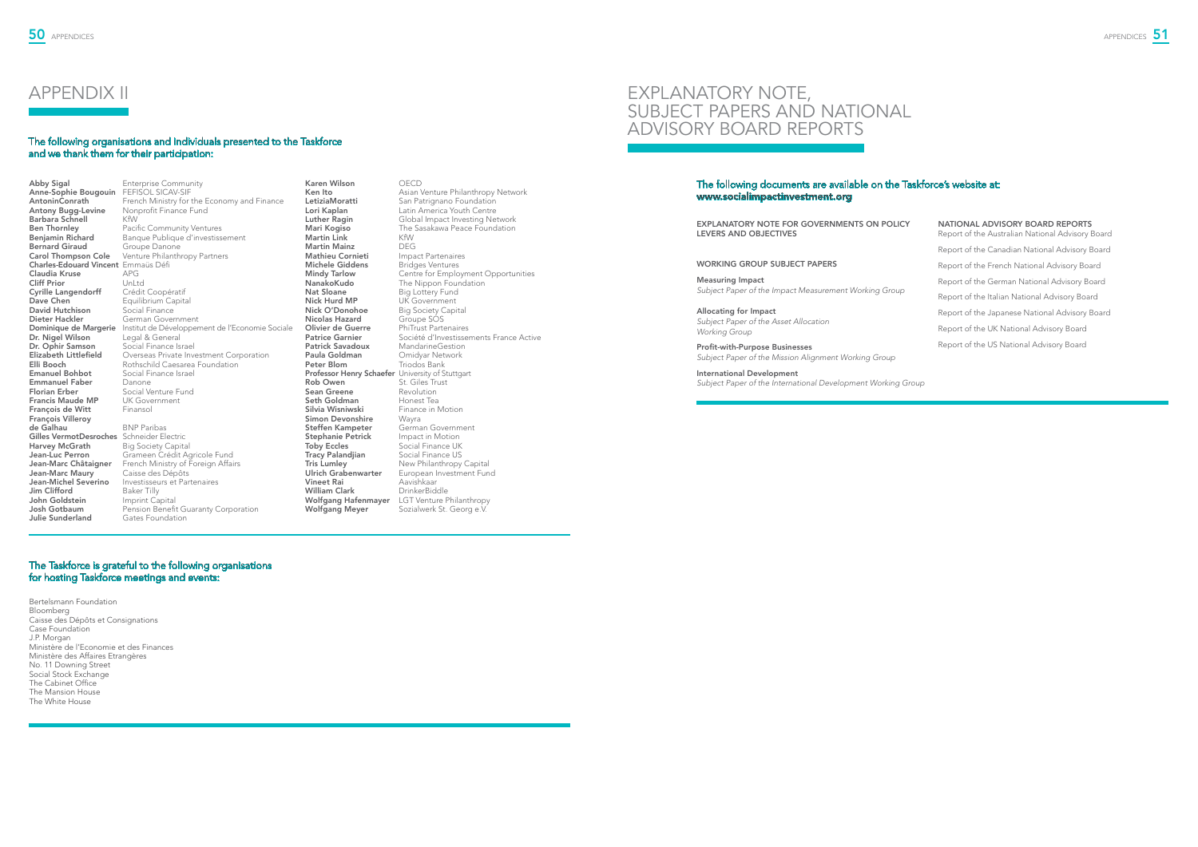# APPENDIX II

**The following organisations and individuals presented to the Taskforce and we thank them for their participation:**

| Name | Organisation |
|---|---|
| **Abby Sigal** | Enterprise Community |
| **Anne-Sophie Bougouin** | FEFISOL SICAV-SIF |
| **AntoninConrath** | French Ministry for the Economy and Finance |
| **Antony Bugg-Levine** | Nonprofit Finance Fund |
| **Barbara Schnell** | KfW |
| **Ben Thornley** | Pacific Community Ventures |
| **Benjamin Richard** | Banque Publique d'investissement |
| **Bernard Giraud** | Groupe Danone |
| **Carol Thompson Cole** | Venture Philanthropy Partners |
| **Charles-Edouard Vincent** | Emmaüs Défi |
| **Claudia Kruse** | APG |
| **Cliff Prior** | UnLtd |
| **Cyrille Langendorff** | Crédit Coopératif |
| **Dave Chen** | Equilibrium Capital |
| **David Hutchison** | Social Finance |
| **Dieter Hackler** | German Government |
| **Dominique de Margerie** | Institut de Développement de l'Economie Sociale |
| **Dr. Nigel Wilson** | Legal & General |
| **Dr. Ophir Samson** | Social Finance Israel |
| **Elizabeth Littlefield** | Overseas Private Investment Corporation |
| **Elli Booch** | Rothschild Caesarea Foundation |
| **Emanuel Bohbot** | Social Finance Israel |
| **Emmanuel Faber** | Danone |
| **Florian Erber** | Social Venture Fund |
| **Francis Maude MP** | UK Government |
| **François de Witt** | Finansol |
| **François Villeroy de Galhau** | BNP Paribas |
| **Gilles VermotDesroches** | Schneider Electric |
| **Harvey McGrath** | Big Society Capital |
| **Jean-Luc Perron** | Grameen Crédit Agricole Fund |
| **Jean-Marc Châtaigner** | French Ministry of Foreign Affairs |
| **Jean-Marc Maury** | Caisse des Dépôts |
| **Jean-Michel Severino** | Investisseurs et Partenaires |
| **Jim Clifford** | Baker Tilly |
| **John Goldstein** | Imprint Capital |
| **Josh Gotbaum** | Pension Benefit Guaranty Corporation |
| **Julie Sunderland** | Gates Foundation |
| **Karen Wilson** | OECD |
| **Ken Ito** | Asian Venture Philanthropy Network |
| **LetiziaMoratti** | San Patrignano Foundation |
| **Lori Kaplan** | Latin America Youth Centre |
| **Luther Ragin** | Global Impact Investing Network |
| **Mari Kogiso** | The Sasakawa Peace Foundation |
| **Martin Link** | KfW |
| **Martin Mainz** | DEG |
| **Mathieu Cornieti** | Impact Partenaires |
| **Michele Giddens** | Bridges Ventures |
| **Mindy Tarlow** | Centre for Employment Opportunities |
| **NanakoKudo** | The Nippon Foundation |
| **Nat Sloane** | Big Lottery Fund |
| **Nick Hurd MP** | UK Government |
| **Nick O'Donohoe** | Big Society Capital |
| **Nicolas Hazard** | Groupe SOS |
| **Olivier de Guerre** | PhiTrust Partenaires |
| **Patrice Garnier** | Société d'Investissements France Active |
| **Patrick Savadoux** | MandarineGestion |
| **Paula Goldman** | Omidyar Network |
| **Peter Blom** | Triodos Bank |
| **Professor Henry Schaefer** | University of Stuttgart |
| **Rob Owen** | St. Giles Trust |
| **Sean Greene** | Revolution |
| **Seth Goldman** | Honest Tea |
| **Silvia Wisniwski** | Finance in Motion |
| **Simon Devonshire** | Wayra |
| **Steffen Kampeter** | German Government |
| **Stephanie Petrick** | Impact in Motion |
| **Toby Eccles** | Social Finance UK |
| **Tracy Palandjian** | Social Finance US |
| **Tris Lumley** | New Philanthropy Capital |
| **Ulrich Grabenwarter** | European Investment Fund |
| **Vineet Rai** | Aavishkaar |
| **William Clark** | DrinkerBiddle |
| **Wolfgang Hafenmayer** | LGT Venture Philanthropy |
| **Wolfgang Meyer** | Sozialwerk St. Georg e.V. |

**The Taskforce is grateful to the following organisations for hosting Taskforce meetings and events:**

Bertelsmann Foundation
Bloomberg
Caisse des Dépôts et Consignations
Case Foundation
J.P. Morgan
Ministère de l'Economie et des Finances
Ministère des Affaires Etrangères
No. 11 Downing Street
Social Stock Exchange
The Cabinet Office
The Mansion House
The White House

# EXPLANATORY NOTE, SUBJECT PAPERS AND NATIONAL ADVISORY BOARD REPORTS

**The following documents are available on the Taskforce's website at: www.socialimpactinvestment.org**

EXPLANATORY NOTE FOR GOVERNMENTS ON POLICY LEVERS AND OBJECTIVES

WORKING GROUP SUBJECT PAPERS

**Measuring Impact**
*Subject Paper of the Impact Measurement Working Group*

**Allocating for Impact**
*Subject Paper of the Asset Allocation Working Group*

**Profit-with-Purpose Businesses**
*Subject Paper of the Mission Alignment Working Group*

**International Development**
*Subject Paper of the International Development Working Group*

NATIONAL ADVISORY BOARD REPORTS

Report of the Australian National Advisory Board

Report of the Canadian National Advisory Board

Report of the French National Advisory Board

Report of the German National Advisory Board

Report of the Italian National Advisory Board

Report of the Japanese National Advisory Board

Report of the UK National Advisory Board

Report of the US National Advisory Board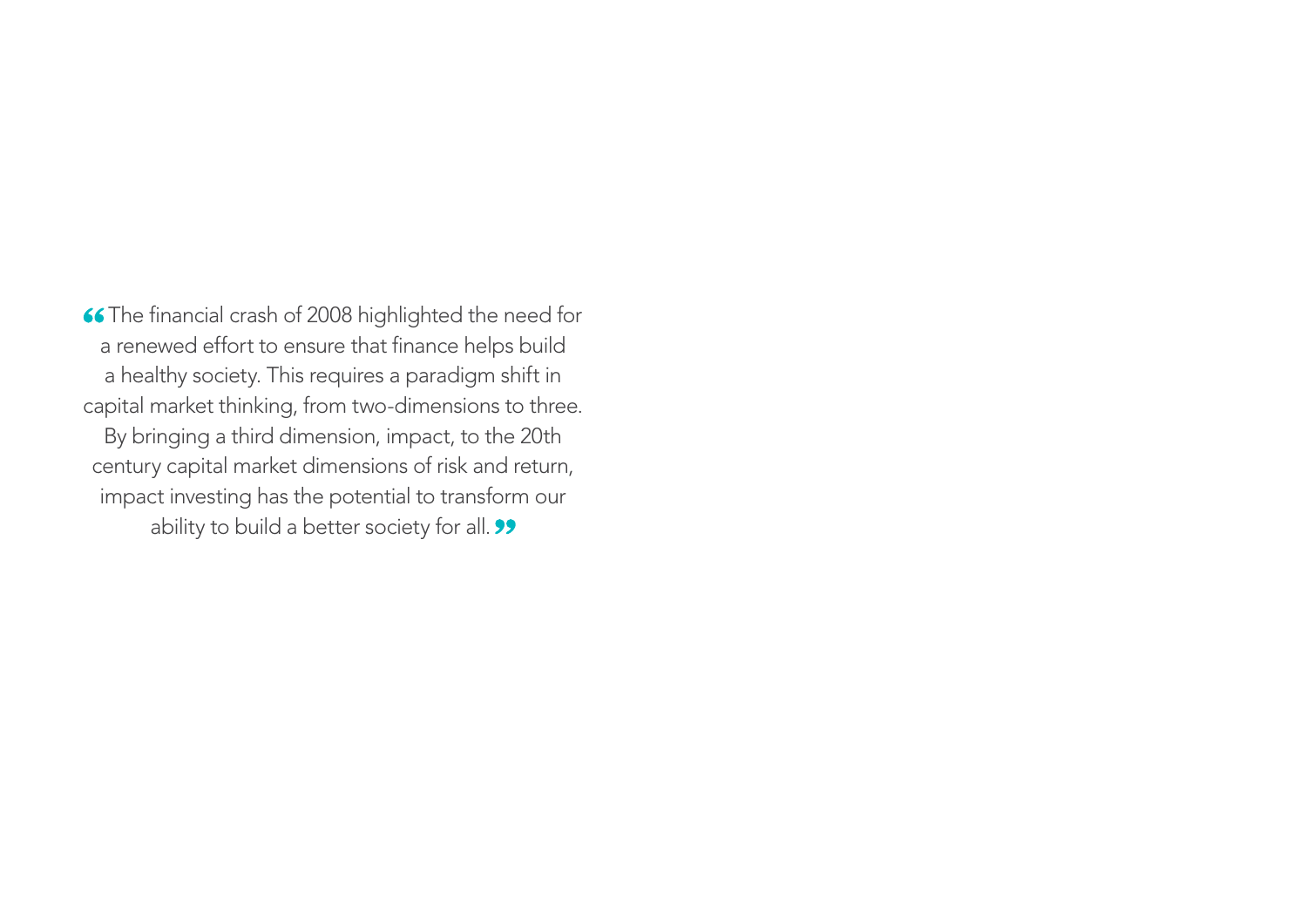“The financial crash of 2008 highlighted the need for a renewed effort to ensure that finance helps build a healthy society. This requires a paradigm shift in capital market thinking, from two-dimensions to three. By bringing a third dimension, impact, to the 20th century capital market dimensions of risk and return, impact investing has the potential to transform our ability to build a better society for all.”